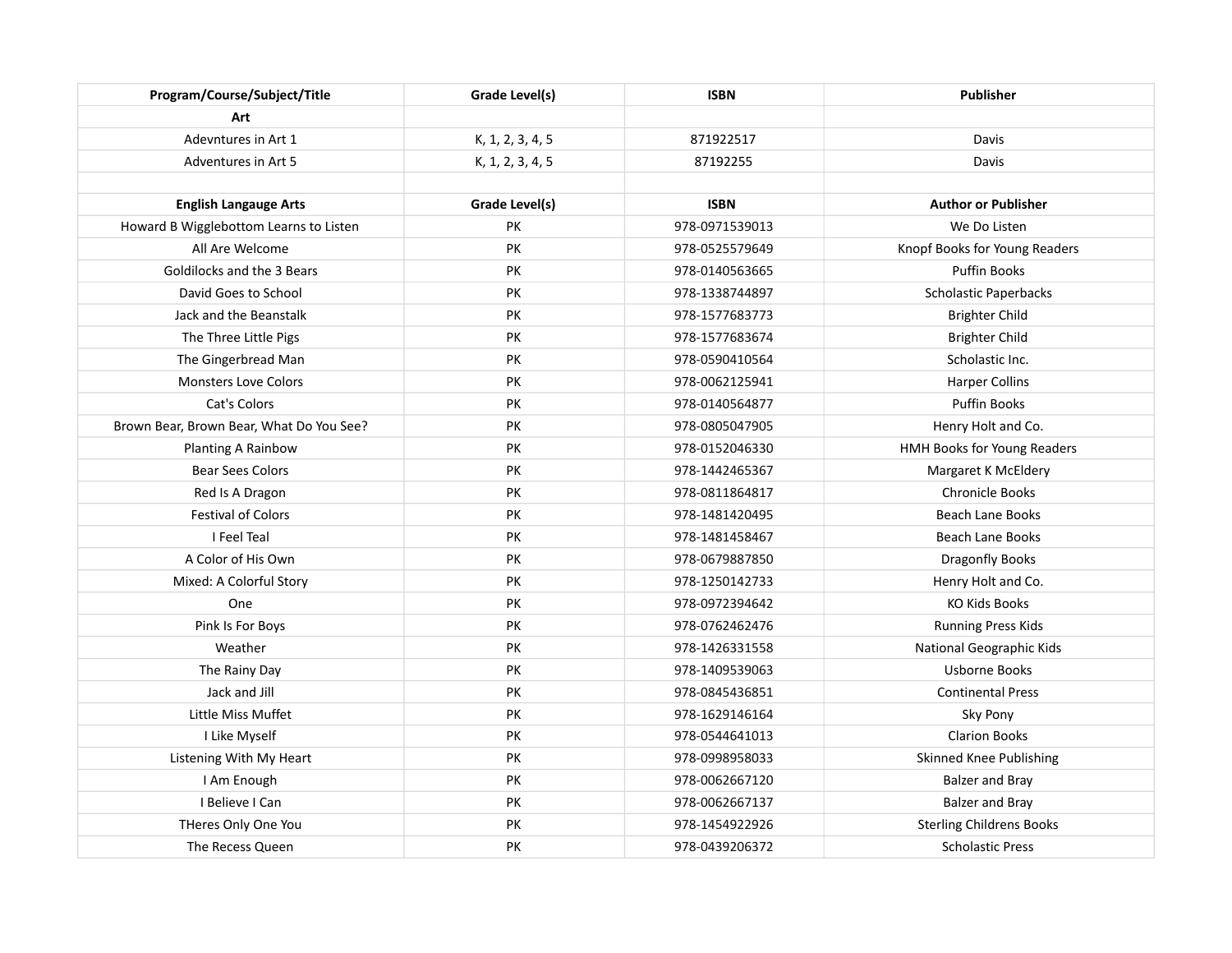| Program/Course/Subject/Title | Grade Level(s) | ISBN | Publisher |
|---|---|---|---|
| **Art** | | | |
| Adevntures in Art 1 | K, 1, 2, 3, 4, 5 | 871922517 | Davis |
| Adventures in Art 5 | K, 1, 2, 3, 4, 5 | 87192255 | Davis |
| | | | |
| **English Langauge Arts** | **Grade Level(s)** | **ISBN** | **Author or Publisher** |
| Howard B Wigglebottom Learns to Listen | PK | 978-0971539013 | We Do Listen |
| All Are Welcome | PK | 978-0525579649 | Knopf Books for Young Readers |
| Goldilocks and the 3 Bears | PK | 978-0140563665 | Puffin Books |
| David Goes to School | PK | 978-1338744897 | Scholastic Paperbacks |
| Jack and the Beanstalk | PK | 978-1577683773 | Brighter Child |
| The Three Little Pigs | PK | 978-1577683674 | Brighter Child |
| The Gingerbread Man | PK | 978-0590410564 | Scholastic Inc. |
| Monsters Love Colors | PK | 978-0062125941 | Harper Collins |
| Cat's Colors | PK | 978-0140564877 | Puffin Books |
| Brown Bear, Brown Bear, What Do You See? | PK | 978-0805047905 | Henry Holt and Co. |
| Planting A Rainbow | PK | 978-0152046330 | HMH Books for Young Readers |
| Bear Sees Colors | PK | 978-1442465367 | Margaret K McEldery |
| Red Is A Dragon | PK | 978-0811864817 | Chronicle Books |
| Festival of Colors | PK | 978-1481420495 | Beach Lane Books |
| I Feel Teal | PK | 978-1481458467 | Beach Lane Books |
| A Color of His Own | PK | 978-0679887850 | Dragonfly Books |
| Mixed: A Colorful Story | PK | 978-1250142733 | Henry Holt and Co. |
| One | PK | 978-0972394642 | KO Kids Books |
| Pink Is For Boys | PK | 978-0762462476 | Running Press Kids |
| Weather | PK | 978-1426331558 | National Geographic Kids |
| The Rainy Day | PK | 978-1409539063 | Usborne Books |
| Jack and Jill | PK | 978-0845436851 | Continental Press |
| Little Miss Muffet | PK | 978-1629146164 | Sky Pony |
| I Like Myself | PK | 978-0544641013 | Clarion Books |
| Listening With My Heart | PK | 978-0998958033 | Skinned Knee Publishing |
| I Am Enough | PK | 978-0062667120 | Balzer and Bray |
| I Believe I Can | PK | 978-0062667137 | Balzer and Bray |
| THeres Only One You | PK | 978-1454922926 | Sterling Childrens Books |
| The Recess Queen | PK | 978-0439206372 | Scholastic Press |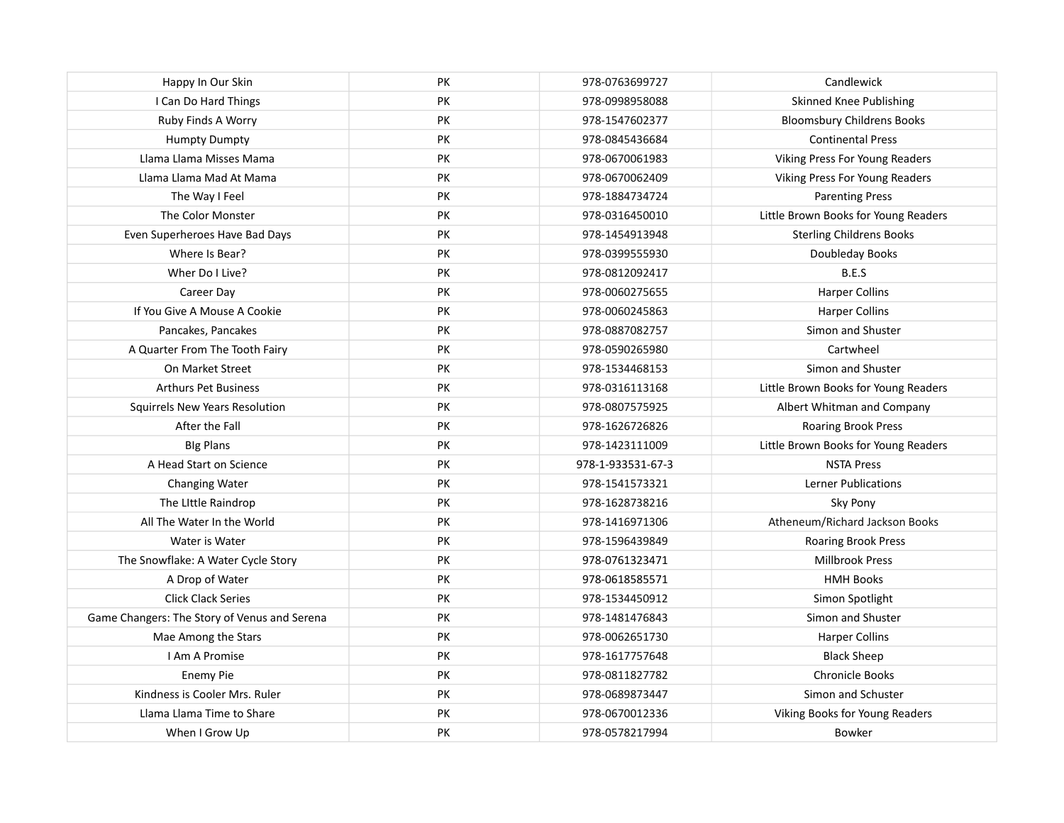| Happy In Our Skin | PK | 978-0763699727 | Candlewick |
|---|---|---|---|
| I Can Do Hard Things | PK | 978-0998958088 | Skinned Knee Publishing |
| Ruby Finds A Worry | PK | 978-1547602377 | Bloomsbury Childrens Books |
| Humpty Dumpty | PK | 978-0845436684 | Continental Press |
| Llama Llama Misses Mama | PK | 978-0670061983 | Viking Press For Young Readers |
| Llama Llama Mad At Mama | PK | 978-0670062409 | Viking Press For Young Readers |
| The Way I Feel | PK | 978-1884734724 | Parenting Press |
| The Color Monster | PK | 978-0316450010 | Little Brown Books for Young Readers |
| Even Superheroes Have Bad Days | PK | 978-1454913948 | Sterling Childrens Books |
| Where Is Bear? | PK | 978-0399555930 | Doubleday Books |
| Wher Do I Live? | PK | 978-0812092417 | B.E.S |
| Career Day | PK | 978-0060275655 | Harper Collins |
| If You Give A Mouse A Cookie | PK | 978-0060245863 | Harper Collins |
| Pancakes, Pancakes | PK | 978-0887082757 | Simon and Shuster |
| A Quarter From The Tooth Fairy | PK | 978-0590265980 | Cartwheel |
| On Market Street | PK | 978-1534468153 | Simon and Shuster |
| Arthurs Pet Business | PK | 978-0316113168 | Little Brown Books for Young Readers |
| Squirrels New Years Resolution | PK | 978-0807575925 | Albert Whitman and Company |
| After the Fall | PK | 978-1626726826 | Roaring Brook Press |
| BIg Plans | PK | 978-1423111009 | Little Brown Books for Young Readers |
| A Head Start on Science | PK | 978-1-933531-67-3 | NSTA Press |
| Changing Water | PK | 978-1541573321 | Lerner Publications |
| The LIttle Raindrop | PK | 978-1628738216 | Sky Pony |
| All The Water In the World | PK | 978-1416971306 | Atheneum/Richard Jackson Books |
| Water is Water | PK | 978-1596439849 | Roaring Brook Press |
| The Snowflake: A Water Cycle Story | PK | 978-0761323471 | Millbrook Press |
| A Drop of Water | PK | 978-0618585571 | HMH Books |
| Click Clack Series | PK | 978-1534450912 | Simon Spotlight |
| Game Changers: The Story of Venus and Serena | PK | 978-1481476843 | Simon and Shuster |
| Mae Among the Stars | PK | 978-0062651730 | Harper Collins |
| I Am A Promise | PK | 978-1617757648 | Black Sheep |
| Enemy Pie | PK | 978-0811827782 | Chronicle Books |
| Kindness is Cooler Mrs. Ruler | PK | 978-0689873447 | Simon and Schuster |
| Llama Llama Time to Share | PK | 978-0670012336 | Viking Books for Young Readers |
| When I Grow Up | PK | 978-0578217994 | Bowker |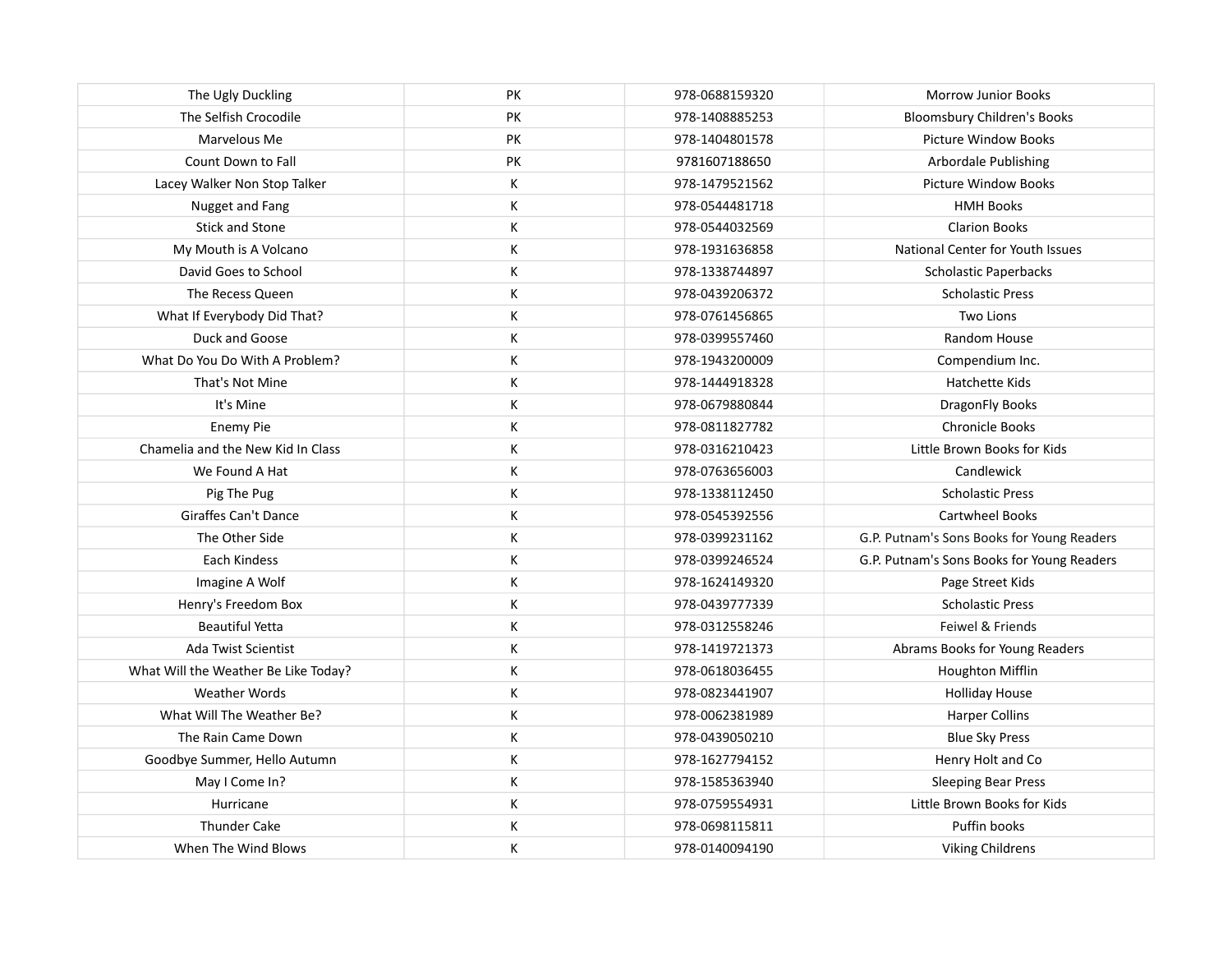| | | | |
|---|---|---|---|
| The Ugly Duckling | PK | 978-0688159320 | Morrow Junior Books |
| The Selfish Crocodile | PK | 978-1408885253 | Bloomsbury Children's Books |
| Marvelous Me | PK | 978-1404801578 | Picture Window Books |
| Count Down to Fall | PK | 9781607188650 | Arbordale Publishing |
| Lacey Walker Non Stop Talker | K | 978-1479521562 | Picture Window Books |
| Nugget and Fang | K | 978-0544481718 | HMH Books |
| Stick and Stone | K | 978-0544032569 | Clarion Books |
| My Mouth is A Volcano | K | 978-1931636858 | National Center for Youth Issues |
| David Goes to School | K | 978-1338744897 | Scholastic Paperbacks |
| The Recess Queen | K | 978-0439206372 | Scholastic Press |
| What If Everybody Did That? | K | 978-0761456865 | Two Lions |
| Duck and Goose | K | 978-0399557460 | Random House |
| What Do You Do With A Problem? | K | 978-1943200009 | Compendium Inc. |
| That's Not Mine | K | 978-1444918328 | Hatchette Kids |
| It's Mine | K | 978-0679880844 | DragonFly Books |
| Enemy Pie | K | 978-0811827782 | Chronicle Books |
| Chamelia and the New Kid In Class | K | 978-0316210423 | Little Brown Books for Kids |
| We Found A Hat | K | 978-0763656003 | Candlewick |
| Pig The Pug | K | 978-1338112450 | Scholastic Press |
| Giraffes Can't Dance | K | 978-0545392556 | Cartwheel Books |
| The Other Side | K | 978-0399231162 | G.P. Putnam's Sons Books for Young Readers |
| Each Kindess | K | 978-0399246524 | G.P. Putnam's Sons Books for Young Readers |
| Imagine A Wolf | K | 978-1624149320 | Page Street Kids |
| Henry's Freedom Box | K | 978-0439777339 | Scholastic Press |
| Beautiful Yetta | K | 978-0312558246 | Feiwel & Friends |
| Ada Twist Scientist | K | 978-1419721373 | Abrams Books for Young Readers |
| What Will the Weather Be Like Today? | K | 978-0618036455 | Houghton Mifflin |
| Weather Words | K | 978-0823441907 | Holliday House |
| What Will The Weather Be? | K | 978-0062381989 | Harper Collins |
| The Rain Came Down | K | 978-0439050210 | Blue Sky Press |
| Goodbye Summer, Hello Autumn | K | 978-1627794152 | Henry Holt and Co |
| May I Come In? | K | 978-1585363940 | Sleeping Bear Press |
| Hurricane | K | 978-0759554931 | Little Brown Books for Kids |
| Thunder Cake | K | 978-0698115811 | Puffin books |
| When The Wind Blows | K | 978-0140094190 | Viking Childrens |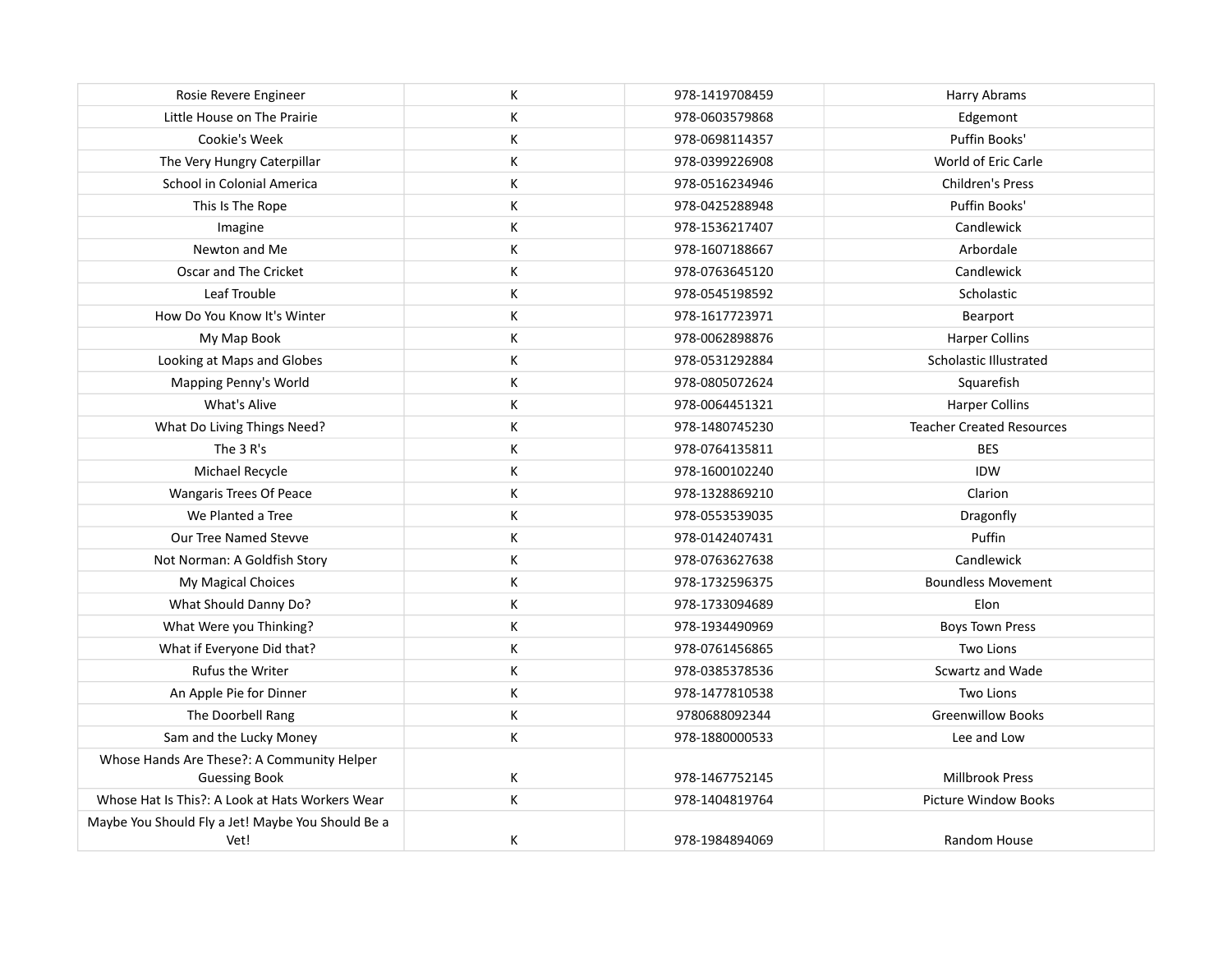| | | | |
|---|---|---|---|
| Rosie Revere Engineer | K | 978-1419708459 | Harry Abrams |
| Little House on The Prairie | K | 978-0603579868 | Edgemont |
| Cookie's Week | K | 978-0698114357 | Puffin Books' |
| The Very Hungry Caterpillar | K | 978-0399226908 | World of Eric Carle |
| School in Colonial America | K | 978-0516234946 | Children's Press |
| This Is The Rope | K | 978-0425288948 | Puffin Books' |
| Imagine | K | 978-1536217407 | Candlewick |
| Newton and Me | K | 978-1607188667 | Arbordale |
| Oscar and The Cricket | K | 978-0763645120 | Candlewick |
| Leaf Trouble | K | 978-0545198592 | Scholastic |
| How Do You Know It's Winter | K | 978-1617723971 | Bearport |
| My Map Book | K | 978-0062898876 | Harper Collins |
| Looking at Maps and Globes | K | 978-0531292884 | Scholastic Illustrated |
| Mapping Penny's World | K | 978-0805072624 | Squarefish |
| What's Alive | K | 978-0064451321 | Harper Collins |
| What Do Living Things Need? | K | 978-1480745230 | Teacher Created Resources |
| The 3 R's | K | 978-0764135811 | BES |
| Michael Recycle | K | 978-1600102240 | IDW |
| Wangaris Trees Of Peace | K | 978-1328869210 | Clarion |
| We Planted a Tree | K | 978-0553539035 | Dragonfly |
| Our Tree Named Stevve | K | 978-0142407431 | Puffin |
| Not Norman: A Goldfish Story | K | 978-0763627638 | Candlewick |
| My Magical Choices | K | 978-1732596375 | Boundless Movement |
| What Should Danny Do? | K | 978-1733094689 | Elon |
| What Were you Thinking? | K | 978-1934490969 | Boys Town Press |
| What if Everyone Did that? | K | 978-0761456865 | Two Lions |
| Rufus the Writer | K | 978-0385378536 | Scwartz and Wade |
| An Apple Pie for Dinner | K | 978-1477810538 | Two Lions |
| The Doorbell Rang | K | 9780688092344 | Greenwillow Books |
| Sam and the Lucky Money | K | 978-1880000533 | Lee and Low |
| Whose Hands Are These?: A Community Helper Guessing Book | K | 978-1467752145 | Millbrook Press |
| Whose Hat Is This?: A Look at Hats Workers Wear | K | 978-1404819764 | Picture Window Books |
| Maybe You Should Fly a Jet! Maybe You Should Be a Vet! | K | 978-1984894069 | Random House |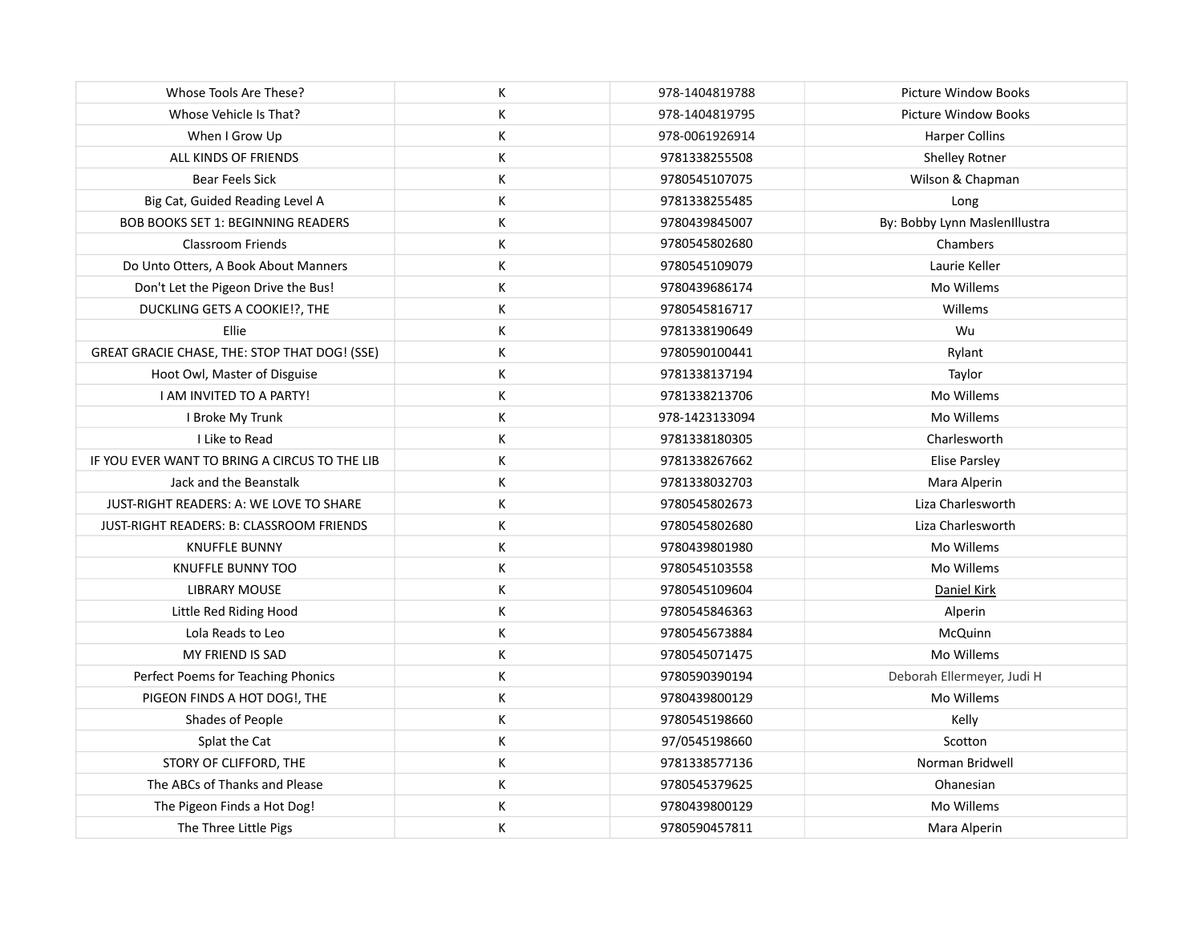| Whose Tools Are These? | K | 978-1404819788 | Picture Window Books |
|---|---|---|---|
| Whose Vehicle Is That? | K | 978-1404819795 | Picture Window Books |
| When I Grow Up | K | 978-0061926914 | Harper Collins |
| ALL KINDS OF FRIENDS | K | 9781338255508 | Shelley Rotner |
| Bear Feels Sick | K | 9780545107075 | Wilson & Chapman |
| Big Cat, Guided Reading Level A | K | 9781338255485 | Long |
| BOB BOOKS SET 1: BEGINNING READERS | K | 9780439845007 | By: Bobby Lynn MaslenIllustra |
| Classroom Friends | K | 9780545802680 | Chambers |
| Do Unto Otters, A Book About Manners | K | 9780545109079 | Laurie Keller |
| Don't Let the Pigeon Drive the Bus! | K | 9780439686174 | Mo Willems |
| DUCKLING GETS A COOKIE!?, THE | K | 9780545816717 | Willems |
| Ellie | K | 9781338190649 | Wu |
| GREAT GRACIE CHASE, THE: STOP THAT DOG! (SSE) | K | 9780590100441 | Rylant |
| Hoot Owl, Master of Disguise | K | 9781338137194 | Taylor |
| I AM INVITED TO A PARTY! | K | 9781338213706 | Mo Willems |
| I Broke My Trunk | K | 978-1423133094 | Mo Willems |
| I Like to Read | K | 9781338180305 | Charlesworth |
| IF YOU EVER WANT TO BRING A CIRCUS TO THE LIB | K | 9781338267662 | Elise Parsley |
| Jack and the Beanstalk | K | 9781338032703 | Mara Alperin |
| JUST-RIGHT READERS: A: WE LOVE TO SHARE | K | 9780545802673 | Liza Charlesworth |
| JUST-RIGHT READERS: B: CLASSROOM FRIENDS | K | 9780545802680 | Liza Charlesworth |
| KNUFFLE BUNNY | K | 9780439801980 | Mo Willems |
| KNUFFLE BUNNY TOO | K | 9780545103558 | Mo Willems |
| LIBRARY MOUSE | K | 9780545109604 | Daniel Kirk |
| Little Red Riding Hood | K | 9780545846363 | Alperin |
| Lola Reads to Leo | K | 9780545673884 | McQuinn |
| MY FRIEND IS SAD | K | 9780545071475 | Mo Willems |
| Perfect Poems for Teaching Phonics | K | 9780590390194 | Deborah Ellermeyer, Judi H |
| PIGEON FINDS A HOT DOG!, THE | K | 9780439800129 | Mo Willems |
| Shades of People | K | 9780545198660 | Kelly |
| Splat the Cat | K | 97/0545198660 | Scotton |
| STORY OF CLIFFORD, THE | K | 9781338577136 | Norman Bridwell |
| The ABCs of Thanks and Please | K | 9780545379625 | Ohanesian |
| The Pigeon Finds a Hot Dog! | K | 9780439800129 | Mo Willems |
| The Three Little Pigs | K | 9780590457811 | Mara Alperin |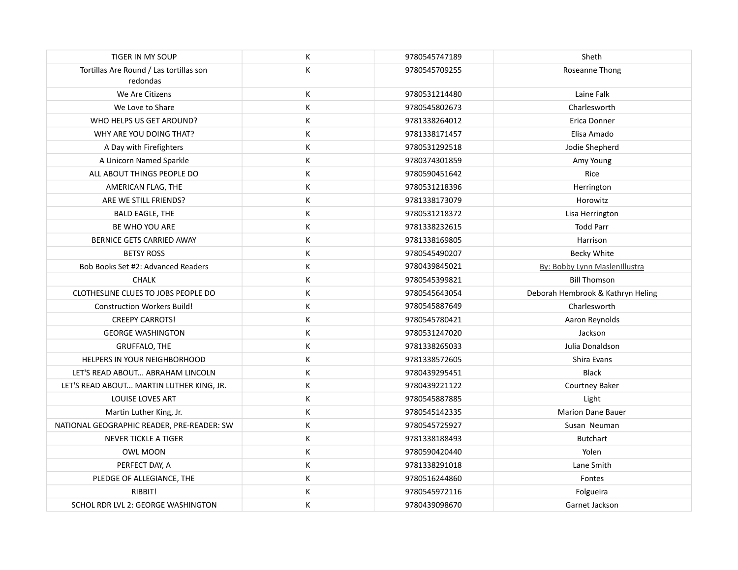| | | | |
|---|---|---|---|
| TIGER IN MY SOUP | K | 9780545747189 | Sheth |
| Tortillas Are Round / Las tortillas son redondas | K | 9780545709255 | Roseanne Thong |
| We Are Citizens | K | 9780531214480 | Laine Falk |
| We Love to Share | K | 9780545802673 | Charlesworth |
| WHO HELPS US GET AROUND? | K | 9781338264012 | Erica Donner |
| WHY ARE YOU DOING THAT? | K | 9781338171457 | Elisa Amado |
| A Day with Firefighters | K | 9780531292518 | Jodie Shepherd |
| A Unicorn Named Sparkle | K | 9780374301859 | Amy Young |
| ALL ABOUT THINGS PEOPLE DO | K | 9780590451642 | Rice |
| AMERICAN FLAG, THE | K | 9780531218396 | Herrington |
| ARE WE STILL FRIENDS? | K | 9781338173079 | Horowitz |
| BALD EAGLE, THE | K | 9780531218372 | Lisa Herrington |
| BE WHO YOU ARE | K | 9781338232615 | Todd Parr |
| BERNICE GETS CARRIED AWAY | K | 9781338169805 | Harrison |
| BETSY ROSS | K | 9780545490207 | Becky White |
| Bob Books Set #2: Advanced Readers | K | 9780439845021 | By: Bobby Lynn MaslenIllustra |
| CHALK | K | 9780545399821 | Bill Thomson |
| CLOTHESLINE CLUES TO JOBS PEOPLE DO | K | 9780545643054 | Deborah Hembrook & Kathryn Heling |
| Construction Workers Build! | K | 9780545887649 | Charlesworth |
| CREEPY CARROTS! | K | 9780545780421 | Aaron Reynolds |
| GEORGE WASHINGTON | K | 9780531247020 | Jackson |
| GRUFFALO, THE | K | 9781338265033 | Julia Donaldson |
| HELPERS IN YOUR NEIGHBORHOOD | K | 9781338572605 | Shira Evans |
| LET'S READ ABOUT... ABRAHAM LINCOLN | K | 9780439295451 | Black |
| LET'S READ ABOUT... MARTIN LUTHER KING, JR. | K | 9780439221122 | Courtney Baker |
| LOUISE LOVES ART | K | 9780545887885 | Light |
| Martin Luther King, Jr. | K | 9780545142335 | Marion Dane Bauer |
| NATIONAL GEOGRAPHIC READER, PRE-READER: SW | K | 9780545725927 | Susan Neuman |
| NEVER TICKLE A TIGER | K | 9781338188493 | Butchart |
| OWL MOON | K | 9780590420440 | Yolen |
| PERFECT DAY, A | K | 9781338291018 | Lane Smith |
| PLEDGE OF ALLEGIANCE, THE | K | 9780516244860 | Fontes |
| RIBBIT! | K | 9780545972116 | Folgueira |
| SCHOL RDR LVL 2: GEORGE WASHINGTON | K | 9780439098670 | Garnet Jackson |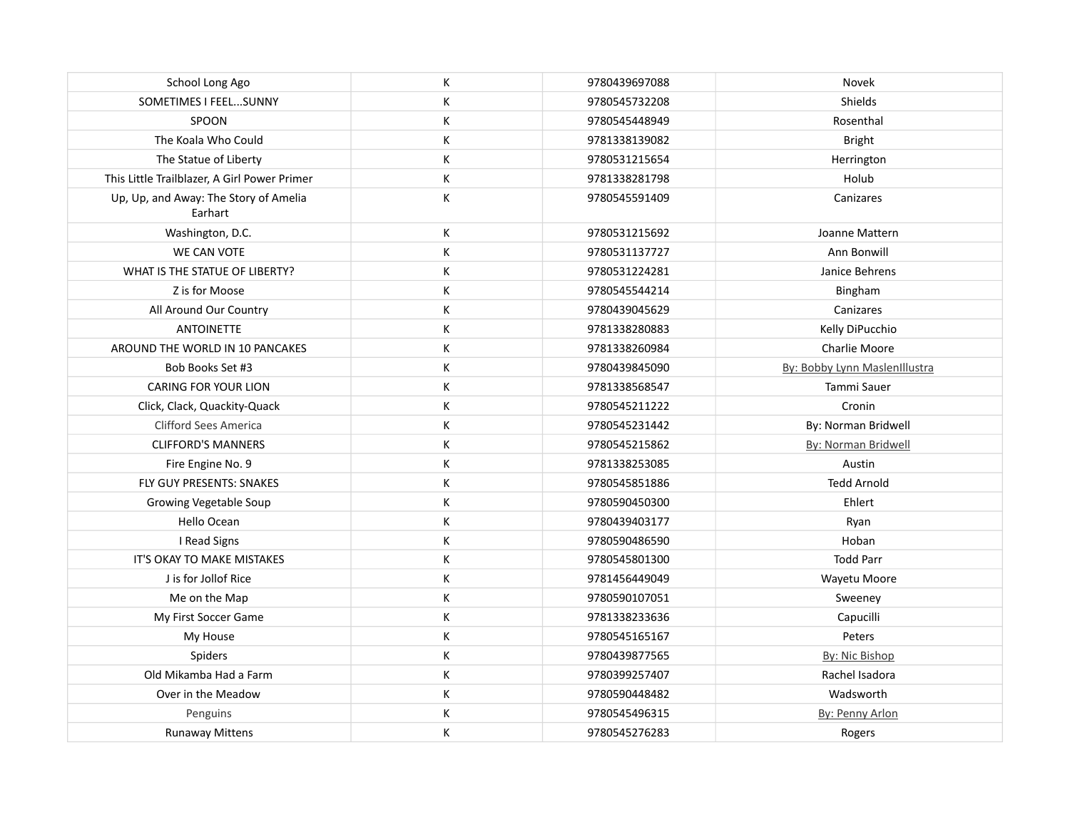| | | | |
|---|---|---|---|
| School Long Ago | K | 9780439697088 | Novek |
| SOMETIMES I FEEL...SUNNY | K | 9780545732208 | Shields |
| SPOON | K | 9780545448949 | Rosenthal |
| The Koala Who Could | K | 9781338139082 | Bright |
| The Statue of Liberty | K | 9780531215654 | Herrington |
| This Little Trailblazer, A Girl Power Primer | K | 9781338281798 | Holub |
| Up, Up, and Away: The Story of Amelia Earhart | K | 9780545591409 | Canizares |
| Washington, D.C. | K | 9780531215692 | Joanne Mattern |
| WE CAN VOTE | K | 9780531137727 | Ann Bonwill |
| WHAT IS THE STATUE OF LIBERTY? | K | 9780531224281 | Janice Behrens |
| Z is for Moose | K | 9780545544214 | Bingham |
| All Around Our Country | K | 9780439045629 | Canizares |
| ANTOINETTE | K | 9781338280883 | Kelly DiPucchio |
| AROUND THE WORLD IN 10 PANCAKES | K | 9781338260984 | Charlie Moore |
| Bob Books Set #3 | K | 9780439845090 | By: Bobby Lynn MaslenIllustra |
| CARING FOR YOUR LION | K | 9781338568547 | Tammi Sauer |
| Click, Clack, Quackity-Quack | K | 9780545211222 | Cronin |
| Clifford Sees America | K | 9780545231442 | By: Norman Bridwell |
| CLIFFORD'S MANNERS | K | 9780545215862 | By: Norman Bridwell |
| Fire Engine No. 9 | K | 9781338253085 | Austin |
| FLY GUY PRESENTS: SNAKES | K | 9780545851886 | Tedd Arnold |
| Growing Vegetable Soup | K | 9780590450300 | Ehlert |
| Hello Ocean | K | 9780439403177 | Ryan |
| I Read Signs | K | 9780590486590 | Hoban |
| IT'S OKAY TO MAKE MISTAKES | K | 9780545801300 | Todd Parr |
| J is for Jollof Rice | K | 9781456449049 | Wayetu Moore |
| Me on the Map | K | 9780590107051 | Sweeney |
| My First Soccer Game | K | 9781338233636 | Capucilli |
| My House | K | 9780545165167 | Peters |
| Spiders | K | 9780439877565 | By: Nic Bishop |
| Old Mikamba Had a Farm | K | 9780399257407 | Rachel Isadora |
| Over in the Meadow | K | 9780590448482 | Wadsworth |
| Penguins | K | 9780545496315 | By: Penny Arlon |
| Runaway Mittens | K | 9780545276283 | Rogers |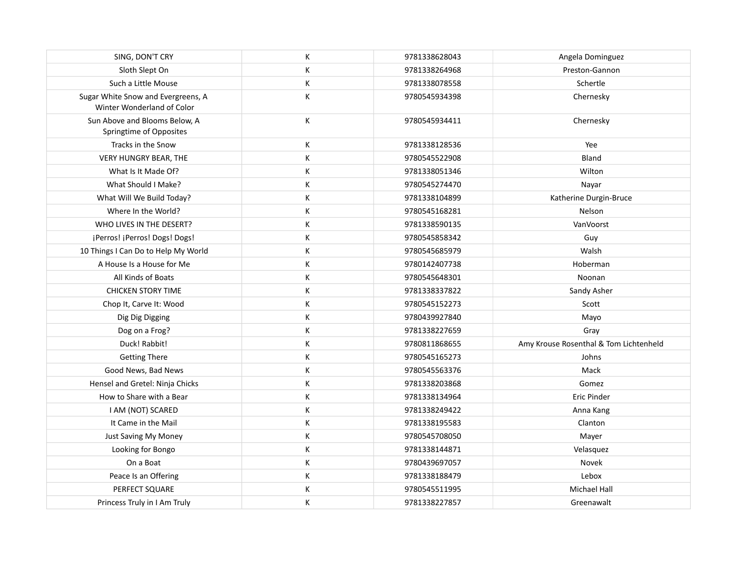| | | | |
|---|---|---|---|
| SING, DON'T CRY | K | 9781338628043 | Angela Dominguez |
| Sloth Slept On | K | 9781338264968 | Preston-Gannon |
| Such a Little Mouse | K | 9781338078558 | Schertle |
| Sugar White Snow and Evergreens, A Winter Wonderland of Color | K | 9780545934398 | Chernesky |
| Sun Above and Blooms Below, A Springtime of Opposites | K | 9780545934411 | Chernesky |
| Tracks in the Snow | K | 9781338128536 | Yee |
| VERY HUNGRY BEAR, THE | K | 9780545522908 | Bland |
| What Is It Made Of? | K | 9781338051346 | Wilton |
| What Should I Make? | K | 9780545274470 | Nayar |
| What Will We Build Today? | K | 9781338104899 | Katherine Durgin-Bruce |
| Where In the World? | K | 9780545168281 | Nelson |
| WHO LIVES IN THE DESERT? | K | 9781338590135 | VanVoorst |
| ¡Perros! ¡Perros! Dogs! Dogs! | K | 9780545858342 | Guy |
| 10 Things I Can Do to Help My World | K | 9780545685979 | Walsh |
| A House Is a House for Me | K | 9780142407738 | Hoberman |
| All Kinds of Boats | K | 9780545648301 | Noonan |
| CHICKEN STORY TIME | K | 9781338337822 | Sandy Asher |
| Chop It, Carve It: Wood | K | 9780545152273 | Scott |
| Dig Dig Digging | K | 9780439927840 | Mayo |
| Dog on a Frog? | K | 9781338227659 | Gray |
| Duck! Rabbit! | K | 9780811868655 | Amy Krouse Rosenthal & Tom Lichtenheld |
| Getting There | K | 9780545165273 | Johns |
| Good News, Bad News | K | 9780545563376 | Mack |
| Hensel and Gretel: Ninja Chicks | K | 9781338203868 | Gomez |
| How to Share with a Bear | K | 9781338134964 | Eric Pinder |
| I AM (NOT) SCARED | K | 9781338249422 | Anna Kang |
| It Came in the Mail | K | 9781338195583 | Clanton |
| Just Saving My Money | K | 9780545708050 | Mayer |
| Looking for Bongo | K | 9781338144871 | Velasquez |
| On a Boat | K | 9780439697057 | Novek |
| Peace Is an Offering | K | 9781338188479 | Lebox |
| PERFECT SQUARE | K | 9780545511995 | Michael Hall |
| Princess Truly in I Am Truly | K | 9781338227857 | Greenawalt |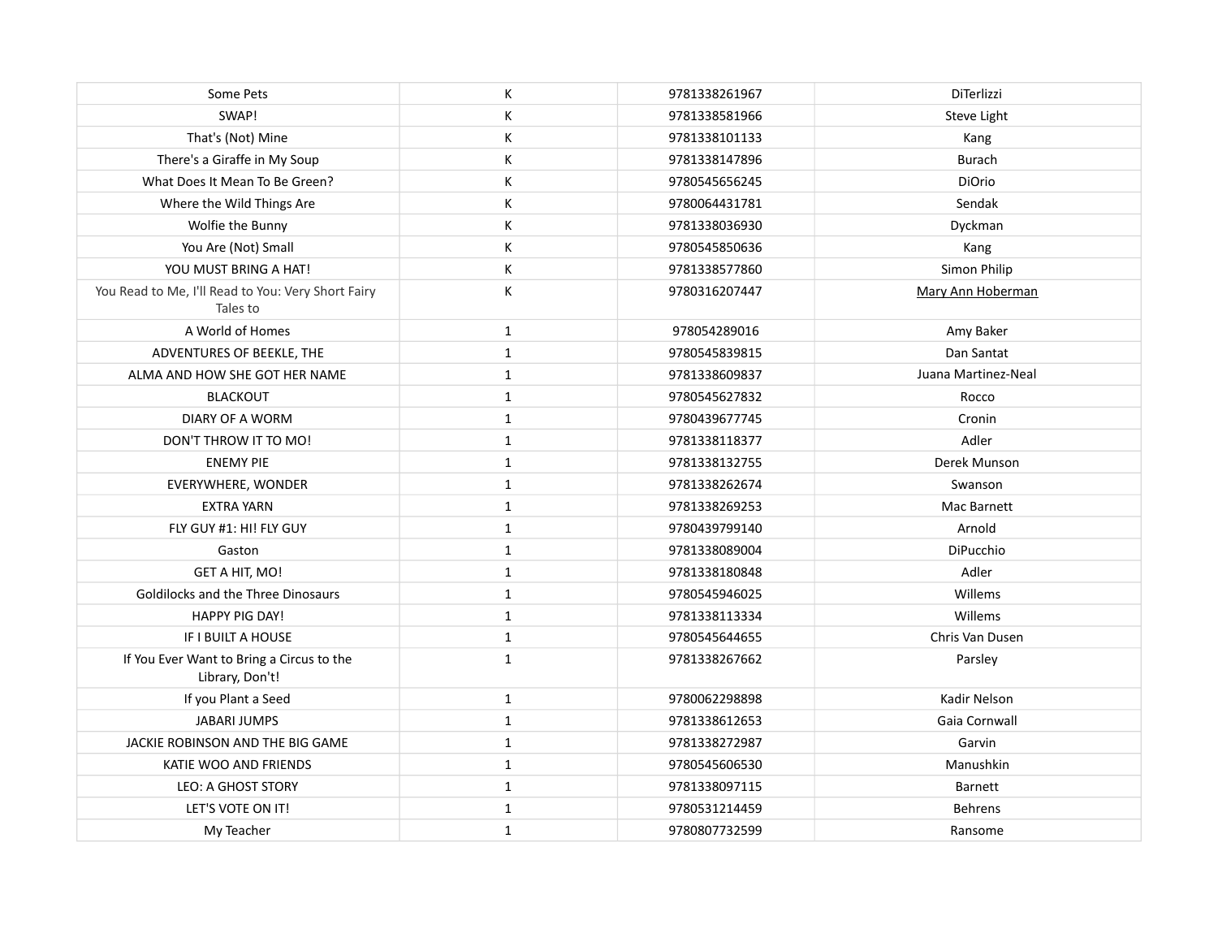| | | | |
|---|---|---|---|
| Some Pets | K | 9781338261967 | DiTerlizzi |
| SWAP! | K | 9781338581966 | Steve Light |
| That's (Not) Mine | K | 9781338101133 | Kang |
| There's a Giraffe in My Soup | K | 9781338147896 | Burach |
| What Does It Mean To Be Green? | K | 9780545656245 | DiOrio |
| Where the Wild Things Are | K | 9780064431781 | Sendak |
| Wolfie the Bunny | K | 9781338036930 | Dyckman |
| You Are (Not) Small | K | 9780545850636 | Kang |
| YOU MUST BRING A HAT! | K | 9781338577860 | Simon Philip |
| You Read to Me, I'll Read to You: Very Short Fairy Tales to | K | 9780316207447 | Mary Ann Hoberman |
| A World of Homes | 1 | 978054289016 | Amy Baker |
| ADVENTURES OF BEEKLE, THE | 1 | 9780545839815 | Dan Santat |
| ALMA AND HOW SHE GOT HER NAME | 1 | 9781338609837 | Juana Martinez-Neal |
| BLACKOUT | 1 | 9780545627832 | Rocco |
| DIARY OF A WORM | 1 | 9780439677745 | Cronin |
| DON'T THROW IT TO MO! | 1 | 9781338118377 | Adler |
| ENEMY PIE | 1 | 9781338132755 | Derek Munson |
| EVERYWHERE, WONDER | 1 | 9781338262674 | Swanson |
| EXTRA YARN | 1 | 9781338269253 | Mac Barnett |
| FLY GUY #1: HI! FLY GUY | 1 | 9780439799140 | Arnold |
| Gaston | 1 | 9781338089004 | DiPucchio |
| GET A HIT, MO! | 1 | 9781338180848 | Adler |
| Goldilocks and the Three Dinosaurs | 1 | 9780545946025 | Willems |
| HAPPY PIG DAY! | 1 | 9781338113334 | Willems |
| IF I BUILT A HOUSE | 1 | 9780545644655 | Chris Van Dusen |
| If You Ever Want to Bring a Circus to the Library, Don't! | 1 | 9781338267662 | Parsley |
| If you Plant a Seed | 1 | 9780062298898 | Kadir Nelson |
| JABARI JUMPS | 1 | 9781338612653 | Gaia Cornwall |
| JACKIE ROBINSON AND THE BIG GAME | 1 | 9781338272987 | Garvin |
| KATIE WOO AND FRIENDS | 1 | 9780545606530 | Manushkin |
| LEO: A GHOST STORY | 1 | 9781338097115 | Barnett |
| LET'S VOTE ON IT! | 1 | 9780531214459 | Behrens |
| My Teacher | 1 | 9780807732599 | Ransome |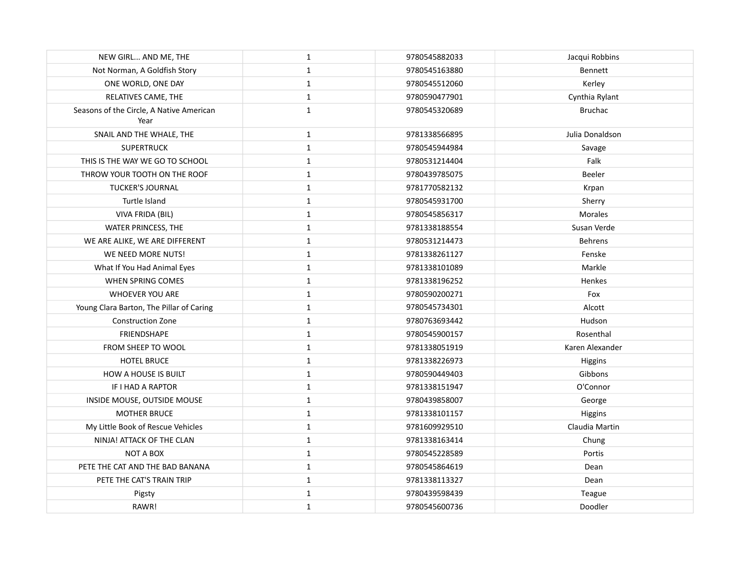| | | | |
|---|---|---|---|
| NEW GIRL... AND ME, THE | 1 | 9780545882033 | Jacqui Robbins |
| Not Norman, A Goldfish Story | 1 | 9780545163880 | Bennett |
| ONE WORLD, ONE DAY | 1 | 9780545512060 | Kerley |
| RELATIVES CAME, THE | 1 | 9780590477901 | Cynthia Rylant |
| Seasons of the Circle, A Native American Year | 1 | 9780545320689 | Bruchac |
| SNAIL AND THE WHALE, THE | 1 | 9781338566895 | Julia Donaldson |
| SUPERTRUCK | 1 | 9780545944984 | Savage |
| THIS IS THE WAY WE GO TO SCHOOL | 1 | 9780531214404 | Falk |
| THROW YOUR TOOTH ON THE ROOF | 1 | 9780439785075 | Beeler |
| TUCKER'S JOURNAL | 1 | 9781770582132 | Krpan |
| Turtle Island | 1 | 9780545931700 | Sherry |
| VIVA FRIDA (BIL) | 1 | 9780545856317 | Morales |
| WATER PRINCESS, THE | 1 | 9781338188554 | Susan Verde |
| WE ARE ALIKE, WE ARE DIFFERENT | 1 | 9780531214473 | Behrens |
| WE NEED MORE NUTS! | 1 | 9781338261127 | Fenske |
| What If You Had Animal Eyes | 1 | 9781338101089 | Markle |
| WHEN SPRING COMES | 1 | 9781338196252 | Henkes |
| WHOEVER YOU ARE | 1 | 9780590200271 | Fox |
| Young Clara Barton, The Pillar of Caring | 1 | 9780545734301 | Alcott |
| Construction Zone | 1 | 9780763693442 | Hudson |
| FRIENDSHAPE | 1 | 9780545900157 | Rosenthal |
| FROM SHEEP TO WOOL | 1 | 9781338051919 | Karen Alexander |
| HOTEL BRUCE | 1 | 9781338226973 | Higgins |
| HOW A HOUSE IS BUILT | 1 | 9780590449403 | Gibbons |
| IF I HAD A RAPTOR | 1 | 9781338151947 | O'Connor |
| INSIDE MOUSE, OUTSIDE MOUSE | 1 | 9780439858007 | George |
| MOTHER BRUCE | 1 | 9781338101157 | Higgins |
| My Little Book of Rescue Vehicles | 1 | 9781609929510 | Claudia Martin |
| NINJA! ATTACK OF THE CLAN | 1 | 9781338163414 | Chung |
| NOT A BOX | 1 | 9780545228589 | Portis |
| PETE THE CAT AND THE BAD BANANA | 1 | 9780545864619 | Dean |
| PETE THE CAT'S TRAIN TRIP | 1 | 9781338113327 | Dean |
| Pigsty | 1 | 9780439598439 | Teague |
| RAWR! | 1 | 9780545600736 | Doodler |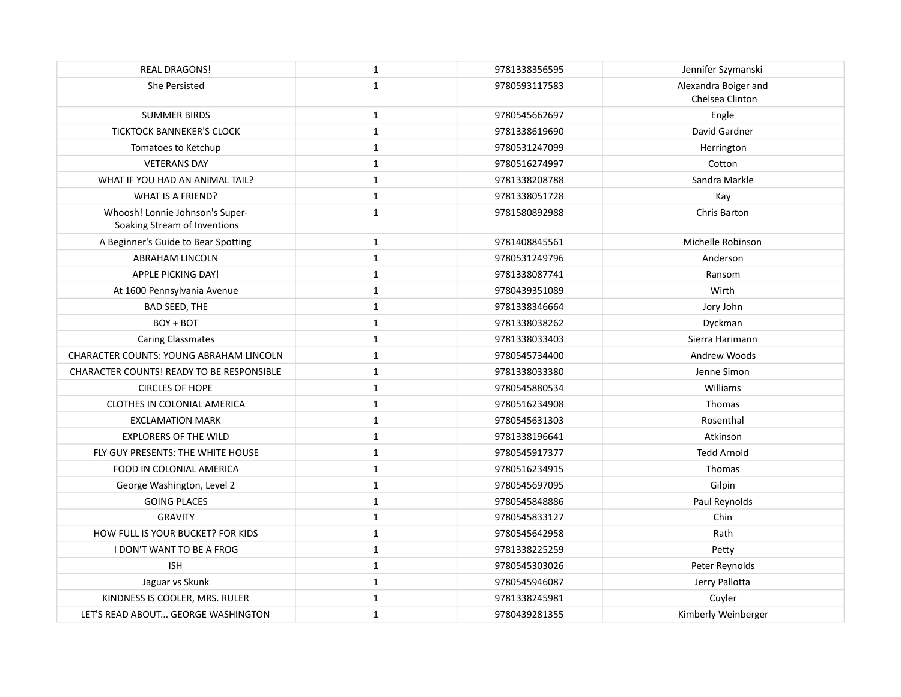| | | | |
|---|---|---|---|
| REAL DRAGONS! | 1 | 9781338356595 | Jennifer Szymanski |
| She Persisted | 1 | 9780593117583 | Alexandra Boiger and Chelsea Clinton |
| SUMMER BIRDS | 1 | 9780545662697 | Engle |
| TICKTOCK BANNEKER'S CLOCK | 1 | 9781338619690 | David Gardner |
| Tomatoes to Ketchup | 1 | 9780531247099 | Herrington |
| VETERANS DAY | 1 | 9780516274997 | Cotton |
| WHAT IF YOU HAD AN ANIMAL TAIL? | 1 | 9781338208788 | Sandra Markle |
| WHAT IS A FRIEND? | 1 | 9781338051728 | Kay |
| Whoosh! Lonnie Johnson's Super-Soaking Stream of Inventions | 1 | 9781580892988 | Chris Barton |
| A Beginner's Guide to Bear Spotting | 1 | 9781408845561 | Michelle Robinson |
| ABRAHAM LINCOLN | 1 | 9780531249796 | Anderson |
| APPLE PICKING DAY! | 1 | 9781338087741 | Ransom |
| At 1600 Pennsylvania Avenue | 1 | 9780439351089 | Wirth |
| BAD SEED, THE | 1 | 9781338346664 | Jory John |
| BOY + BOT | 1 | 9781338038262 | Dyckman |
| Caring Classmates | 1 | 9781338033403 | Sierra Harimann |
| CHARACTER COUNTS: YOUNG ABRAHAM LINCOLN | 1 | 9780545734400 | Andrew Woods |
| CHARACTER COUNTS! READY TO BE RESPONSIBLE | 1 | 9781338033380 | Jenne Simon |
| CIRCLES OF HOPE | 1 | 9780545880534 | Williams |
| CLOTHES IN COLONIAL AMERICA | 1 | 9780516234908 | Thomas |
| EXCLAMATION MARK | 1 | 9780545631303 | Rosenthal |
| EXPLORERS OF THE WILD | 1 | 9781338196641 | Atkinson |
| FLY GUY PRESENTS: THE WHITE HOUSE | 1 | 9780545917377 | Tedd Arnold |
| FOOD IN COLONIAL AMERICA | 1 | 9780516234915 | Thomas |
| George Washington, Level 2 | 1 | 9780545697095 | Gilpin |
| GOING PLACES | 1 | 9780545848886 | Paul Reynolds |
| GRAVITY | 1 | 9780545833127 | Chin |
| HOW FULL IS YOUR BUCKET? FOR KIDS | 1 | 9780545642958 | Rath |
| I DON'T WANT TO BE A FROG | 1 | 9781338225259 | Petty |
| ISH | 1 | 9780545303026 | Peter Reynolds |
| Jaguar vs Skunk | 1 | 9780545946087 | Jerry Pallotta |
| KINDNESS IS COOLER, MRS. RULER | 1 | 9781338245981 | Cuyler |
| LET'S READ ABOUT... GEORGE WASHINGTON | 1 | 9780439281355 | Kimberly Weinberger |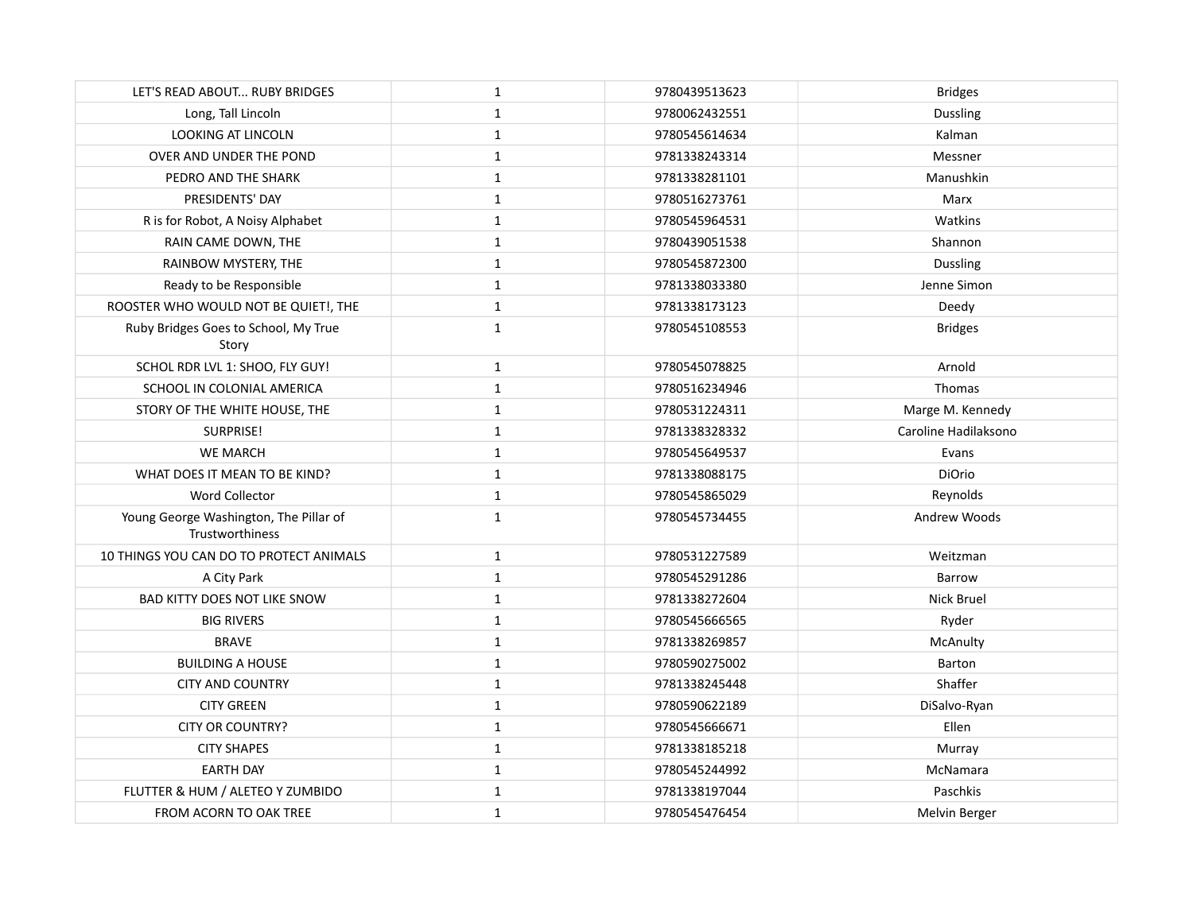| | | | |
|---|---|---|---|
| LET'S READ ABOUT... RUBY BRIDGES | 1 | 9780439513623 | Bridges |
| Long, Tall Lincoln | 1 | 9780062432551 | Dussling |
| LOOKING AT LINCOLN | 1 | 9780545614634 | Kalman |
| OVER AND UNDER THE POND | 1 | 9781338243314 | Messner |
| PEDRO AND THE SHARK | 1 | 9781338281101 | Manushkin |
| PRESIDENTS' DAY | 1 | 9780516273761 | Marx |
| R is for Robot, A Noisy Alphabet | 1 | 9780545964531 | Watkins |
| RAIN CAME DOWN, THE | 1 | 9780439051538 | Shannon |
| RAINBOW MYSTERY, THE | 1 | 9780545872300 | Dussling |
| Ready to be Responsible | 1 | 9781338033380 | Jenne Simon |
| ROOSTER WHO WOULD NOT BE QUIET!, THE | 1 | 9781338173123 | Deedy |
| Ruby Bridges Goes to School, My True Story | 1 | 9780545108553 | Bridges |
| SCHOL RDR LVL 1: SHOO, FLY GUY! | 1 | 9780545078825 | Arnold |
| SCHOOL IN COLONIAL AMERICA | 1 | 9780516234946 | Thomas |
| STORY OF THE WHITE HOUSE, THE | 1 | 9780531224311 | Marge M. Kennedy |
| SURPRISE! | 1 | 9781338328332 | Caroline Hadilaksono |
| WE MARCH | 1 | 9780545649537 | Evans |
| WHAT DOES IT MEAN TO BE KIND? | 1 | 9781338088175 | DiOrio |
| Word Collector | 1 | 9780545865029 | Reynolds |
| Young George Washington, The Pillar of Trustworthiness | 1 | 9780545734455 | Andrew Woods |
| 10 THINGS YOU CAN DO TO PROTECT ANIMALS | 1 | 9780531227589 | Weitzman |
| A City Park | 1 | 9780545291286 | Barrow |
| BAD KITTY DOES NOT LIKE SNOW | 1 | 9781338272604 | Nick Bruel |
| BIG RIVERS | 1 | 9780545666565 | Ryder |
| BRAVE | 1 | 9781338269857 | McAnulty |
| BUILDING A HOUSE | 1 | 9780590275002 | Barton |
| CITY AND COUNTRY | 1 | 9781338245448 | Shaffer |
| CITY GREEN | 1 | 9780590622189 | DiSalvo-Ryan |
| CITY OR COUNTRY? | 1 | 9780545666671 | Ellen |
| CITY SHAPES | 1 | 9781338185218 | Murray |
| EARTH DAY | 1 | 9780545244992 | McNamara |
| FLUTTER & HUM / ALETEO Y ZUMBIDO | 1 | 9781338197044 | Paschkis |
| FROM ACORN TO OAK TREE | 1 | 9780545476454 | Melvin Berger |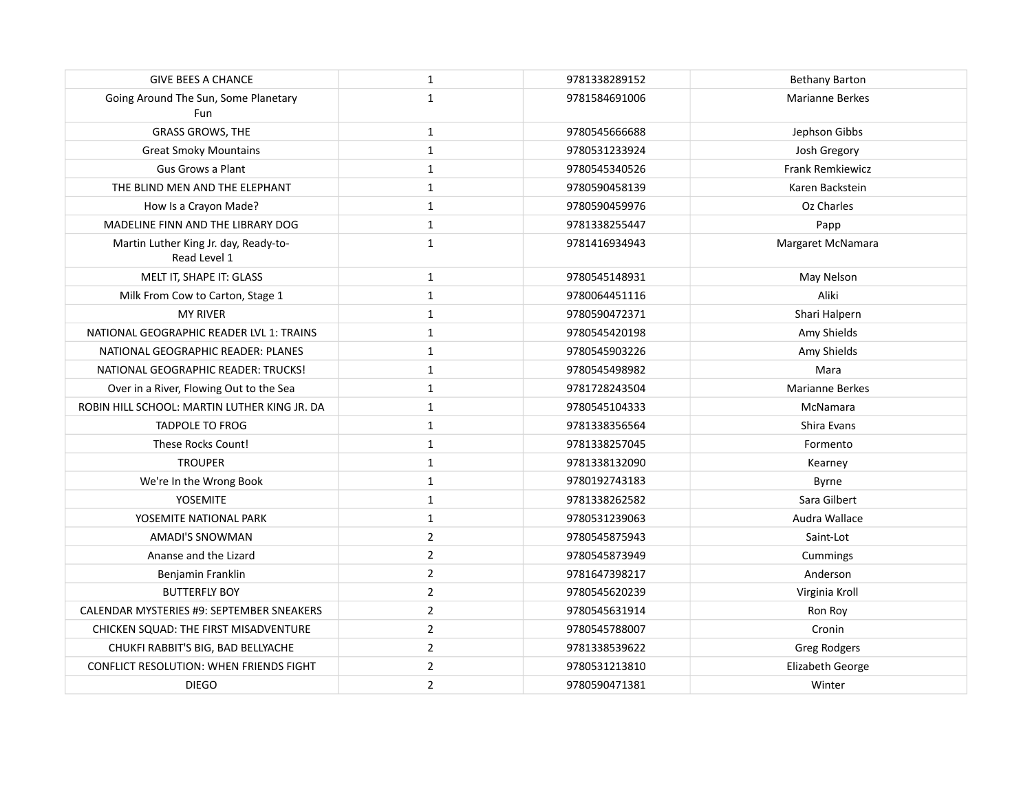| | | | |
|---|---|---|---|
| GIVE BEES A CHANCE | 1 | 9781338289152 | Bethany Barton |
| Going Around The Sun, Some Planetary Fun | 1 | 9781584691006 | Marianne Berkes |
| GRASS GROWS, THE | 1 | 9780545666688 | Jephson Gibbs |
| Great Smoky Mountains | 1 | 9780531233924 | Josh Gregory |
| Gus Grows a Plant | 1 | 9780545340526 | Frank Remkiewicz |
| THE BLIND MEN AND THE ELEPHANT | 1 | 9780590458139 | Karen Backstein |
| How Is a Crayon Made? | 1 | 9780590459976 | Oz Charles |
| MADELINE FINN AND THE LIBRARY DOG | 1 | 9781338255447 | Papp |
| Martin Luther King Jr. day, Ready-to-Read Level 1 | 1 | 9781416934943 | Margaret McNamara |
| MELT IT, SHAPE IT: GLASS | 1 | 9780545148931 | May Nelson |
| Milk From Cow to Carton, Stage 1 | 1 | 9780064451116 | Aliki |
| MY RIVER | 1 | 9780590472371 | Shari Halpern |
| NATIONAL GEOGRAPHIC READER LVL 1: TRAINS | 1 | 9780545420198 | Amy Shields |
| NATIONAL GEOGRAPHIC READER: PLANES | 1 | 9780545903226 | Amy Shields |
| NATIONAL GEOGRAPHIC READER: TRUCKS! | 1 | 9780545498982 | Mara |
| Over in a River, Flowing Out to the Sea | 1 | 9781728243504 | Marianne Berkes |
| ROBIN HILL SCHOOL: MARTIN LUTHER KING JR. DA | 1 | 9780545104333 | McNamara |
| TADPOLE TO FROG | 1 | 9781338356564 | Shira Evans |
| These Rocks Count! | 1 | 9781338257045 | Formento |
| TROUPER | 1 | 9781338132090 | Kearney |
| We're In the Wrong Book | 1 | 9780192743183 | Byrne |
| YOSEMITE | 1 | 9781338262582 | Sara Gilbert |
| YOSEMITE NATIONAL PARK | 1 | 9780531239063 | Audra Wallace |
| AMADI'S SNOWMAN | 2 | 9780545875943 | Saint-Lot |
| Ananse and the Lizard | 2 | 9780545873949 | Cummings |
| Benjamin Franklin | 2 | 9781647398217 | Anderson |
| BUTTERFLY BOY | 2 | 9780545620239 | Virginia Kroll |
| CALENDAR MYSTERIES #9: SEPTEMBER SNEAKERS | 2 | 9780545631914 | Ron Roy |
| CHICKEN SQUAD: THE FIRST MISADVENTURE | 2 | 9780545788007 | Cronin |
| CHUKFI RABBIT'S BIG, BAD BELLYACHE | 2 | 9781338539622 | Greg Rodgers |
| CONFLICT RESOLUTION: WHEN FRIENDS FIGHT | 2 | 9780531213810 | Elizabeth George |
| DIEGO | 2 | 9780590471381 | Winter |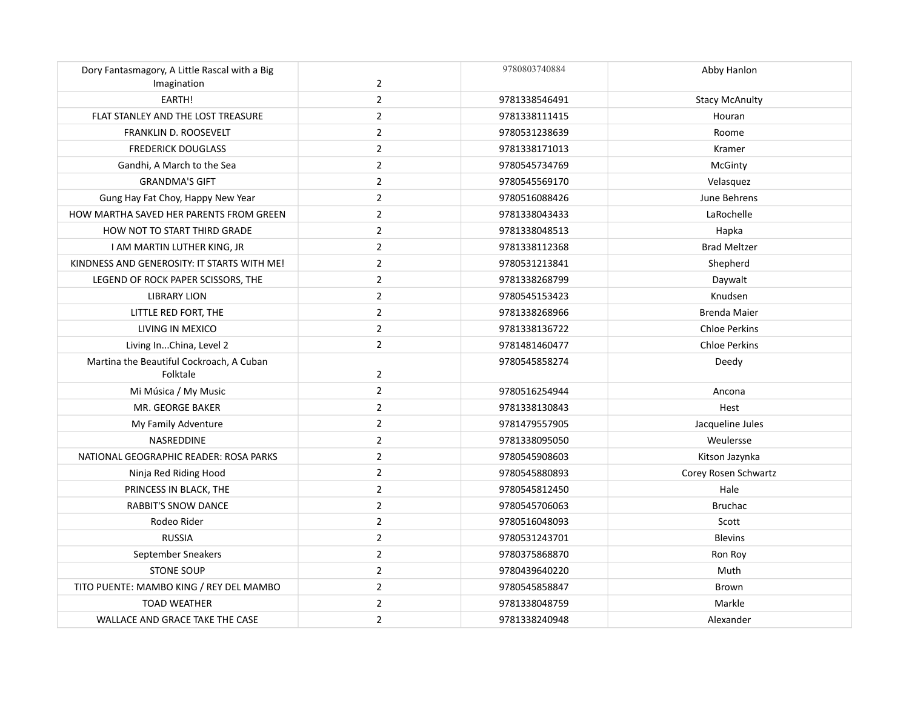| | | | |
|---|---|---|---|
| Dory Fantasmagory, A Little Rascal with a Big Imagination | 2 | 9780803740884 | Abby Hanlon |
| EARTH! | 2 | 9781338546491 | Stacy McAnulty |
| FLAT STANLEY AND THE LOST TREASURE | 2 | 9781338111415 | Houran |
| FRANKLIN D. ROOSEVELT | 2 | 9780531238639 | Roome |
| FREDERICK DOUGLASS | 2 | 9781338171013 | Kramer |
| Gandhi, A March to the Sea | 2 | 9780545734769 | McGinty |
| GRANDMA'S GIFT | 2 | 9780545569170 | Velasquez |
| Gung Hay Fat Choy, Happy New Year | 2 | 9780516088426 | June Behrens |
| HOW MARTHA SAVED HER PARENTS FROM GREEN | 2 | 9781338043433 | LaRochelle |
| HOW NOT TO START THIRD GRADE | 2 | 9781338048513 | Hapka |
| I AM MARTIN LUTHER KING, JR | 2 | 9781338112368 | Brad Meltzer |
| KINDNESS AND GENEROSITY: IT STARTS WITH ME! | 2 | 9780531213841 | Shepherd |
| LEGEND OF ROCK PAPER SCISSORS, THE | 2 | 9781338268799 | Daywalt |
| LIBRARY LION | 2 | 9780545153423 | Knudsen |
| LITTLE RED FORT, THE | 2 | 9781338268966 | Brenda Maier |
| LIVING IN MEXICO | 2 | 9781338136722 | Chloe Perkins |
| Living In...China, Level 2 | 2 | 9781481460477 | Chloe Perkins |
| Martina the Beautiful Cockroach, A Cuban Folktale | 2 | 9780545858274 | Deedy |
| Mi Música / My Music | 2 | 9780516254944 | Ancona |
| MR. GEORGE BAKER | 2 | 9781338130843 | Hest |
| My Family Adventure | 2 | 9781479557905 | Jacqueline Jules |
| NASREDDINE | 2 | 9781338095050 | Weulersse |
| NATIONAL GEOGRAPHIC READER: ROSA PARKS | 2 | 9780545908603 | Kitson Jazynka |
| Ninja Red Riding Hood | 2 | 9780545880893 | Corey Rosen Schwartz |
| PRINCESS IN BLACK, THE | 2 | 9780545812450 | Hale |
| RABBIT'S SNOW DANCE | 2 | 9780545706063 | Bruchac |
| Rodeo Rider | 2 | 9780516048093 | Scott |
| RUSSIA | 2 | 9780531243701 | Blevins |
| September Sneakers | 2 | 9780375868870 | Ron Roy |
| STONE SOUP | 2 | 9780439640220 | Muth |
| TITO PUENTE: MAMBO KING / REY DEL MAMBO | 2 | 9780545858847 | Brown |
| TOAD WEATHER | 2 | 9781338048759 | Markle |
| WALLACE AND GRACE TAKE THE CASE | 2 | 9781338240948 | Alexander |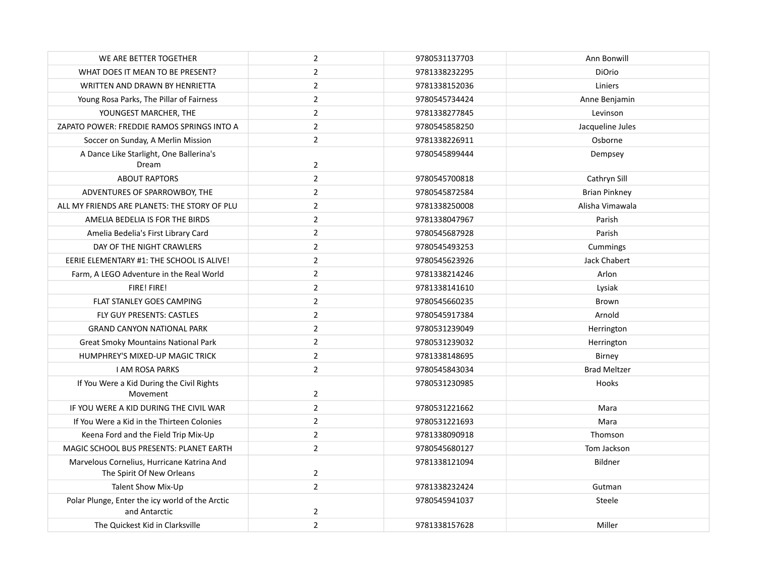| WE ARE BETTER TOGETHER | 2 | 9780531137703 | Ann Bonwill |
|---|---|---|---|
| WHAT DOES IT MEAN TO BE PRESENT? | 2 | 9781338232295 | DiOrio |
| WRITTEN AND DRAWN BY HENRIETTA | 2 | 9781338152036 | Liniers |
| Young Rosa Parks, The Pillar of Fairness | 2 | 9780545734424 | Anne Benjamin |
| YOUNGEST MARCHER, THE | 2 | 9781338277845 | Levinson |
| ZAPATO POWER: FREDDIE RAMOS SPRINGS INTO A | 2 | 9780545858250 | Jacqueline Jules |
| Soccer on Sunday, A Merlin Mission | 2 | 9781338226911 | Osborne |
| A Dance Like Starlight, One Ballerina's Dream | 2 | 9780545899444 | Dempsey |
| ABOUT RAPTORS | 2 | 9780545700818 | Cathryn Sill |
| ADVENTURES OF SPARROWBOY, THE | 2 | 9780545872584 | Brian Pinkney |
| ALL MY FRIENDS ARE PLANETS: THE STORY OF PLU | 2 | 9781338250008 | Alisha Vimawala |
| AMELIA BEDELIA IS FOR THE BIRDS | 2 | 9781338047967 | Parish |
| Amelia Bedelia's First Library Card | 2 | 9780545687928 | Parish |
| DAY OF THE NIGHT CRAWLERS | 2 | 9780545493253 | Cummings |
| EERIE ELEMENTARY #1: THE SCHOOL IS ALIVE! | 2 | 9780545623926 | Jack Chabert |
| Farm, A LEGO Adventure in the Real World | 2 | 9781338214246 | Arlon |
| FIRE! FIRE! | 2 | 9781338141610 | Lysiak |
| FLAT STANLEY GOES CAMPING | 2 | 9780545660235 | Brown |
| FLY GUY PRESENTS: CASTLES | 2 | 9780545917384 | Arnold |
| GRAND CANYON NATIONAL PARK | 2 | 9780531239049 | Herrington |
| Great Smoky Mountains National Park | 2 | 9780531239032 | Herrington |
| HUMPHREY'S MIXED-UP MAGIC TRICK | 2 | 9781338148695 | Birney |
| I AM ROSA PARKS | 2 | 9780545843034 | Brad Meltzer |
| If You Were a Kid During the Civil Rights Movement | 2 | 9780531230985 | Hooks |
| IF YOU WERE A KID DURING THE CIVIL WAR | 2 | 9780531221662 | Mara |
| If You Were a Kid in the Thirteen Colonies | 2 | 9780531221693 | Mara |
| Keena Ford and the Field Trip Mix-Up | 2 | 9781338090918 | Thomson |
| MAGIC SCHOOL BUS PRESENTS: PLANET EARTH | 2 | 9780545680127 | Tom Jackson |
| Marvelous Cornelius, Hurricane Katrina And The Spirit Of New Orleans | 2 | 9781338121094 | Bildner |
| Talent Show Mix-Up | 2 | 9781338232424 | Gutman |
| Polar Plunge, Enter the icy world of the Arctic and Antarctic | 2 | 9780545941037 | Steele |
| The Quickest Kid in Clarksville | 2 | 9781338157628 | Miller |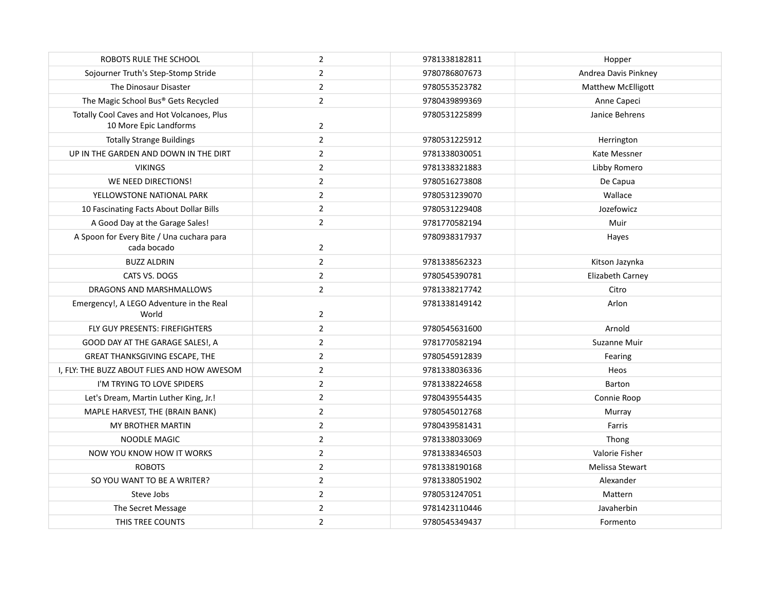| | | | |
|---|---|---|---|
| ROBOTS RULE THE SCHOOL | 2 | 9781338182811 | Hopper |
| Sojourner Truth's Step-Stomp Stride | 2 | 9780786807673 | Andrea Davis Pinkney |
| The Dinosaur Disaster | 2 | 9780553523782 | Matthew McElligott |
| The Magic School Bus® Gets Recycled | 2 | 9780439899369 | Anne Capeci |
| Totally Cool Caves and Hot Volcanoes, Plus 10 More Epic Landforms | 2 | 9780531225899 | Janice Behrens |
| Totally Strange Buildings | 2 | 9780531225912 | Herrington |
| UP IN THE GARDEN AND DOWN IN THE DIRT | 2 | 9781338030051 | Kate Messner |
| VIKINGS | 2 | 9781338321883 | Libby Romero |
| WE NEED DIRECTIONS! | 2 | 9780516273808 | De Capua |
| YELLOWSTONE NATIONAL PARK | 2 | 9780531239070 | Wallace |
| 10 Fascinating Facts About Dollar Bills | 2 | 9780531229408 | Jozefowicz |
| A Good Day at the Garage Sales! | 2 | 9781770582194 | Muir |
| A Spoon for Every Bite / Una cuchara para cada bocado | 2 | 9780938317937 | Hayes |
| BUZZ ALDRIN | 2 | 9781338562323 | Kitson Jazynka |
| CATS VS. DOGS | 2 | 9780545390781 | Elizabeth Carney |
| DRAGONS AND MARSHMALLOWS | 2 | 9781338217742 | Citro |
| Emergency!, A LEGO Adventure in the Real World | 2 | 9781338149142 | Arlon |
| FLY GUY PRESENTS: FIREFIGHTERS | 2 | 9780545631600 | Arnold |
| GOOD DAY AT THE GARAGE SALES!, A | 2 | 9781770582194 | Suzanne Muir |
| GREAT THANKSGIVING ESCAPE, THE | 2 | 9780545912839 | Fearing |
| I, FLY: THE BUZZ ABOUT FLIES AND HOW AWESOM | 2 | 9781338036336 | Heos |
| I'M TRYING TO LOVE SPIDERS | 2 | 9781338224658 | Barton |
| Let's Dream, Martin Luther King, Jr.! | 2 | 9780439554435 | Connie Roop |
| MAPLE HARVEST, THE (BRAIN BANK) | 2 | 9780545012768 | Murray |
| MY BROTHER MARTIN | 2 | 9780439581431 | Farris |
| NOODLE MAGIC | 2 | 9781338033069 | Thong |
| NOW YOU KNOW HOW IT WORKS | 2 | 9781338346503 | Valorie Fisher |
| ROBOTS | 2 | 9781338190168 | Melissa Stewart |
| SO YOU WANT TO BE A WRITER? | 2 | 9781338051902 | Alexander |
| Steve Jobs | 2 | 9780531247051 | Mattern |
| The Secret Message | 2 | 9781423110446 | Javaherbin |
| THIS TREE COUNTS | 2 | 9780545349437 | Formento |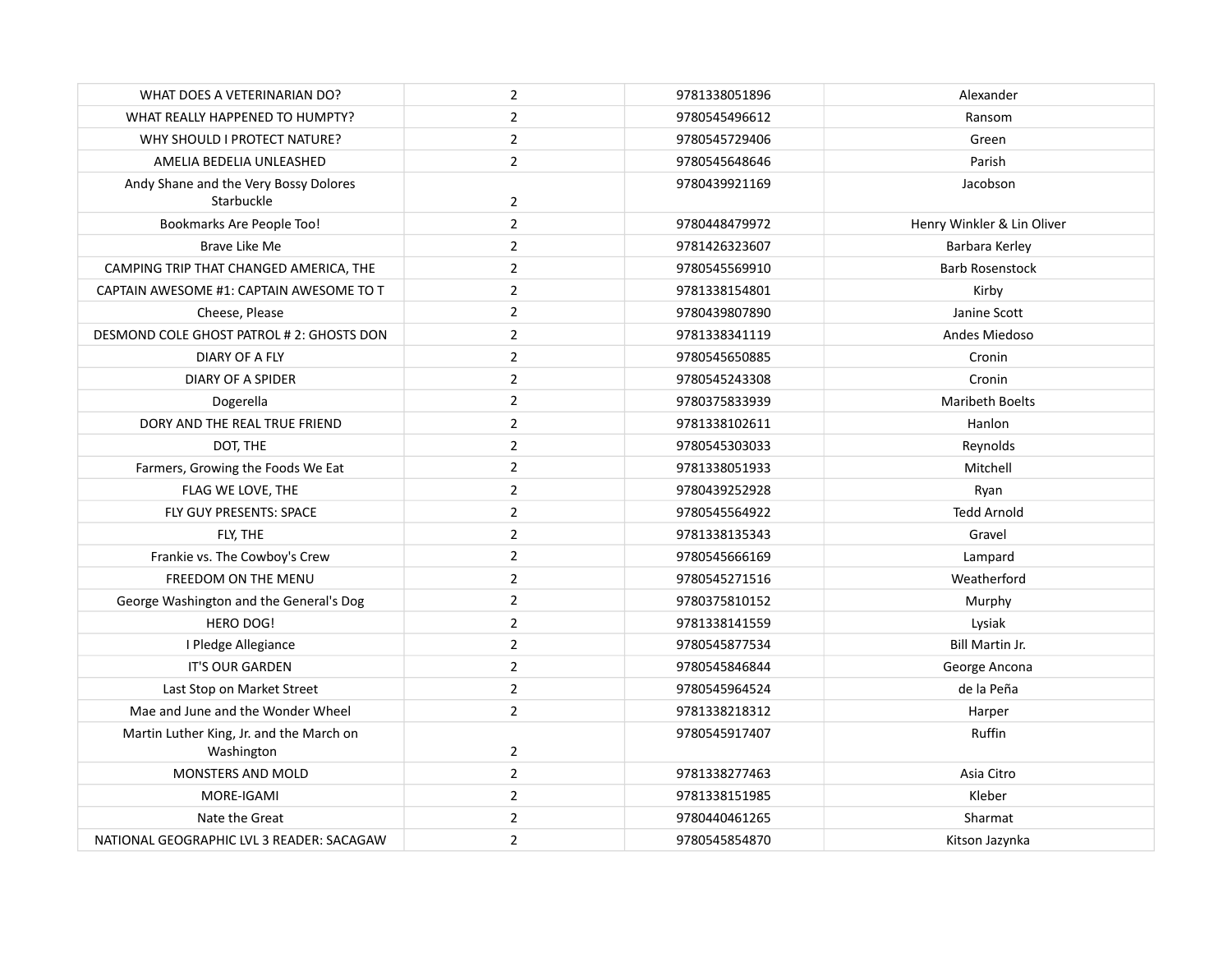| | | | |
|---|---|---|---|
| WHAT DOES A VETERINARIAN DO? | 2 | 9781338051896 | Alexander |
| WHAT REALLY HAPPENED TO HUMPTY? | 2 | 9780545496612 | Ransom |
| WHY SHOULD I PROTECT NATURE? | 2 | 9780545729406 | Green |
| AMELIA BEDELIA UNLEASHED | 2 | 9780545648646 | Parish |
| Andy Shane and the Very Bossy Dolores Starbuckle | 2 | 9780439921169 | Jacobson |
| Bookmarks Are People Too! | 2 | 9780448479972 | Henry Winkler & Lin Oliver |
| Brave Like Me | 2 | 9781426323607 | Barbara Kerley |
| CAMPING TRIP THAT CHANGED AMERICA, THE | 2 | 9780545569910 | Barb Rosenstock |
| CAPTAIN AWESOME #1: CAPTAIN AWESOME TO T | 2 | 9781338154801 | Kirby |
| Cheese, Please | 2 | 9780439807890 | Janine Scott |
| DESMOND COLE GHOST PATROL # 2: GHOSTS DON | 2 | 9781338341119 | Andes Miedoso |
| DIARY OF A FLY | 2 | 9780545650885 | Cronin |
| DIARY OF A SPIDER | 2 | 9780545243308 | Cronin |
| Dogerella | 2 | 9780375833939 | Maribeth Boelts |
| DORY AND THE REAL TRUE FRIEND | 2 | 9781338102611 | Hanlon |
| DOT, THE | 2 | 9780545303033 | Reynolds |
| Farmers, Growing the Foods We Eat | 2 | 9781338051933 | Mitchell |
| FLAG WE LOVE, THE | 2 | 9780439252928 | Ryan |
| FLY GUY PRESENTS: SPACE | 2 | 9780545564922 | Tedd Arnold |
| FLY, THE | 2 | 9781338135343 | Gravel |
| Frankie vs. The Cowboy's Crew | 2 | 9780545666169 | Lampard |
| FREEDOM ON THE MENU | 2 | 9780545271516 | Weatherford |
| George Washington and the General's Dog | 2 | 9780375810152 | Murphy |
| HERO DOG! | 2 | 9781338141559 | Lysiak |
| I Pledge Allegiance | 2 | 9780545877534 | Bill Martin Jr. |
| IT'S OUR GARDEN | 2 | 9780545846844 | George Ancona |
| Last Stop on Market Street | 2 | 9780545964524 | de la Peña |
| Mae and June and the Wonder Wheel | 2 | 9781338218312 | Harper |
| Martin Luther King, Jr. and the March on Washington | 2 | 9780545917407 | Ruffin |
| MONSTERS AND MOLD | 2 | 9781338277463 | Asia Citro |
| MORE-IGAMI | 2 | 9781338151985 | Kleber |
| Nate the Great | 2 | 9780440461265 | Sharmat |
| NATIONAL GEOGRAPHIC LVL 3 READER: SACAGAW | 2 | 9780545854870 | Kitson Jazynka |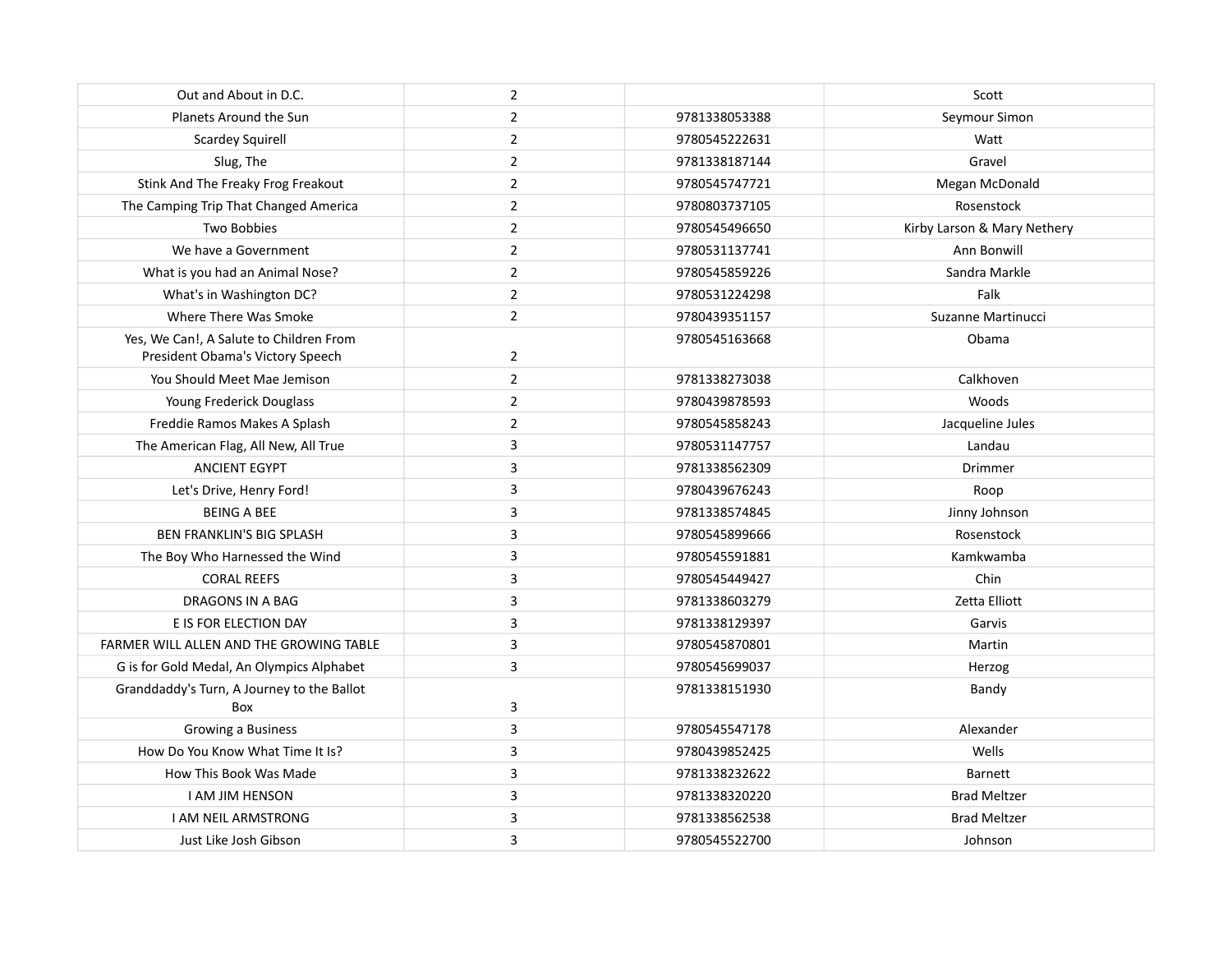| | | | |
|---|---|---|---|
| Out and About in D.C. | 2 | | Scott |
| Planets Around the Sun | 2 | 9781338053388 | Seymour Simon |
| Scardey Squirell | 2 | 9780545222631 | Watt |
| Slug, The | 2 | 9781338187144 | Gravel |
| Stink And The Freaky Frog Freakout | 2 | 9780545747721 | Megan McDonald |
| The Camping Trip That Changed America | 2 | 9780803737105 | Rosenstock |
| Two Bobbies | 2 | 9780545496650 | Kirby Larson & Mary Nethery |
| We have a Government | 2 | 9780531137741 | Ann Bonwill |
| What is you had an Animal Nose? | 2 | 9780545859226 | Sandra Markle |
| What's in Washington DC? | 2 | 9780531224298 | Falk |
| Where There Was Smoke | 2 | 9780439351157 | Suzanne Martinucci |
| Yes, We Can!, A Salute to Children From President Obama's Victory Speech | 2 | 9780545163668 | Obama |
| You Should Meet Mae Jemison | 2 | 9781338273038 | Calkhoven |
| Young Frederick Douglass | 2 | 9780439878593 | Woods |
| Freddie Ramos Makes A Splash | 2 | 9780545858243 | Jacqueline Jules |
| The American Flag, All New, All True | 3 | 9780531147757 | Landau |
| ANCIENT EGYPT | 3 | 9781338562309 | Drimmer |
| Let's Drive, Henry Ford! | 3 | 9780439676243 | Roop |
| BEING A BEE | 3 | 9781338574845 | Jinny Johnson |
| BEN FRANKLIN'S BIG SPLASH | 3 | 9780545899666 | Rosenstock |
| The Boy Who Harnessed the Wind | 3 | 9780545591881 | Kamkwamba |
| CORAL REEFS | 3 | 9780545449427 | Chin |
| DRAGONS IN A BAG | 3 | 9781338603279 | Zetta Elliott |
| E IS FOR ELECTION DAY | 3 | 9781338129397 | Garvis |
| FARMER WILL ALLEN AND THE GROWING TABLE | 3 | 9780545870801 | Martin |
| G is for Gold Medal, An Olympics Alphabet | 3 | 9780545699037 | Herzog |
| Granddaddy's Turn, A Journey to the Ballot Box | 3 | 9781338151930 | Bandy |
| Growing a Business | 3 | 9780545547178 | Alexander |
| How Do You Know What Time It Is? | 3 | 9780439852425 | Wells |
| How This Book Was Made | 3 | 9781338232622 | Barnett |
| I AM JIM HENSON | 3 | 9781338320220 | Brad Meltzer |
| I AM NEIL ARMSTRONG | 3 | 9781338562538 | Brad Meltzer |
| Just Like Josh Gibson | 3 | 9780545522700 | Johnson |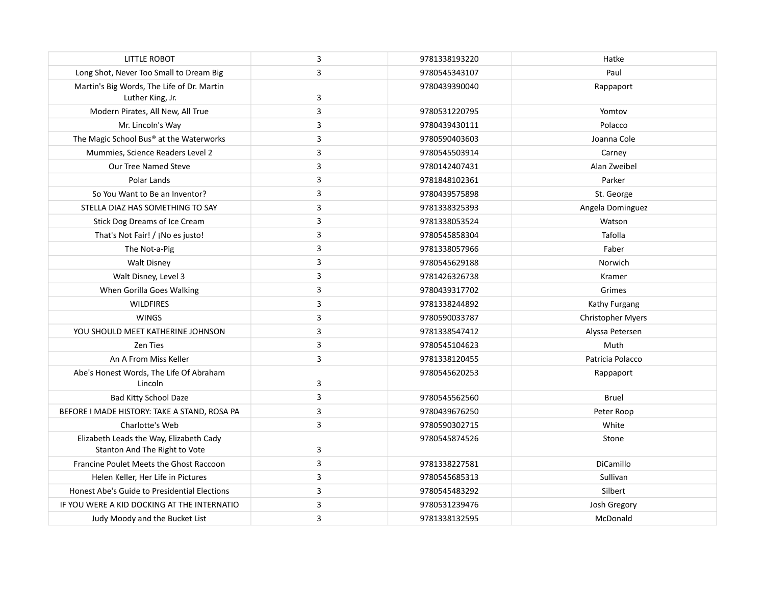| | | | |
|---|---|---|---|
| LITTLE ROBOT | 3 | 9781338193220 | Hatke |
| Long Shot, Never Too Small to Dream Big | 3 | 9780545343107 | Paul |
| Martin's Big Words, The Life of Dr. Martin Luther King, Jr. | 3 | 9780439390040 | Rappaport |
| Modern Pirates, All New, All True | 3 | 9780531220795 | Yomtov |
| Mr. Lincoln's Way | 3 | 9780439430111 | Polacco |
| The Magic School Bus® at the Waterworks | 3 | 9780590403603 | Joanna Cole |
| Mummies, Science Readers Level 2 | 3 | 9780545503914 | Carney |
| Our Tree Named Steve | 3 | 9780142407431 | Alan Zweibel |
| Polar Lands | 3 | 9781848102361 | Parker |
| So You Want to Be an Inventor? | 3 | 9780439575898 | St. George |
| STELLA DIAZ HAS SOMETHING TO SAY | 3 | 9781338325393 | Angela Dominguez |
| Stick Dog Dreams of Ice Cream | 3 | 9781338053524 | Watson |
| That's Not Fair! / ¡No es justo! | 3 | 9780545858304 | Tafolla |
| The Not-a-Pig | 3 | 9781338057966 | Faber |
| Walt Disney | 3 | 9780545629188 | Norwich |
| Walt Disney, Level 3 | 3 | 9781426326738 | Kramer |
| When Gorilla Goes Walking | 3 | 9780439317702 | Grimes |
| WILDFIRES | 3 | 9781338244892 | Kathy Furgang |
| WINGS | 3 | 9780590033787 | Christopher Myers |
| YOU SHOULD MEET KATHERINE JOHNSON | 3 | 9781338547412 | Alyssa Petersen |
| Zen Ties | 3 | 9780545104623 | Muth |
| An A From Miss Keller | 3 | 9781338120455 | Patricia Polacco |
| Abe's Honest Words, The Life Of Abraham Lincoln | 3 | 9780545620253 | Rappaport |
| Bad Kitty School Daze | 3 | 9780545562560 | Bruel |
| BEFORE I MADE HISTORY: TAKE A STAND, ROSA PA | 3 | 9780439676250 | Peter Roop |
| Charlotte's Web | 3 | 9780590302715 | White |
| Elizabeth Leads the Way, Elizabeth Cady Stanton And The Right to Vote | 3 | 9780545874526 | Stone |
| Francine Poulet Meets the Ghost Raccoon | 3 | 9781338227581 | DiCamillo |
| Helen Keller, Her Life in Pictures | 3 | 9780545685313 | Sullivan |
| Honest Abe's Guide to Presidential Elections | 3 | 9780545483292 | Silbert |
| IF YOU WERE A KID DOCKING AT THE INTERNATIO | 3 | 9780531239476 | Josh Gregory |
| Judy Moody and the Bucket List | 3 | 9781338132595 | McDonald |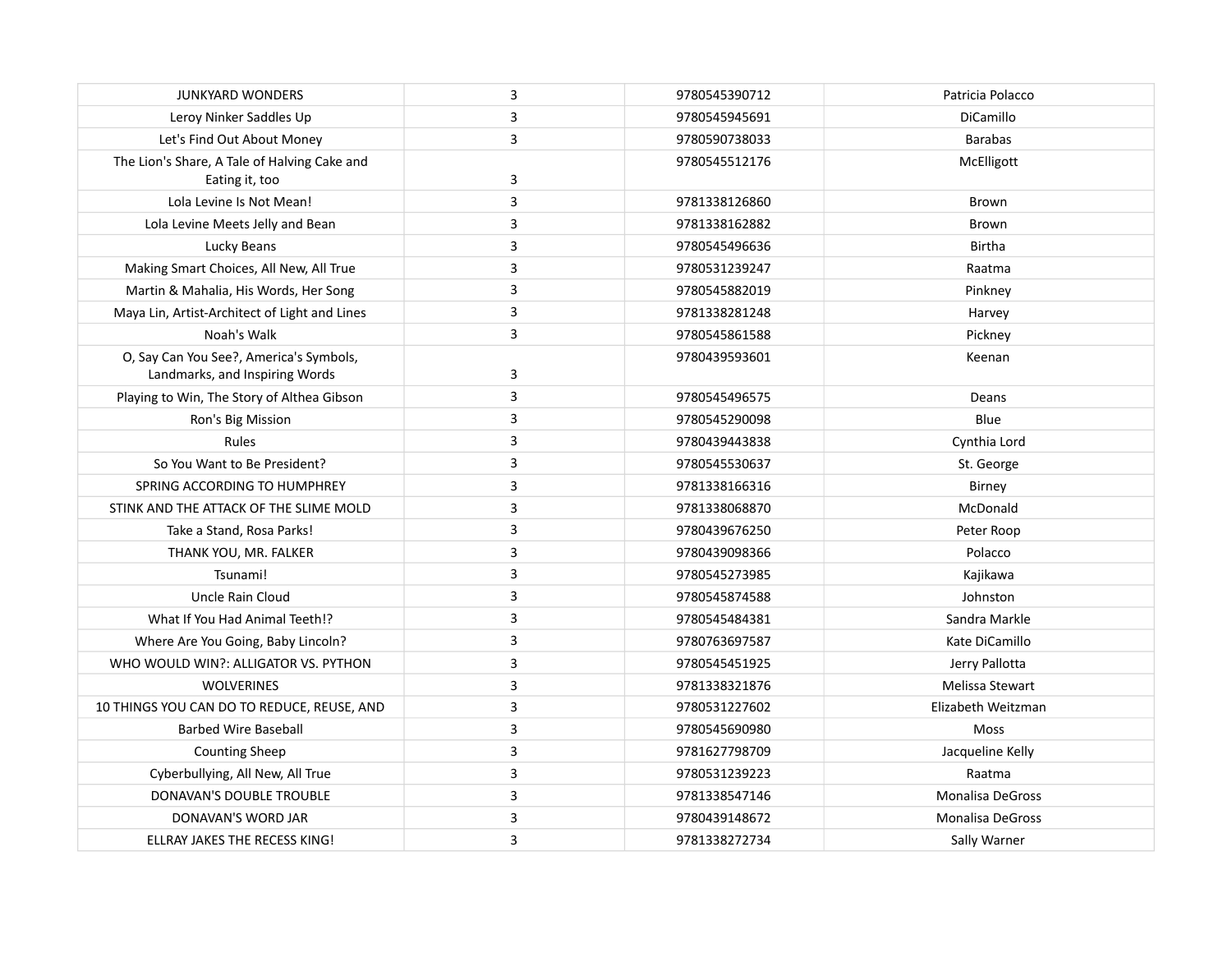| | | | |
|---|---|---|---|
| JUNKYARD WONDERS | 3 | 9780545390712 | Patricia Polacco |
| Leroy Ninker Saddles Up | 3 | 9780545945691 | DiCamillo |
| Let's Find Out About Money | 3 | 9780590738033 | Barabas |
| The Lion's Share, A Tale of Halving Cake and Eating it, too | 3 | 9780545512176 | McElligott |
| Lola Levine Is Not Mean! | 3 | 9781338126860 | Brown |
| Lola Levine Meets Jelly and Bean | 3 | 9781338162882 | Brown |
| Lucky Beans | 3 | 9780545496636 | Birtha |
| Making Smart Choices, All New, All True | 3 | 9780531239247 | Raatma |
| Martin & Mahalia, His Words, Her Song | 3 | 9780545882019 | Pinkney |
| Maya Lin, Artist-Architect of Light and Lines | 3 | 9781338281248 | Harvey |
| Noah's Walk | 3 | 9780545861588 | Pickney |
| O, Say Can You See?, America's Symbols, Landmarks, and Inspiring Words | 3 | 9780439593601 | Keenan |
| Playing to Win, The Story of Althea Gibson | 3 | 9780545496575 | Deans |
| Ron's Big Mission | 3 | 9780545290098 | Blue |
| Rules | 3 | 9780439443838 | Cynthia Lord |
| So You Want to Be President? | 3 | 9780545530637 | St. George |
| SPRING ACCORDING TO HUMPHREY | 3 | 9781338166316 | Birney |
| STINK AND THE ATTACK OF THE SLIME MOLD | 3 | 9781338068870 | McDonald |
| Take a Stand, Rosa Parks! | 3 | 9780439676250 | Peter Roop |
| THANK YOU, MR. FALKER | 3 | 9780439098366 | Polacco |
| Tsunami! | 3 | 9780545273985 | Kajikawa |
| Uncle Rain Cloud | 3 | 9780545874588 | Johnston |
| What If You Had Animal Teeth!? | 3 | 9780545484381 | Sandra Markle |
| Where Are You Going, Baby Lincoln? | 3 | 9780763697587 | Kate DiCamillo |
| WHO WOULD WIN?: ALLIGATOR VS. PYTHON | 3 | 9780545451925 | Jerry Pallotta |
| WOLVERINES | 3 | 9781338321876 | Melissa Stewart |
| 10 THINGS YOU CAN DO TO REDUCE, REUSE, AND | 3 | 9780531227602 | Elizabeth Weitzman |
| Barbed Wire Baseball | 3 | 9780545690980 | Moss |
| Counting Sheep | 3 | 9781627798709 | Jacqueline Kelly |
| Cyberbullying, All New, All True | 3 | 9780531239223 | Raatma |
| DONAVAN'S DOUBLE TROUBLE | 3 | 9781338547146 | Monalisa DeGross |
| DONAVAN'S WORD JAR | 3 | 9780439148672 | Monalisa DeGross |
| ELLRAY JAKES THE RECESS KING! | 3 | 9781338272734 | Sally Warner |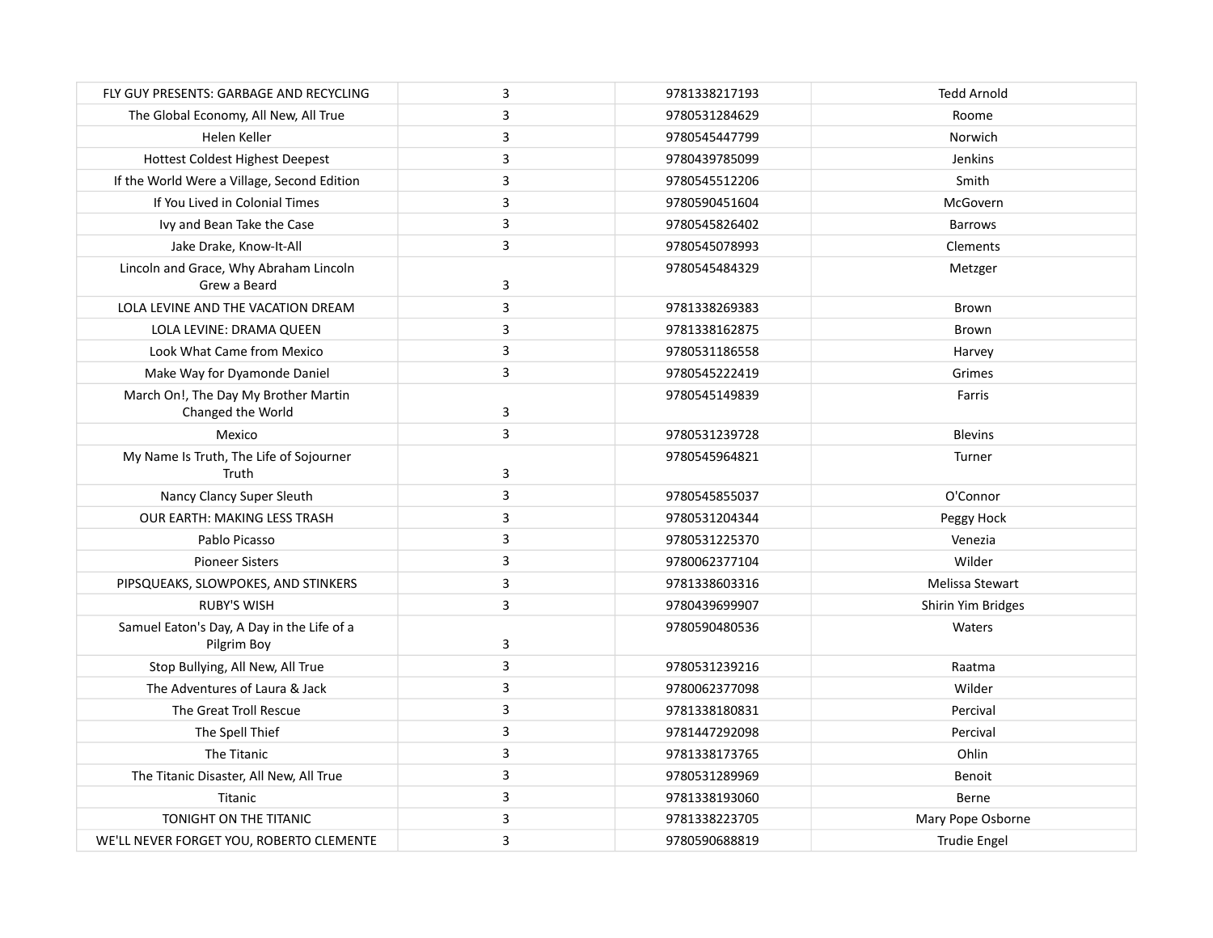| | | | |
|---|---|---|---|
| FLY GUY PRESENTS: GARBAGE AND RECYCLING | 3 | 9781338217193 | Tedd Arnold |
| The Global Economy, All New, All True | 3 | 9780531284629 | Roome |
| Helen Keller | 3 | 9780545447799 | Norwich |
| Hottest Coldest Highest Deepest | 3 | 9780439785099 | Jenkins |
| If the World Were a Village, Second Edition | 3 | 9780545512206 | Smith |
| If You Lived in Colonial Times | 3 | 9780590451604 | McGovern |
| Ivy and Bean Take the Case | 3 | 9780545826402 | Barrows |
| Jake Drake, Know-It-All | 3 | 9780545078993 | Clements |
| Lincoln and Grace, Why Abraham Lincoln Grew a Beard | 3 | 9780545484329 | Metzger |
| LOLA LEVINE AND THE VACATION DREAM | 3 | 9781338269383 | Brown |
| LOLA LEVINE: DRAMA QUEEN | 3 | 9781338162875 | Brown |
| Look What Came from Mexico | 3 | 9780531186558 | Harvey |
| Make Way for Dyamonde Daniel | 3 | 9780545222419 | Grimes |
| March On!, The Day My Brother Martin Changed the World | 3 | 9780545149839 | Farris |
| Mexico | 3 | 9780531239728 | Blevins |
| My Name Is Truth, The Life of Sojourner Truth | 3 | 9780545964821 | Turner |
| Nancy Clancy Super Sleuth | 3 | 9780545855037 | O'Connor |
| OUR EARTH: MAKING LESS TRASH | 3 | 9780531204344 | Peggy Hock |
| Pablo Picasso | 3 | 9780531225370 | Venezia |
| Pioneer Sisters | 3 | 9780062377104 | Wilder |
| PIPSQUEAKS, SLOWPOKES, AND STINKERS | 3 | 9781338603316 | Melissa Stewart |
| RUBY'S WISH | 3 | 9780439699907 | Shirin Yim Bridges |
| Samuel Eaton's Day, A Day in the Life of a Pilgrim Boy | 3 | 9780590480536 | Waters |
| Stop Bullying, All New, All True | 3 | 9780531239216 | Raatma |
| The Adventures of Laura & Jack | 3 | 9780062377098 | Wilder |
| The Great Troll Rescue | 3 | 9781338180831 | Percival |
| The Spell Thief | 3 | 9781447292098 | Percival |
| The Titanic | 3 | 9781338173765 | Ohlin |
| The Titanic Disaster, All New, All True | 3 | 9780531289969 | Benoit |
| Titanic | 3 | 9781338193060 | Berne |
| TONIGHT ON THE TITANIC | 3 | 9781338223705 | Mary Pope Osborne |
| WE'LL NEVER FORGET YOU, ROBERTO CLEMENTE | 3 | 9780590688819 | Trudie Engel |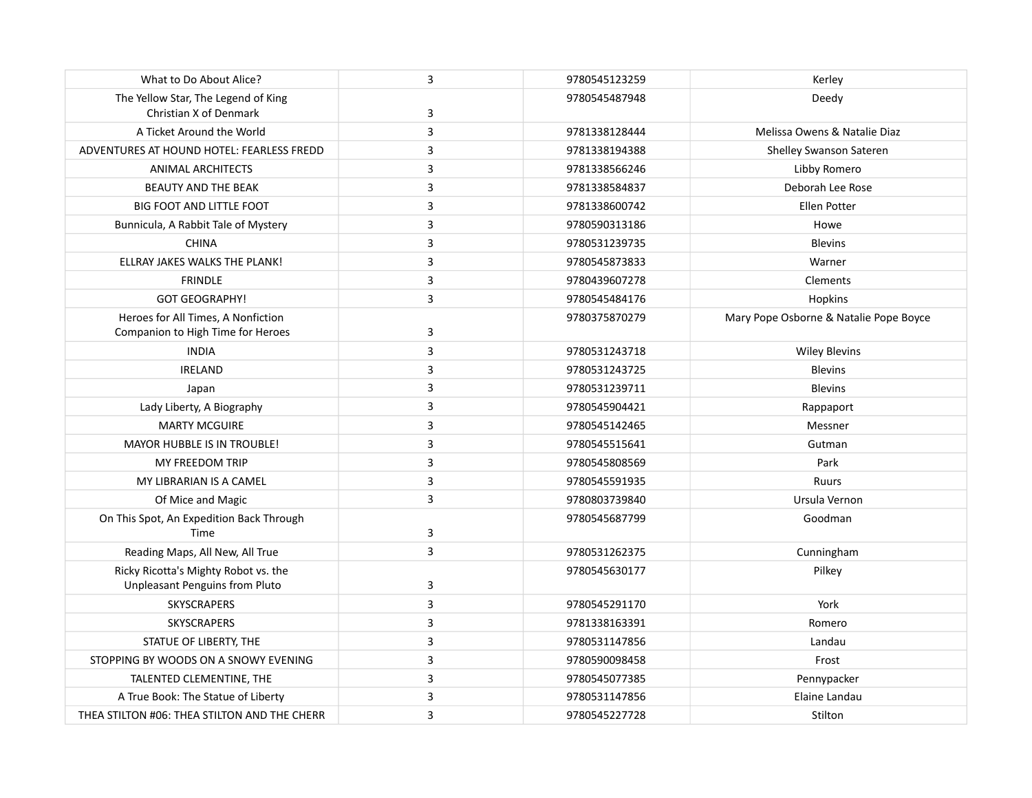| | | | |
|---|---|---|---|
| What to Do About Alice? | 3 | 9780545123259 | Kerley |
| The Yellow Star, The Legend of King Christian X of Denmark | 3 | 9780545487948 | Deedy |
| A Ticket Around the World | 3 | 9781338128444 | Melissa Owens & Natalie Diaz |
| ADVENTURES AT HOUND HOTEL: FEARLESS FREDD | 3 | 9781338194388 | Shelley Swanson Sateren |
| ANIMAL ARCHITECTS | 3 | 9781338566246 | Libby Romero |
| BEAUTY AND THE BEAK | 3 | 9781338584837 | Deborah Lee Rose |
| BIG FOOT AND LITTLE FOOT | 3 | 9781338600742 | Ellen Potter |
| Bunnicula, A Rabbit Tale of Mystery | 3 | 9780590313186 | Howe |
| CHINA | 3 | 9780531239735 | Blevins |
| ELLRAY JAKES WALKS THE PLANK! | 3 | 9780545873833 | Warner |
| FRINDLE | 3 | 9780439607278 | Clements |
| GOT GEOGRAPHY! | 3 | 9780545484176 | Hopkins |
| Heroes for All Times, A Nonfiction Companion to High Time for Heroes | 3 | 9780375870279 | Mary Pope Osborne & Natalie Pope Boyce |
| INDIA | 3 | 9780531243718 | Wiley Blevins |
| IRELAND | 3 | 9780531243725 | Blevins |
| Japan | 3 | 9780531239711 | Blevins |
| Lady Liberty, A Biography | 3 | 9780545904421 | Rappaport |
| MARTY MCGUIRE | 3 | 9780545142465 | Messner |
| MAYOR HUBBLE IS IN TROUBLE! | 3 | 9780545515641 | Gutman |
| MY FREEDOM TRIP | 3 | 9780545808569 | Park |
| MY LIBRARIAN IS A CAMEL | 3 | 9780545591935 | Ruurs |
| Of Mice and Magic | 3 | 9780803739840 | Ursula Vernon |
| On This Spot, An Expedition Back Through Time | 3 | 9780545687799 | Goodman |
| Reading Maps, All New, All True | 3 | 9780531262375 | Cunningham |
| Ricky Ricotta's Mighty Robot vs. the Unpleasant Penguins from Pluto | 3 | 9780545630177 | Pilkey |
| SKYSCRAPERS | 3 | 9780545291170 | York |
| SKYSCRAPERS | 3 | 9781338163391 | Romero |
| STATUE OF LIBERTY, THE | 3 | 9780531147856 | Landau |
| STOPPING BY WOODS ON A SNOWY EVENING | 3 | 9780590098458 | Frost |
| TALENTED CLEMENTINE, THE | 3 | 9780545077385 | Pennypacker |
| A True Book: The Statue of Liberty | 3 | 9780531147856 | Elaine Landau |
| THEA STILTON #06: THEA STILTON AND THE CHERR | 3 | 9780545227728 | Stilton |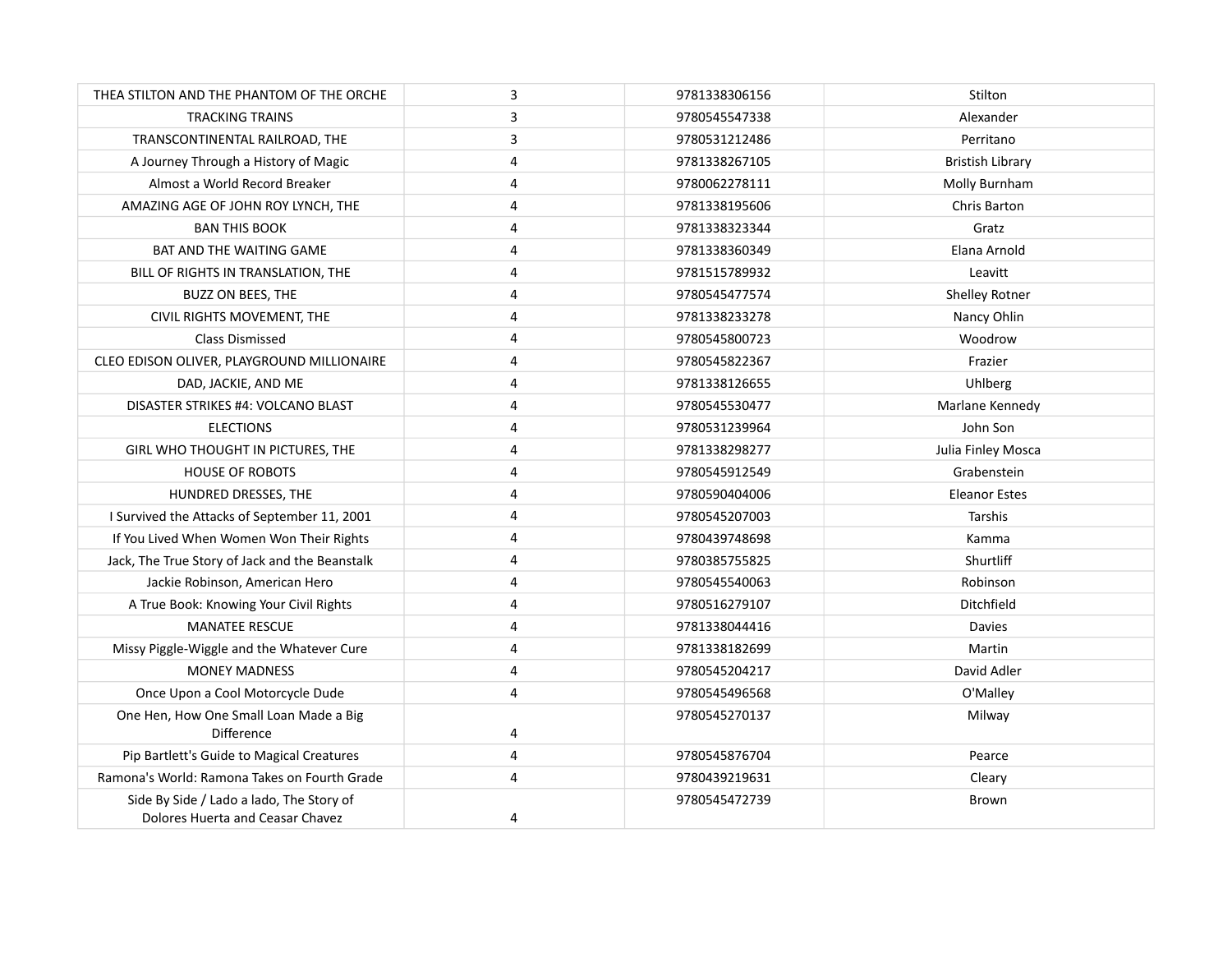| | | | |
|---|---|---|---|
| THEA STILTON AND THE PHANTOM OF THE ORCHE | 3 | 9781338306156 | Stilton |
| TRACKING TRAINS | 3 | 9780545547338 | Alexander |
| TRANSCONTINENTAL RAILROAD, THE | 3 | 9780531212486 | Perritano |
| A Journey Through a History of Magic | 4 | 9781338267105 | Bristish Library |
| Almost a World Record Breaker | 4 | 9780062278111 | Molly Burnham |
| AMAZING AGE OF JOHN ROY LYNCH, THE | 4 | 9781338195606 | Chris Barton |
| BAN THIS BOOK | 4 | 9781338323344 | Gratz |
| BAT AND THE WAITING GAME | 4 | 9781338360349 | Elana Arnold |
| BILL OF RIGHTS IN TRANSLATION, THE | 4 | 9781515789932 | Leavitt |
| BUZZ ON BEES, THE | 4 | 9780545477574 | Shelley Rotner |
| CIVIL RIGHTS MOVEMENT, THE | 4 | 9781338233278 | Nancy Ohlin |
| Class Dismissed | 4 | 9780545800723 | Woodrow |
| CLEO EDISON OLIVER, PLAYGROUND MILLIONAIRE | 4 | 9780545822367 | Frazier |
| DAD, JACKIE, AND ME | 4 | 9781338126655 | Uhlberg |
| DISASTER STRIKES #4: VOLCANO BLAST | 4 | 9780545530477 | Marlane Kennedy |
| ELECTIONS | 4 | 9780531239964 | John Son |
| GIRL WHO THOUGHT IN PICTURES, THE | 4 | 9781338298277 | Julia Finley Mosca |
| HOUSE OF ROBOTS | 4 | 9780545912549 | Grabenstein |
| HUNDRED DRESSES, THE | 4 | 9780590404006 | Eleanor Estes |
| I Survived the Attacks of September 11, 2001 | 4 | 9780545207003 | Tarshis |
| If You Lived When Women Won Their Rights | 4 | 9780439748698 | Kamma |
| Jack, The True Story of Jack and the Beanstalk | 4 | 9780385755825 | Shurtliff |
| Jackie Robinson, American Hero | 4 | 9780545540063 | Robinson |
| A True Book: Knowing Your Civil Rights | 4 | 9780516279107 | Ditchfield |
| MANATEE RESCUE | 4 | 9781338044416 | Davies |
| Missy Piggle-Wiggle and the Whatever Cure | 4 | 9781338182699 | Martin |
| MONEY MADNESS | 4 | 9780545204217 | David Adler |
| Once Upon a Cool Motorcycle Dude | 4 | 9780545496568 | O'Malley |
| One Hen, How One Small Loan Made a Big Difference | 4 | 9780545270137 | Milway |
| Pip Bartlett's Guide to Magical Creatures | 4 | 9780545876704 | Pearce |
| Ramona's World: Ramona Takes on Fourth Grade | 4 | 9780439219631 | Cleary |
| Side By Side / Lado a lado, The Story of Dolores Huerta and Ceasar Chavez | 4 | 9780545472739 | Brown |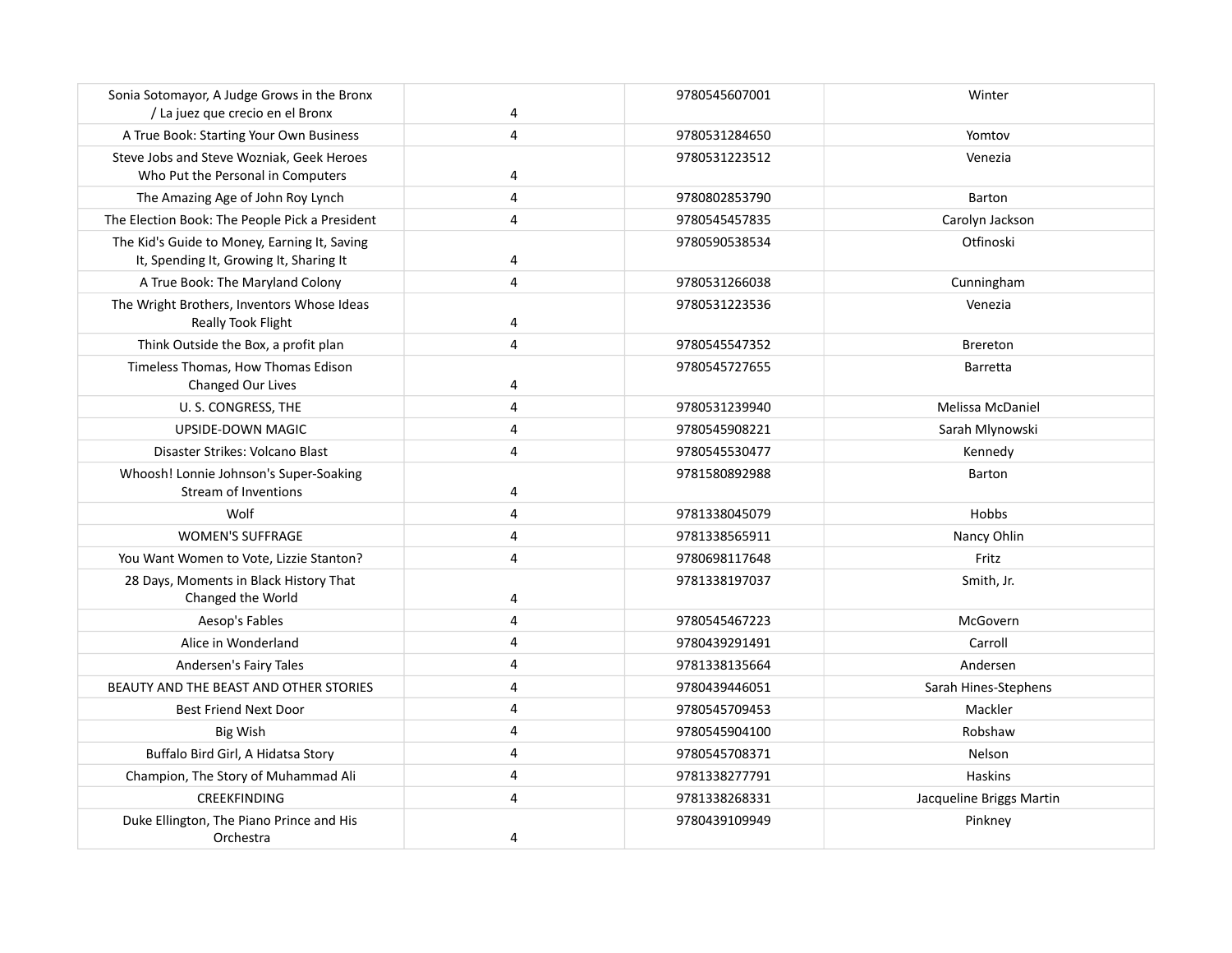| | | | |
|---|---|---|---|
| Sonia Sotomayor, A Judge Grows in the Bronx / La juez que crecio en el Bronx | 4 | 9780545607001 | Winter |
| A True Book: Starting Your Own Business | 4 | 9780531284650 | Yomtov |
| Steve Jobs and Steve Wozniak, Geek Heroes Who Put the Personal in Computers | 4 | 9780531223512 | Venezia |
| The Amazing Age of John Roy Lynch | 4 | 9780802853790 | Barton |
| The Election Book: The People Pick a President | 4 | 9780545457835 | Carolyn Jackson |
| The Kid's Guide to Money, Earning It, Saving It, Spending It, Growing It, Sharing It | 4 | 9780590538534 | Otfinoski |
| A True Book: The Maryland Colony | 4 | 9780531266038 | Cunningham |
| The Wright Brothers, Inventors Whose Ideas Really Took Flight | 4 | 9780531223536 | Venezia |
| Think Outside the Box, a profit plan | 4 | 9780545547352 | Brereton |
| Timeless Thomas, How Thomas Edison Changed Our Lives | 4 | 9780545727655 | Barretta |
| U. S. CONGRESS, THE | 4 | 9780531239940 | Melissa McDaniel |
| UPSIDE-DOWN MAGIC | 4 | 9780545908221 | Sarah Mlynowski |
| Disaster Strikes: Volcano Blast | 4 | 9780545530477 | Kennedy |
| Whoosh! Lonnie Johnson's Super-Soaking Stream of Inventions | 4 | 9781580892988 | Barton |
| Wolf | 4 | 9781338045079 | Hobbs |
| WOMEN'S SUFFRAGE | 4 | 9781338565911 | Nancy Ohlin |
| You Want Women to Vote, Lizzie Stanton? | 4 | 9780698117648 | Fritz |
| 28 Days, Moments in Black History That Changed the World | 4 | 9781338197037 | Smith, Jr. |
| Aesop's Fables | 4 | 9780545467223 | McGovern |
| Alice in Wonderland | 4 | 9780439291491 | Carroll |
| Andersen's Fairy Tales | 4 | 9781338135664 | Andersen |
| BEAUTY AND THE BEAST AND OTHER STORIES | 4 | 9780439446051 | Sarah Hines-Stephens |
| Best Friend Next Door | 4 | 9780545709453 | Mackler |
| Big Wish | 4 | 9780545904100 | Robshaw |
| Buffalo Bird Girl, A Hidatsa Story | 4 | 9780545708371 | Nelson |
| Champion, The Story of Muhammad Ali | 4 | 9781338277791 | Haskins |
| CREEKFINDING | 4 | 9781338268331 | Jacqueline Briggs Martin |
| Duke Ellington, The Piano Prince and His Orchestra | 4 | 9780439109949 | Pinkney |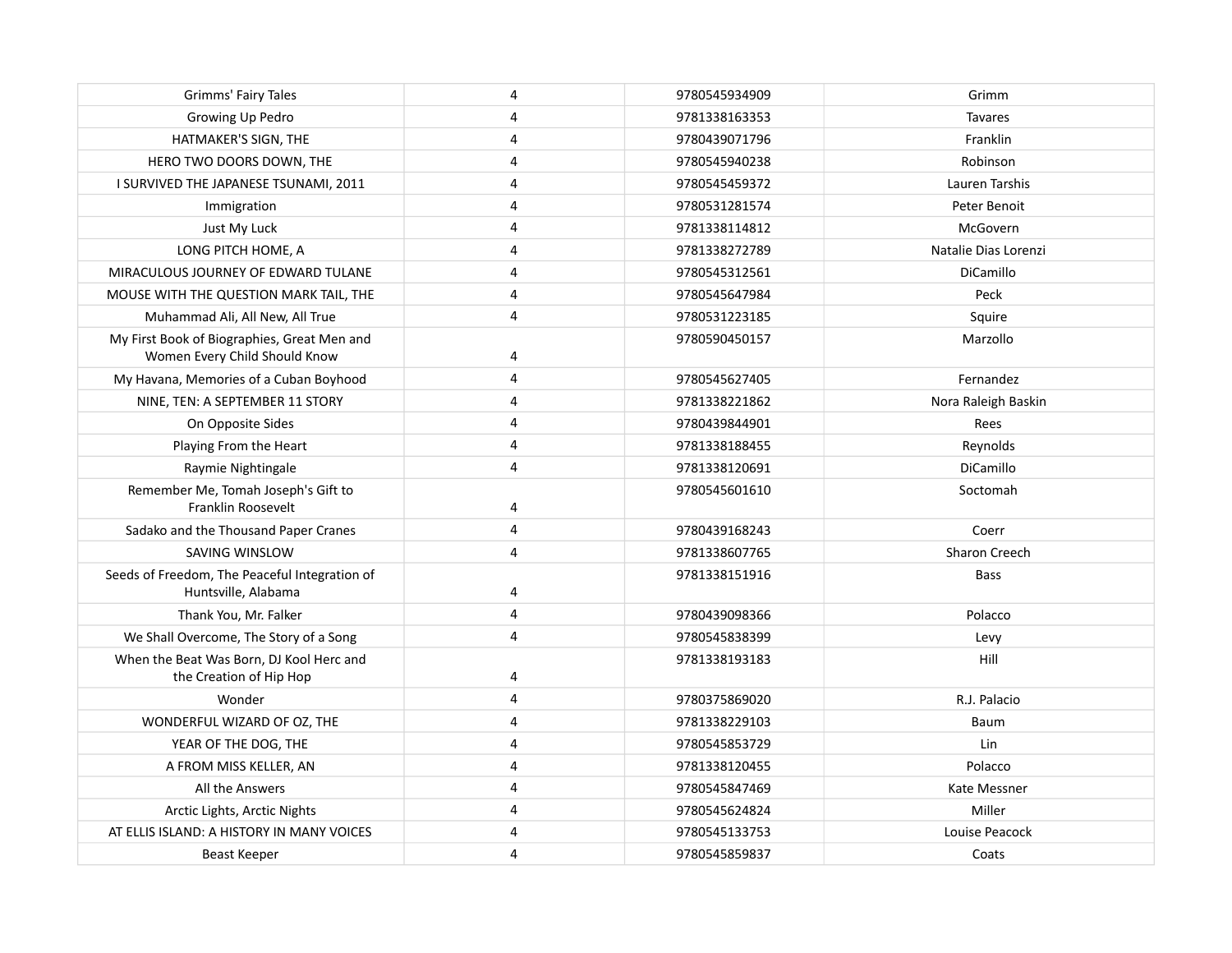| | | | |
|---|---|---|---|
| Grimms' Fairy Tales | 4 | 9780545934909 | Grimm |
| Growing Up Pedro | 4 | 9781338163353 | Tavares |
| HATMAKER'S SIGN, THE | 4 | 9780439071796 | Franklin |
| HERO TWO DOORS DOWN, THE | 4 | 9780545940238 | Robinson |
| I SURVIVED THE JAPANESE TSUNAMI, 2011 | 4 | 9780545459372 | Lauren Tarshis |
| Immigration | 4 | 9780531281574 | Peter Benoit |
| Just My Luck | 4 | 9781338114812 | McGovern |
| LONG PITCH HOME, A | 4 | 9781338272789 | Natalie Dias Lorenzi |
| MIRACULOUS JOURNEY OF EDWARD TULANE | 4 | 9780545312561 | DiCamillo |
| MOUSE WITH THE QUESTION MARK TAIL, THE | 4 | 9780545647984 | Peck |
| Muhammad Ali, All New, All True | 4 | 9780531223185 | Squire |
| My First Book of Biographies, Great Men and Women Every Child Should Know | 4 | 9780590450157 | Marzollo |
| My Havana, Memories of a Cuban Boyhood | 4 | 9780545627405 | Fernandez |
| NINE, TEN: A SEPTEMBER 11 STORY | 4 | 9781338221862 | Nora Raleigh Baskin |
| On Opposite Sides | 4 | 9780439844901 | Rees |
| Playing From the Heart | 4 | 9781338188455 | Reynolds |
| Raymie Nightingale | 4 | 9781338120691 | DiCamillo |
| Remember Me, Tomah Joseph's Gift to Franklin Roosevelt | 4 | 9780545601610 | Soctomah |
| Sadako and the Thousand Paper Cranes | 4 | 9780439168243 | Coerr |
| SAVING WINSLOW | 4 | 9781338607765 | Sharon Creech |
| Seeds of Freedom, The Peaceful Integration of Huntsville, Alabama | 4 | 9781338151916 | Bass |
| Thank You, Mr. Falker | 4 | 9780439098366 | Polacco |
| We Shall Overcome, The Story of a Song | 4 | 9780545838399 | Levy |
| When the Beat Was Born, DJ Kool Herc and the Creation of Hip Hop | 4 | 9781338193183 | Hill |
| Wonder | 4 | 9780375869020 | R.J. Palacio |
| WONDERFUL WIZARD OF OZ, THE | 4 | 9781338229103 | Baum |
| YEAR OF THE DOG, THE | 4 | 9780545853729 | Lin |
| A FROM MISS KELLER, AN | 4 | 9781338120455 | Polacco |
| All the Answers | 4 | 9780545847469 | Kate Messner |
| Arctic Lights, Arctic Nights | 4 | 9780545624824 | Miller |
| AT ELLIS ISLAND: A HISTORY IN MANY VOICES | 4 | 9780545133753 | Louise Peacock |
| Beast Keeper | 4 | 9780545859837 | Coats |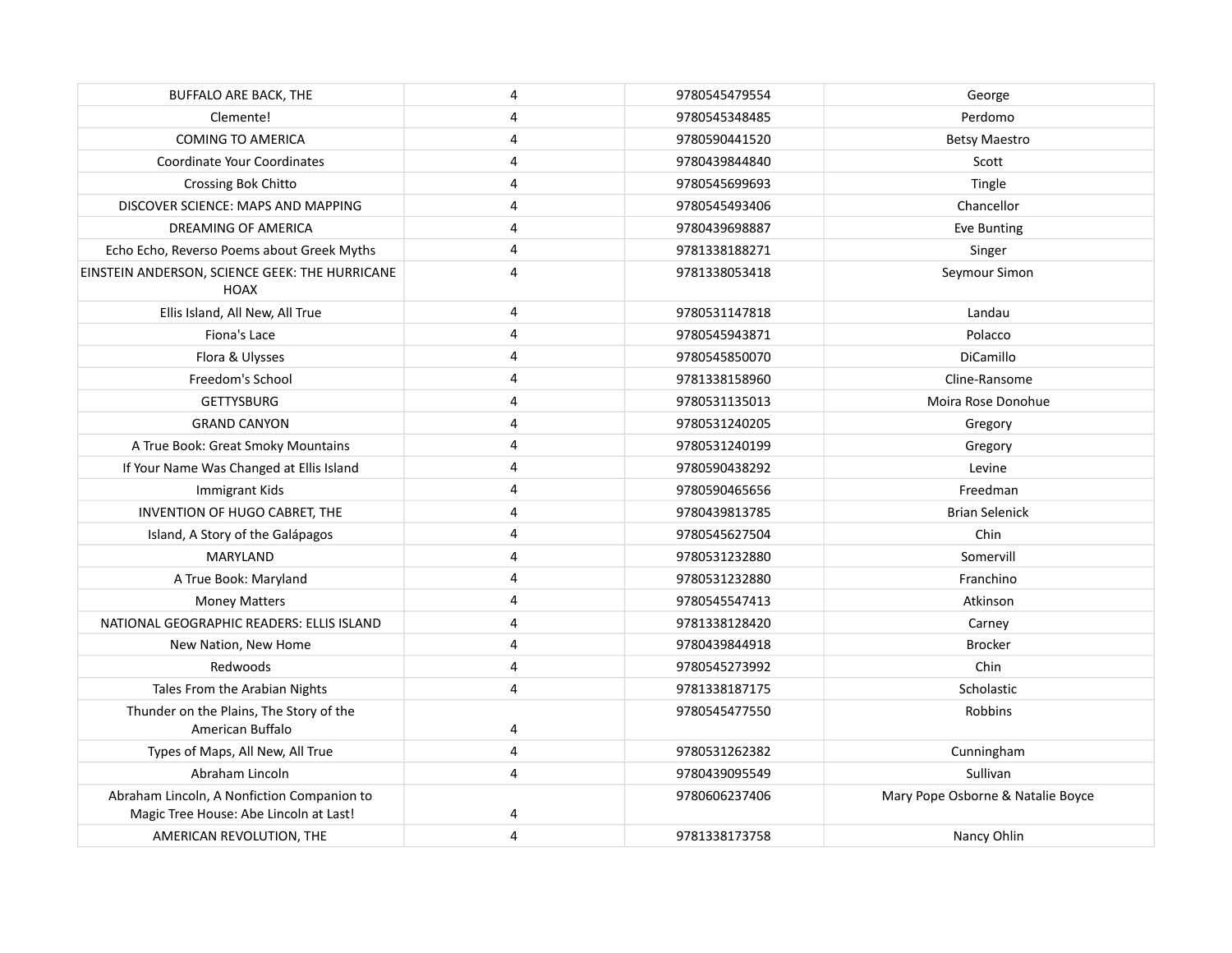| | | | |
|---|---|---|---|
| BUFFALO ARE BACK, THE | 4 | 9780545479554 | George |
| Clemente! | 4 | 9780545348485 | Perdomo |
| COMING TO AMERICA | 4 | 9780590441520 | Betsy Maestro |
| Coordinate Your Coordinates | 4 | 9780439844840 | Scott |
| Crossing Bok Chitto | 4 | 9780545699693 | Tingle |
| DISCOVER SCIENCE: MAPS AND MAPPING | 4 | 9780545493406 | Chancellor |
| DREAMING OF AMERICA | 4 | 9780439698887 | Eve Bunting |
| Echo Echo, Reverso Poems about Greek Myths | 4 | 9781338188271 | Singer |
| EINSTEIN ANDERSON, SCIENCE GEEK: THE HURRICANE HOAX | 4 | 9781338053418 | Seymour Simon |
| Ellis Island, All New, All True | 4 | 9780531147818 | Landau |
| Fiona's Lace | 4 | 9780545943871 | Polacco |
| Flora & Ulysses | 4 | 9780545850070 | DiCamillo |
| Freedom's School | 4 | 9781338158960 | Cline-Ransome |
| GETTYSBURG | 4 | 9780531135013 | Moira Rose Donohue |
| GRAND CANYON | 4 | 9780531240205 | Gregory |
| A True Book: Great Smoky Mountains | 4 | 9780531240199 | Gregory |
| If Your Name Was Changed at Ellis Island | 4 | 9780590438292 | Levine |
| Immigrant Kids | 4 | 9780590465656 | Freedman |
| INVENTION OF HUGO CABRET, THE | 4 | 9780439813785 | Brian Selenick |
| Island, A Story of the Galápagos | 4 | 9780545627504 | Chin |
| MARYLAND | 4 | 9780531232880 | Somervill |
| A True Book: Maryland | 4 | 9780531232880 | Franchino |
| Money Matters | 4 | 9780545547413 | Atkinson |
| NATIONAL GEOGRAPHIC READERS: ELLIS ISLAND | 4 | 9781338128420 | Carney |
| New Nation, New Home | 4 | 9780439844918 | Brocker |
| Redwoods | 4 | 9780545273992 | Chin |
| Tales From the Arabian Nights | 4 | 9781338187175 | Scholastic |
| Thunder on the Plains, The Story of the American Buffalo | 4 | 9780545477550 | Robbins |
| Types of Maps, All New, All True | 4 | 9780531262382 | Cunningham |
| Abraham Lincoln | 4 | 9780439095549 | Sullivan |
| Abraham Lincoln, A Nonfiction Companion to Magic Tree House: Abe Lincoln at Last! | 4 | 9780606237406 | Mary Pope Osborne & Natalie Boyce |
| AMERICAN REVOLUTION, THE | 4 | 9781338173758 | Nancy Ohlin |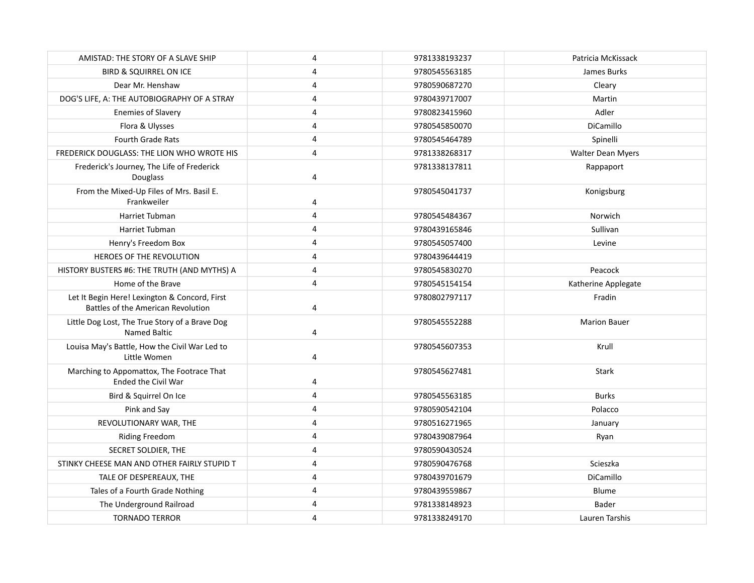| | | | |
|---|---|---|---|
| AMISTAD: THE STORY OF A SLAVE SHIP | 4 | 9781338193237 | Patricia McKissack |
| BIRD & SQUIRREL ON ICE | 4 | 9780545563185 | James Burks |
| Dear Mr. Henshaw | 4 | 9780590687270 | Cleary |
| DOG'S LIFE, A: THE AUTOBIOGRAPHY OF A STRAY | 4 | 9780439717007 | Martin |
| Enemies of Slavery | 4 | 9780823415960 | Adler |
| Flora & Ulysses | 4 | 9780545850070 | DiCamillo |
| Fourth Grade Rats | 4 | 9780545464789 | Spinelli |
| FREDERICK DOUGLASS: THE LION WHO WROTE HIS | 4 | 9781338268317 | Walter Dean Myers |
| Frederick's Journey, The Life of Frederick Douglass | 4 | 9781338137811 | Rappaport |
| From the Mixed-Up Files of Mrs. Basil E. Frankweiler | 4 | 9780545041737 | Konigsburg |
| Harriet Tubman | 4 | 9780545484367 | Norwich |
| Harriet Tubman | 4 | 9780439165846 | Sullivan |
| Henry's Freedom Box | 4 | 9780545057400 | Levine |
| HEROES OF THE REVOLUTION | 4 | 9780439644419 | |
| HISTORY BUSTERS #6: THE TRUTH (AND MYTHS) A | 4 | 9780545830270 | Peacock |
| Home of the Brave | 4 | 9780545154154 | Katherine Applegate |
| Let It Begin Here! Lexington & Concord, First Battles of the American Revolution | 4 | 9780802797117 | Fradin |
| Little Dog Lost, The True Story of a Brave Dog Named Baltic | 4 | 9780545552288 | Marion Bauer |
| Louisa May's Battle, How the Civil War Led to Little Women | 4 | 9780545607353 | Krull |
| Marching to Appomattox, The Footrace That Ended the Civil War | 4 | 9780545627481 | Stark |
| Bird & Squirrel On Ice | 4 | 9780545563185 | Burks |
| Pink and Say | 4 | 9780590542104 | Polacco |
| REVOLUTIONARY WAR, THE | 4 | 9780516271965 | January |
| Riding Freedom | 4 | 9780439087964 | Ryan |
| SECRET SOLDIER, THE | 4 | 9780590430524 | |
| STINKY CHEESE MAN AND OTHER FAIRLY STUPID T | 4 | 9780590476768 | Scieszka |
| TALE OF DESPEREAUX, THE | 4 | 9780439701679 | DiCamillo |
| Tales of a Fourth Grade Nothing | 4 | 9780439559867 | Blume |
| The Underground Railroad | 4 | 9781338148923 | Bader |
| TORNADO TERROR | 4 | 9781338249170 | Lauren Tarshis |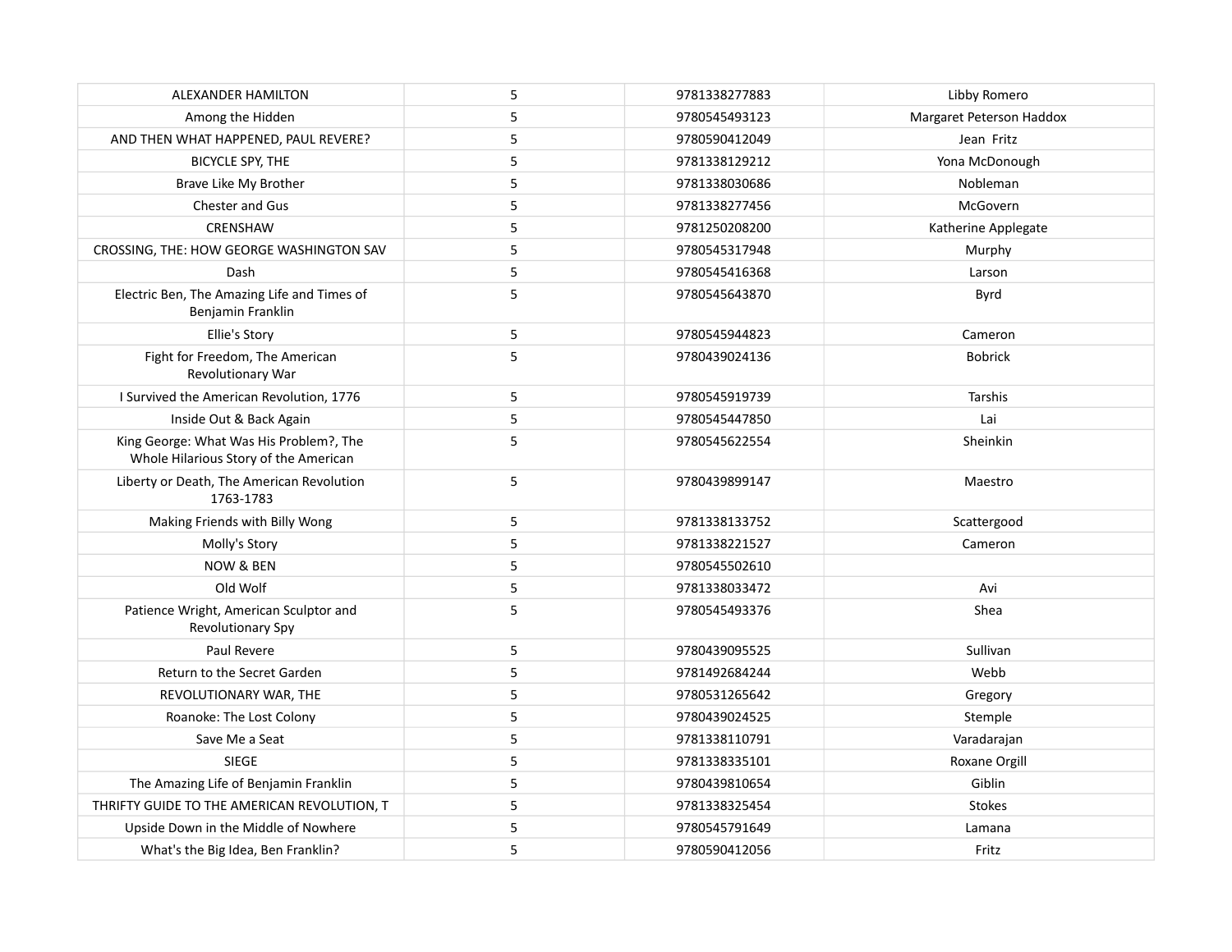| | | | |
|---|---|---|---|
| ALEXANDER HAMILTON | 5 | 9781338277883 | Libby Romero |
| Among the Hidden | 5 | 9780545493123 | Margaret Peterson Haddox |
| AND THEN WHAT HAPPENED, PAUL REVERE? | 5 | 9780590412049 | Jean Fritz |
| BICYCLE SPY, THE | 5 | 9781338129212 | Yona McDonough |
| Brave Like My Brother | 5 | 9781338030686 | Nobleman |
| Chester and Gus | 5 | 9781338277456 | McGovern |
| CRENSHAW | 5 | 9781250208200 | Katherine Applegate |
| CROSSING, THE: HOW GEORGE WASHINGTON SAV | 5 | 9780545317948 | Murphy |
| Dash | 5 | 9780545416368 | Larson |
| Electric Ben, The Amazing Life and Times of Benjamin Franklin | 5 | 9780545643870 | Byrd |
| Ellie's Story | 5 | 9780545944823 | Cameron |
| Fight for Freedom, The American Revolutionary War | 5 | 9780439024136 | Bobrick |
| I Survived the American Revolution, 1776 | 5 | 9780545919739 | Tarshis |
| Inside Out & Back Again | 5 | 9780545447850 | Lai |
| King George: What Was His Problem?, The Whole Hilarious Story of the American | 5 | 9780545622554 | Sheinkin |
| Liberty or Death, The American Revolution 1763-1783 | 5 | 9780439899147 | Maestro |
| Making Friends with Billy Wong | 5 | 9781338133752 | Scattergood |
| Molly's Story | 5 | 9781338221527 | Cameron |
| NOW & BEN | 5 | 9780545502610 | |
| Old Wolf | 5 | 9781338033472 | Avi |
| Patience Wright, American Sculptor and Revolutionary Spy | 5 | 9780545493376 | Shea |
| Paul Revere | 5 | 9780439095525 | Sullivan |
| Return to the Secret Garden | 5 | 9781492684244 | Webb |
| REVOLUTIONARY WAR, THE | 5 | 9780531265642 | Gregory |
| Roanoke: The Lost Colony | 5 | 9780439024525 | Stemple |
| Save Me a Seat | 5 | 9781338110791 | Varadarajan |
| SIEGE | 5 | 9781338335101 | Roxane Orgill |
| The Amazing Life of Benjamin Franklin | 5 | 9780439810654 | Giblin |
| THRIFTY GUIDE TO THE AMERICAN REVOLUTION, T | 5 | 9781338325454 | Stokes |
| Upside Down in the Middle of Nowhere | 5 | 9780545791649 | Lamana |
| What's the Big Idea, Ben Franklin? | 5 | 9780590412056 | Fritz |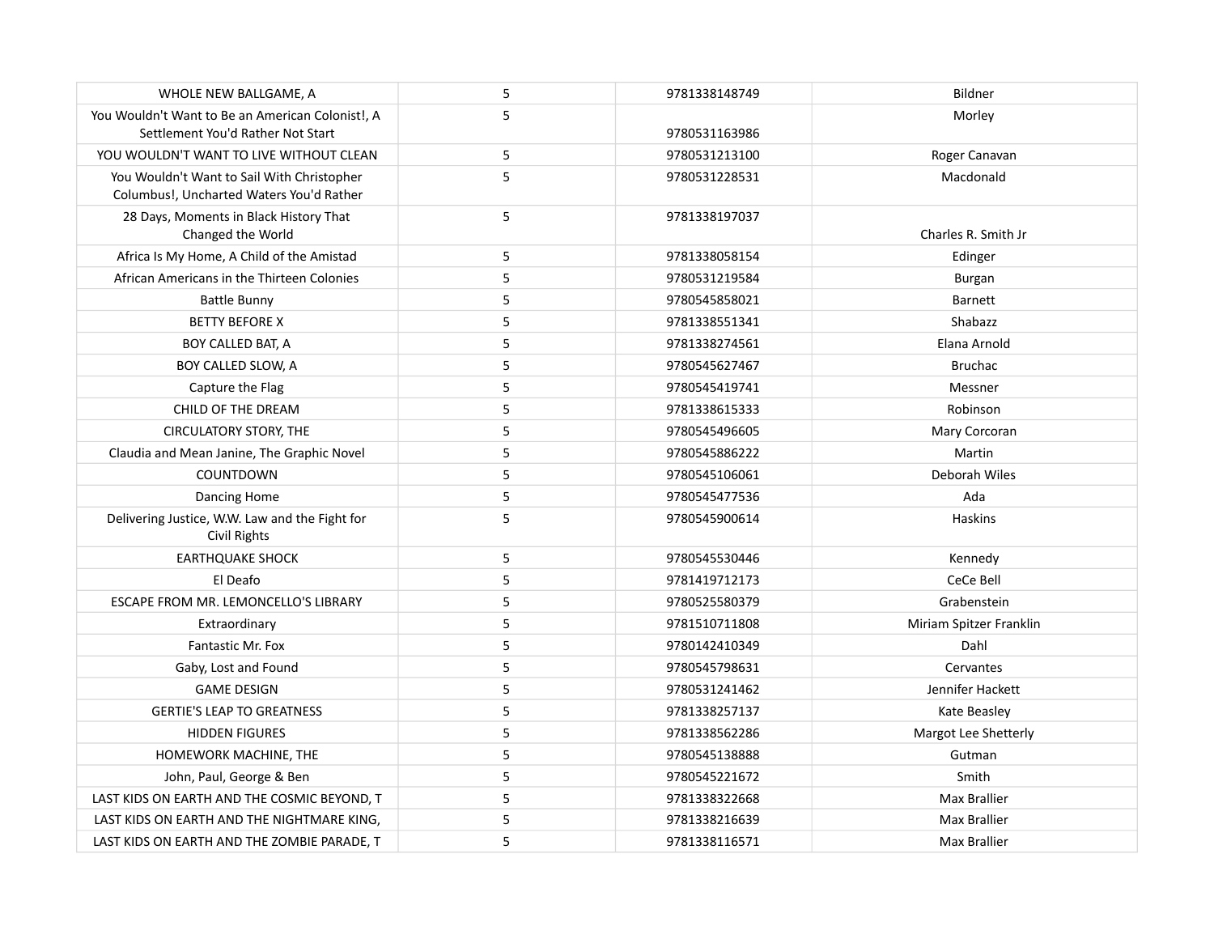| | | | |
|---|---|---|---|
| WHOLE NEW BALLGAME, A | 5 | 9781338148749 | Bildner |
| You Wouldn't Want to Be an American Colonist!, A Settlement You'd Rather Not Start | 5 | 9780531163986 | Morley |
| YOU WOULDN'T WANT TO LIVE WITHOUT CLEAN | 5 | 9780531213100 | Roger Canavan |
| You Wouldn't Want to Sail With Christopher Columbus!, Uncharted Waters You'd Rather | 5 | 9780531228531 | Macdonald |
| 28 Days, Moments in Black History That Changed the World | 5 | 9781338197037 | Charles R. Smith Jr |
| Africa Is My Home, A Child of the Amistad | 5 | 9781338058154 | Edinger |
| African Americans in the Thirteen Colonies | 5 | 9780531219584 | Burgan |
| Battle Bunny | 5 | 9780545858021 | Barnett |
| BETTY BEFORE X | 5 | 9781338551341 | Shabazz |
| BOY CALLED BAT, A | 5 | 9781338274561 | Elana Arnold |
| BOY CALLED SLOW, A | 5 | 9780545627467 | Bruchac |
| Capture the Flag | 5 | 9780545419741 | Messner |
| CHILD OF THE DREAM | 5 | 9781338615333 | Robinson |
| CIRCULATORY STORY, THE | 5 | 9780545496605 | Mary Corcoran |
| Claudia and Mean Janine, The Graphic Novel | 5 | 9780545886222 | Martin |
| COUNTDOWN | 5 | 9780545106061 | Deborah Wiles |
| Dancing Home | 5 | 9780545477536 | Ada |
| Delivering Justice, W.W. Law and the Fight for Civil Rights | 5 | 9780545900614 | Haskins |
| EARTHQUAKE SHOCK | 5 | 9780545530446 | Kennedy |
| El Deafo | 5 | 9781419712173 | CeCe Bell |
| ESCAPE FROM MR. LEMONCELLO'S LIBRARY | 5 | 9780525580379 | Grabenstein |
| Extraordinary | 5 | 9781510711808 | Miriam Spitzer Franklin |
| Fantastic Mr. Fox | 5 | 9780142410349 | Dahl |
| Gaby, Lost and Found | 5 | 9780545798631 | Cervantes |
| GAME DESIGN | 5 | 9780531241462 | Jennifer Hackett |
| GERTIE'S LEAP TO GREATNESS | 5 | 9781338257137 | Kate Beasley |
| HIDDEN FIGURES | 5 | 9781338562286 | Margot Lee Shetterly |
| HOMEWORK MACHINE, THE | 5 | 9780545138888 | Gutman |
| John, Paul, George & Ben | 5 | 9780545221672 | Smith |
| LAST KIDS ON EARTH AND THE COSMIC BEYOND, T | 5 | 9781338322668 | Max Brallier |
| LAST KIDS ON EARTH AND THE NIGHTMARE KING, | 5 | 9781338216639 | Max Brallier |
| LAST KIDS ON EARTH AND THE ZOMBIE PARADE, T | 5 | 9781338116571 | Max Brallier |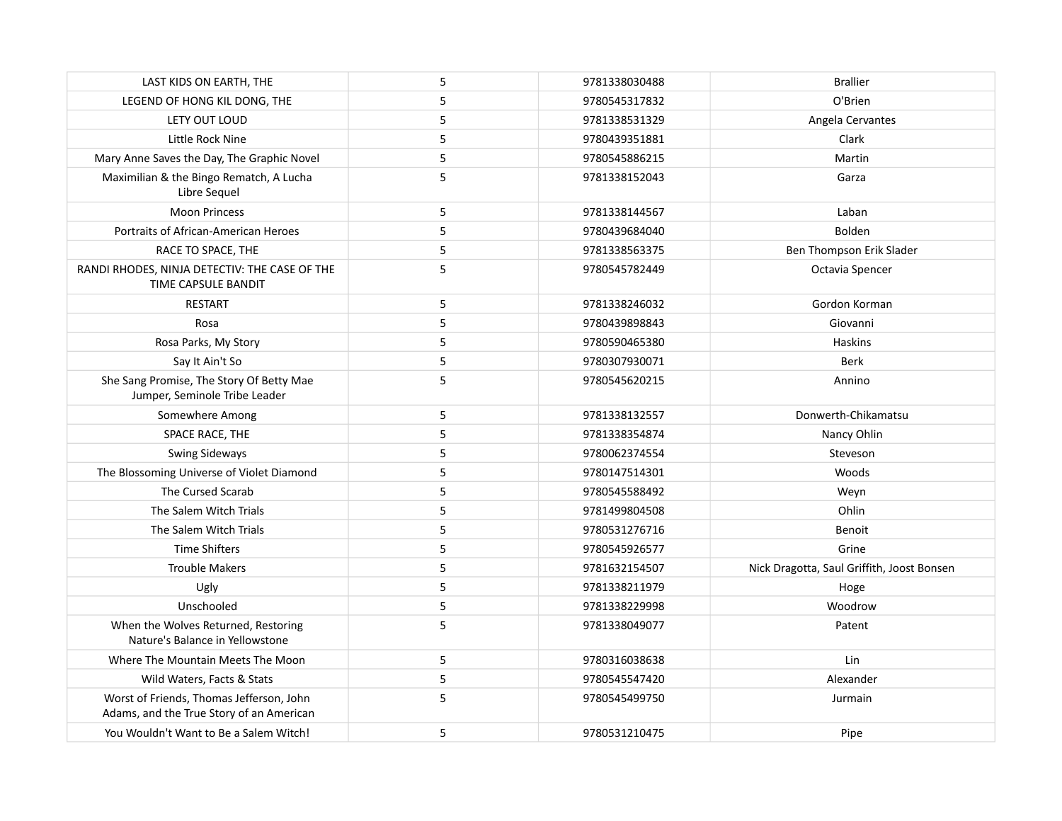| LAST KIDS ON EARTH, THE | 5 | 9781338030488 | Brallier |
|---|---|---|---|
| LEGEND OF HONG KIL DONG, THE | 5 | 9780545317832 | O'Brien |
| LETY OUT LOUD | 5 | 9781338531329 | Angela Cervantes |
| Little Rock Nine | 5 | 9780439351881 | Clark |
| Mary Anne Saves the Day, The Graphic Novel | 5 | 9780545886215 | Martin |
| Maximilian & the Bingo Rematch, A Lucha Libre Sequel | 5 | 9781338152043 | Garza |
| Moon Princess | 5 | 9781338144567 | Laban |
| Portraits of African-American Heroes | 5 | 9780439684040 | Bolden |
| RACE TO SPACE, THE | 5 | 9781338563375 | Ben Thompson Erik Slader |
| RANDI RHODES, NINJA DETECTIV: THE CASE OF THE TIME CAPSULE BANDIT | 5 | 9780545782449 | Octavia Spencer |
| RESTART | 5 | 9781338246032 | Gordon Korman |
| Rosa | 5 | 9780439898843 | Giovanni |
| Rosa Parks, My Story | 5 | 9780590465380 | Haskins |
| Say It Ain't So | 5 | 9780307930071 | Berk |
| She Sang Promise, The Story Of Betty Mae Jumper, Seminole Tribe Leader | 5 | 9780545620215 | Annino |
| Somewhere Among | 5 | 9781338132557 | Donwerth-Chikamatsu |
| SPACE RACE, THE | 5 | 9781338354874 | Nancy Ohlin |
| Swing Sideways | 5 | 9780062374554 | Steveson |
| The Blossoming Universe of Violet Diamond | 5 | 9780147514301 | Woods |
| The Cursed Scarab | 5 | 9780545588492 | Weyn |
| The Salem Witch Trials | 5 | 9781499804508 | Ohlin |
| The Salem Witch Trials | 5 | 9780531276716 | Benoit |
| Time Shifters | 5 | 9780545926577 | Grine |
| Trouble Makers | 5 | 9781632154507 | Nick Dragotta, Saul Griffith, Joost Bonsen |
| Ugly | 5 | 9781338211979 | Hoge |
| Unschooled | 5 | 9781338229998 | Woodrow |
| When the Wolves Returned, Restoring Nature's Balance in Yellowstone | 5 | 9781338049077 | Patent |
| Where The Mountain Meets The Moon | 5 | 9780316038638 | Lin |
| Wild Waters, Facts & Stats | 5 | 9780545547420 | Alexander |
| Worst of Friends, Thomas Jefferson, John Adams, and the True Story of an American | 5 | 9780545499750 | Jurmain |
| You Wouldn't Want to Be a Salem Witch! | 5 | 9780531210475 | Pipe |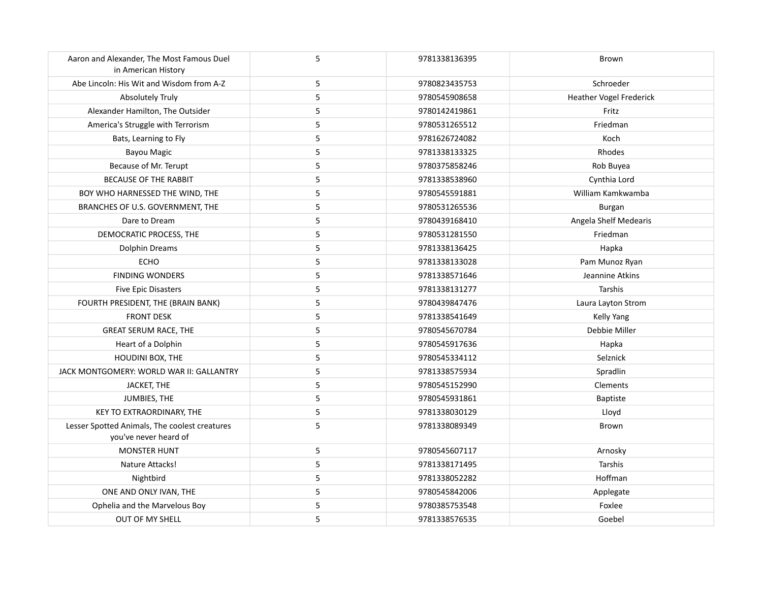| | | | |
|---|---|---|---|
| Aaron and Alexander, The Most Famous Duel in American History | 5 | 9781338136395 | Brown |
| Abe Lincoln: His Wit and Wisdom from A-Z | 5 | 9780823435753 | Schroeder |
| Absolutely Truly | 5 | 9780545908658 | Heather Vogel Frederick |
| Alexander Hamilton, The Outsider | 5 | 9780142419861 | Fritz |
| America's Struggle with Terrorism | 5 | 9780531265512 | Friedman |
| Bats, Learning to Fly | 5 | 9781626724082 | Koch |
| Bayou Magic | 5 | 9781338133325 | Rhodes |
| Because of Mr. Terupt | 5 | 9780375858246 | Rob Buyea |
| BECAUSE OF THE RABBIT | 5 | 9781338538960 | Cynthia Lord |
| BOY WHO HARNESSED THE WIND, THE | 5 | 9780545591881 | William Kamkwamba |
| BRANCHES OF U.S. GOVERNMENT, THE | 5 | 9780531265536 | Burgan |
| Dare to Dream | 5 | 9780439168410 | Angela Shelf Medearis |
| DEMOCRATIC PROCESS, THE | 5 | 9780531281550 | Friedman |
| Dolphin Dreams | 5 | 9781338136425 | Hapka |
| ECHO | 5 | 9781338133028 | Pam Munoz Ryan |
| FINDING WONDERS | 5 | 9781338571646 | Jeannine Atkins |
| Five Epic Disasters | 5 | 9781338131277 | Tarshis |
| FOURTH PRESIDENT, THE (BRAIN BANK) | 5 | 9780439847476 | Laura Layton Strom |
| FRONT DESK | 5 | 9781338541649 | Kelly Yang |
| GREAT SERUM RACE, THE | 5 | 9780545670784 | Debbie Miller |
| Heart of a Dolphin | 5 | 9780545917636 | Hapka |
| HOUDINI BOX, THE | 5 | 9780545334112 | Selznick |
| JACK MONTGOMERY: WORLD WAR II: GALLANTRY | 5 | 9781338575934 | Spradlin |
| JACKET, THE | 5 | 9780545152990 | Clements |
| JUMBIES, THE | 5 | 9780545931861 | Baptiste |
| KEY TO EXTRAORDINARY, THE | 5 | 9781338030129 | Lloyd |
| Lesser Spotted Animals, The coolest creatures you've never heard of | 5 | 9781338089349 | Brown |
| MONSTER HUNT | 5 | 9780545607117 | Arnosky |
| Nature Attacks! | 5 | 9781338171495 | Tarshis |
| Nightbird | 5 | 9781338052282 | Hoffman |
| ONE AND ONLY IVAN, THE | 5 | 9780545842006 | Applegate |
| Ophelia and the Marvelous Boy | 5 | 9780385753548 | Foxlee |
| OUT OF MY SHELL | 5 | 9781338576535 | Goebel |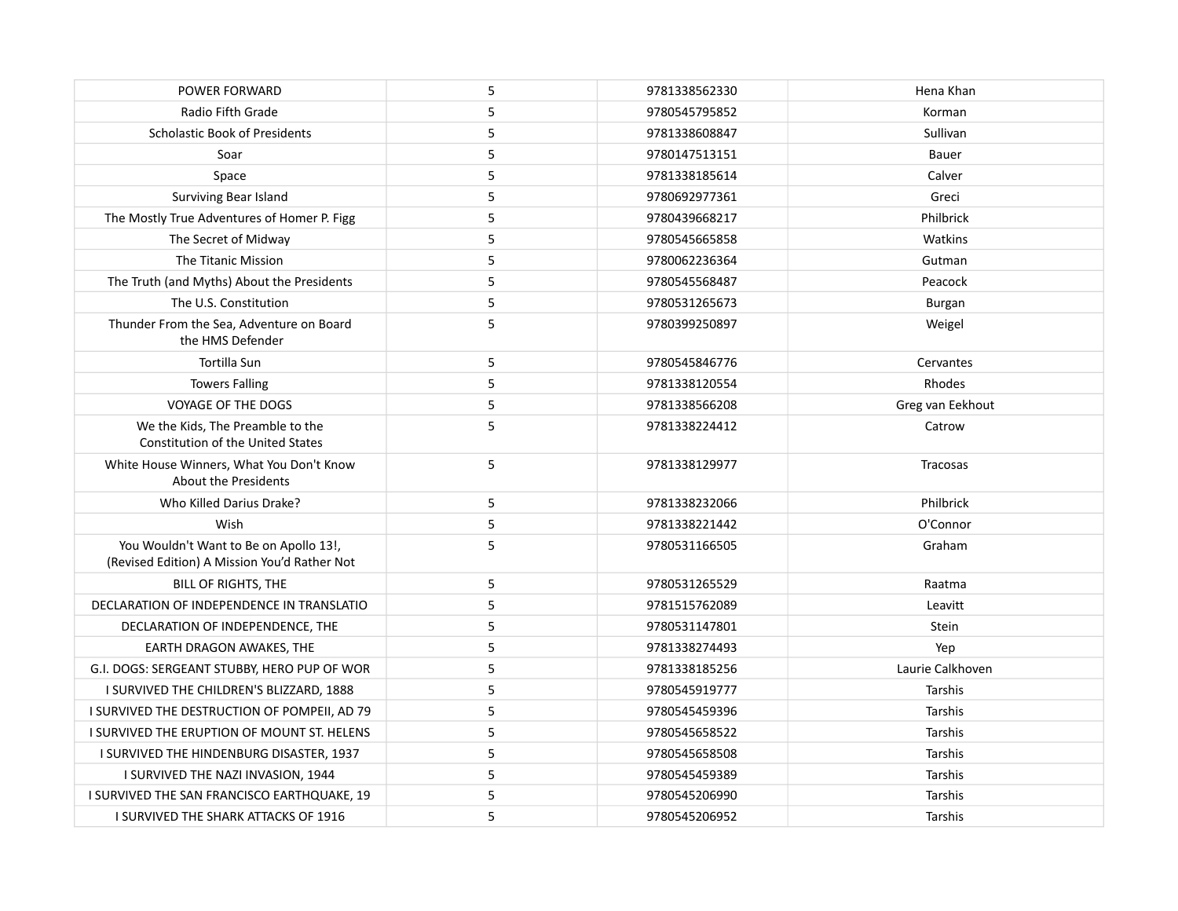| | | | |
|---|---|---|---|
| POWER FORWARD | 5 | 9781338562330 | Hena Khan |
| Radio Fifth Grade | 5 | 9780545795852 | Korman |
| Scholastic Book of Presidents | 5 | 9781338608847 | Sullivan |
| Soar | 5 | 9780147513151 | Bauer |
| Space | 5 | 9781338185614 | Calver |
| Surviving Bear Island | 5 | 9780692977361 | Greci |
| The Mostly True Adventures of Homer P. Figg | 5 | 9780439668217 | Philbrick |
| The Secret of Midway | 5 | 9780545665858 | Watkins |
| The Titanic Mission | 5 | 9780062236364 | Gutman |
| The Truth (and Myths) About the Presidents | 5 | 9780545568487 | Peacock |
| The U.S. Constitution | 5 | 9780531265673 | Burgan |
| Thunder From the Sea, Adventure on Board the HMS Defender | 5 | 9780399250897 | Weigel |
| Tortilla Sun | 5 | 9780545846776 | Cervantes |
| Towers Falling | 5 | 9781338120554 | Rhodes |
| VOYAGE OF THE DOGS | 5 | 9781338566208 | Greg van Eekhout |
| We the Kids, The Preamble to the Constitution of the United States | 5 | 9781338224412 | Catrow |
| White House Winners, What You Don't Know About the Presidents | 5 | 9781338129977 | Tracosas |
| Who Killed Darius Drake? | 5 | 9781338232066 | Philbrick |
| Wish | 5 | 9781338221442 | O'Connor |
| You Wouldn't Want to Be on Apollo 13!, (Revised Edition) A Mission You'd Rather Not | 5 | 9780531166505 | Graham |
| BILL OF RIGHTS, THE | 5 | 9780531265529 | Raatma |
| DECLARATION OF INDEPENDENCE IN TRANSLATIO | 5 | 9781515762089 | Leavitt |
| DECLARATION OF INDEPENDENCE, THE | 5 | 9780531147801 | Stein |
| EARTH DRAGON AWAKES, THE | 5 | 9781338274493 | Yep |
| G.I. DOGS: SERGEANT STUBBY, HERO PUP OF WOR | 5 | 9781338185256 | Laurie Calkhoven |
| I SURVIVED THE CHILDREN'S BLIZZARD, 1888 | 5 | 9780545919777 | Tarshis |
| I SURVIVED THE DESTRUCTION OF POMPEII, AD 79 | 5 | 9780545459396 | Tarshis |
| I SURVIVED THE ERUPTION OF MOUNT ST. HELENS | 5 | 9780545658522 | Tarshis |
| I SURVIVED THE HINDENBURG DISASTER, 1937 | 5 | 9780545658508 | Tarshis |
| I SURVIVED THE NAZI INVASION, 1944 | 5 | 9780545459389 | Tarshis |
| I SURVIVED THE SAN FRANCISCO EARTHQUAKE, 19 | 5 | 9780545206990 | Tarshis |
| I SURVIVED THE SHARK ATTACKS OF 1916 | 5 | 9780545206952 | Tarshis |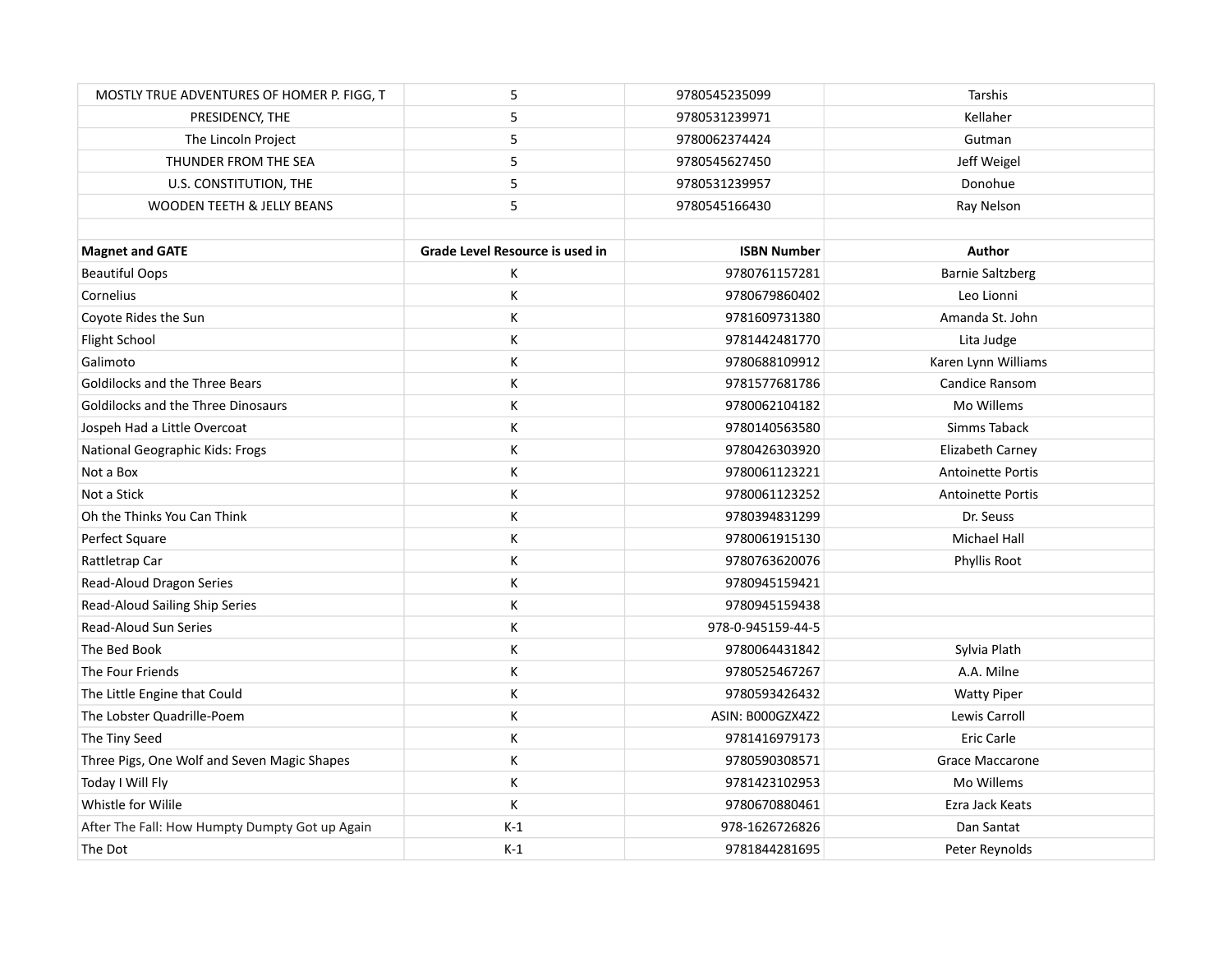| MOSTLY TRUE ADVENTURES OF HOMER P. FIGG, T | 5 | 9780545235099 | Tarshis |
|---|---|---|---|
| PRESIDENCY, THE | 5 | 9780531239971 | Kellaher |
| The Lincoln Project | 5 | 9780062374424 | Gutman |
| THUNDER FROM THE SEA | 5 | 9780545627450 | Jeff Weigel |
| U.S. CONSTITUTION, THE | 5 | 9780531239957 | Donohue |
| WOODEN TEETH & JELLY BEANS | 5 | 9780545166430 | Ray Nelson |
| | | | |
| **Magnet and GATE** | **Grade Level Resource is used in** | **ISBN Number** | **Author** |
| Beautiful Oops | K | 9780761157281 | Barnie Saltzberg |
| Cornelius | K | 9780679860402 | Leo Lionni |
| Coyote Rides the Sun | K | 9781609731380 | Amanda St. John |
| Flight School | K | 9781442481770 | Lita Judge |
| Galimoto | K | 9780688109912 | Karen Lynn Williams |
| Goldilocks and the Three Bears | K | 9781577681786 | Candice Ransom |
| Goldilocks and the Three Dinosaurs | K | 9780062104182 | Mo Willems |
| Jospeh Had a Little Overcoat | K | 9780140563580 | Simms Taback |
| National Geographic Kids: Frogs | K | 9780426303920 | Elizabeth Carney |
| Not a Box | K | 9780061123221 | Antoinette Portis |
| Not a Stick | K | 9780061123252 | Antoinette Portis |
| Oh the Thinks You Can Think | K | 9780394831299 | Dr. Seuss |
| Perfect Square | K | 9780061915130 | Michael Hall |
| Rattletrap Car | K | 9780763620076 | Phyllis Root |
| Read-Aloud Dragon Series | K | 9780945159421 | |
| Read-Aloud Sailing Ship Series | K | 9780945159438 | |
| Read-Aloud Sun Series | K | 978-0-945159-44-5 | |
| The Bed Book | K | 9780064431842 | Sylvia Plath |
| The Four Friends | K | 9780525467267 | A.A. Milne |
| The Little Engine that Could | K | 9780593426432 | Watty Piper |
| The Lobster Quadrille-Poem | K | ASIN: B000GZX4Z2 | Lewis Carroll |
| The Tiny Seed | K | 9781416979173 | Eric Carle |
| Three Pigs, One Wolf and Seven Magic Shapes | K | 9780590308571 | Grace Maccarone |
| Today I Will Fly | K | 9781423102953 | Mo Willems |
| Whistle for Wilile | K | 9780670880461 | Ezra Jack Keats |
| After The Fall: How Humpty Dumpty Got up Again | K-1 | 978-1626726826 | Dan Santat |
| The Dot | K-1 | 9781844281695 | Peter Reynolds |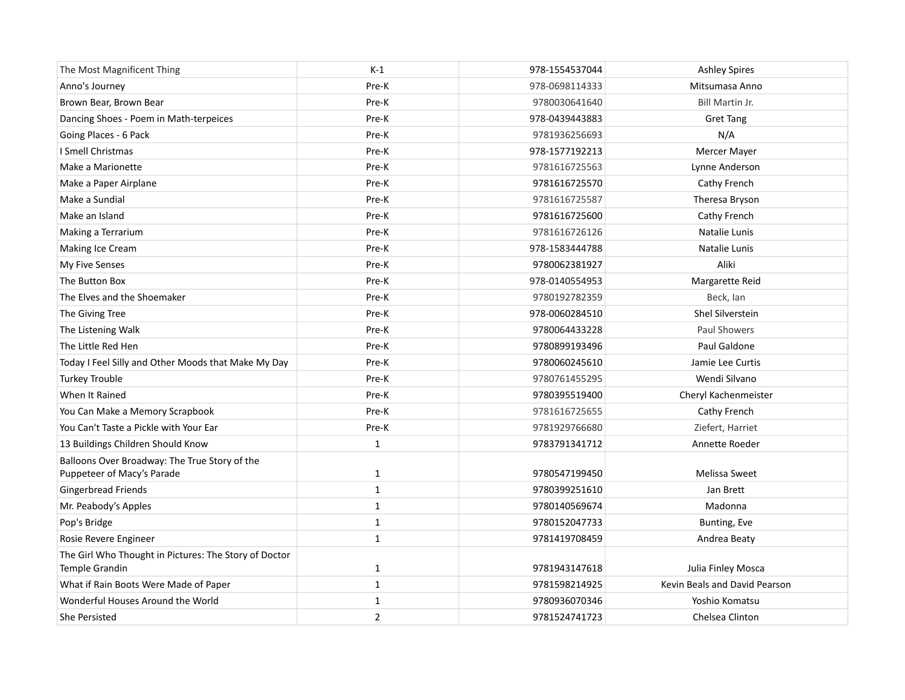| | | | |
|---|---|---|---|
| The Most Magnificent Thing | K-1 | 978-1554537044 | Ashley Spires |
| Anno's Journey | Pre-K | 978-0698114333 | Mitsumasa Anno |
| Brown Bear, Brown Bear | Pre-K | 9780030641640 | Bill Martin Jr. |
| Dancing Shoes - Poem in Math-terpeices | Pre-K | 978-0439443883 | Gret Tang |
| Going Places - 6 Pack | Pre-K | 9781936256693 | N/A |
| I Smell Christmas | Pre-K | 978-1577192213 | Mercer Mayer |
| Make a Marionette | Pre-K | 9781616725563 | Lynne Anderson |
| Make a Paper Airplane | Pre-K | 9781616725570 | Cathy French |
| Make a Sundial | Pre-K | 9781616725587 | Theresa Bryson |
| Make an Island | Pre-K | 9781616725600 | Cathy French |
| Making a Terrarium | Pre-K | 9781616726126 | Natalie Lunis |
| Making Ice Cream | Pre-K | 978-1583444788 | Natalie Lunis |
| My Five Senses | Pre-K | 9780062381927 | Aliki |
| The Button Box | Pre-K | 978-0140554953 | Margarette Reid |
| The Elves and the Shoemaker | Pre-K | 9780192782359 | Beck, Ian |
| The Giving Tree | Pre-K | 978-0060284510 | Shel Silverstein |
| The Listening Walk | Pre-K | 9780064433228 | Paul Showers |
| The Little Red Hen | Pre-K | 9780899193496 | Paul Galdone |
| Today I Feel Silly and Other Moods that Make My Day | Pre-K | 9780060245610 | Jamie Lee Curtis |
| Turkey Trouble | Pre-K | 9780761455295 | Wendi Silvano |
| When It Rained | Pre-K | 9780395519400 | Cheryl Kachenmeister |
| You Can Make a Memory Scrapbook | Pre-K | 9781616725655 | Cathy French |
| You Can't Taste a Pickle with Your Ear | Pre-K | 9781929766680 | Ziefert, Harriet |
| 13 Buildings Children Should Know | 1 | 9783791341712 | Annette Roeder |
| Balloons Over Broadway: The True Story of the Puppeteer of Macy's Parade | 1 | 9780547199450 | Melissa Sweet |
| Gingerbread Friends | 1 | 9780399251610 | Jan Brett |
| Mr. Peabody's Apples | 1 | 9780140569674 | Madonna |
| Pop's Bridge | 1 | 9780152047733 | Bunting, Eve |
| Rosie Revere Engineer | 1 | 9781419708459 | Andrea Beaty |
| The Girl Who Thought in Pictures: The Story of Doctor Temple Grandin | 1 | 9781943147618 | Julia Finley Mosca |
| What if Rain Boots Were Made of Paper | 1 | 9781598214925 | Kevin Beals and David Pearson |
| Wonderful Houses Around the World | 1 | 9780936070346 | Yoshio Komatsu |
| She Persisted | 2 | 9781524741723 | Chelsea Clinton |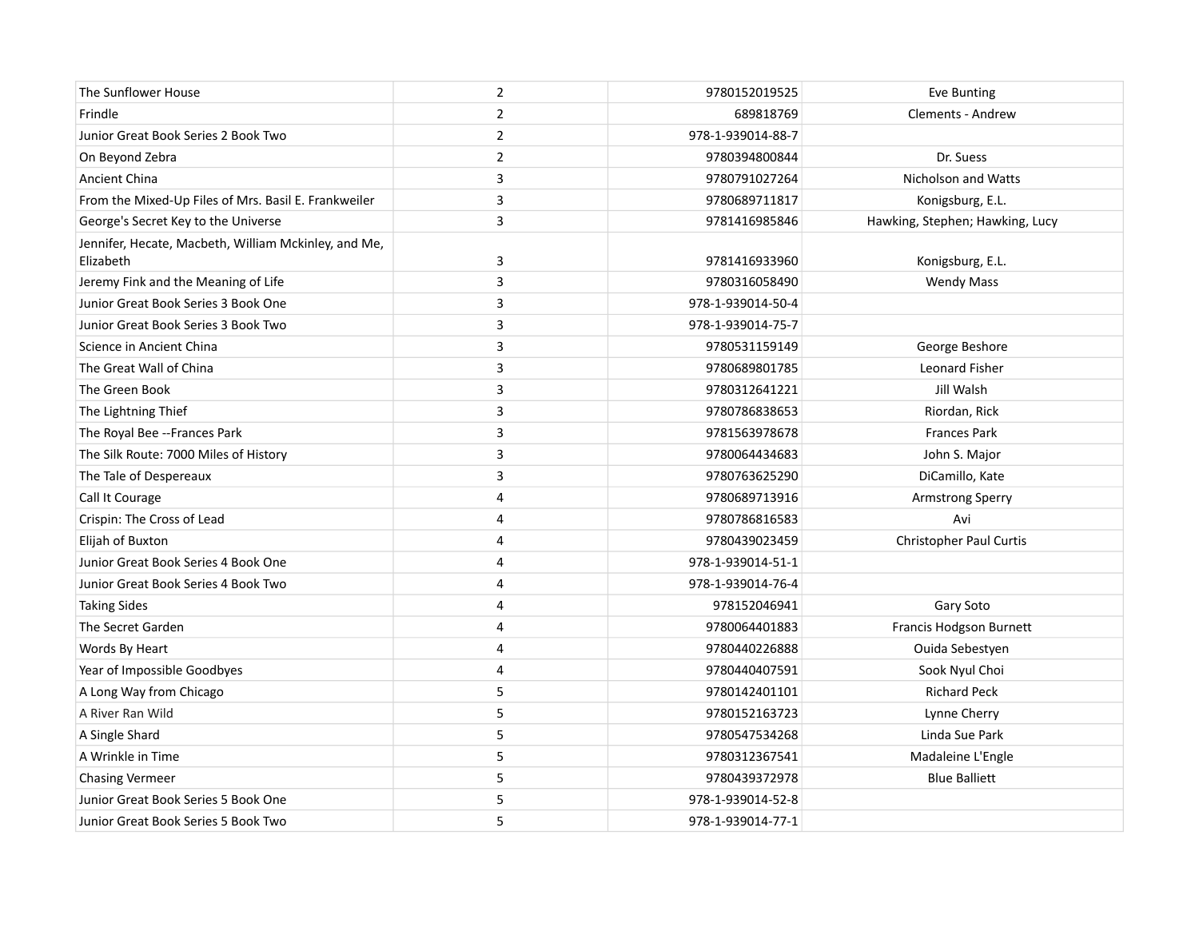| | | | |
|---|---|---|---|
| The Sunflower House | 2 | 9780152019525 | Eve Bunting |
| Frindle | 2 | 689818769 | Clements - Andrew |
| Junior Great Book Series 2 Book Two | 2 | 978-1-939014-88-7 | |
| On Beyond Zebra | 2 | 9780394800844 | Dr. Suess |
| Ancient China | 3 | 9780791027264 | Nicholson and Watts |
| From the Mixed-Up Files of Mrs. Basil E. Frankweiler | 3 | 9780689711817 | Konigsburg, E.L. |
| George's Secret Key to the Universe | 3 | 9781416985846 | Hawking, Stephen; Hawking, Lucy |
| Jennifer, Hecate, Macbeth, William Mckinley, and Me, Elizabeth | 3 | 9781416933960 | Konigsburg, E.L. |
| Jeremy Fink and the Meaning of Life | 3 | 9780316058490 | Wendy Mass |
| Junior Great Book Series 3 Book One | 3 | 978-1-939014-50-4 | |
| Junior Great Book Series 3 Book Two | 3 | 978-1-939014-75-7 | |
| Science in Ancient China | 3 | 9780531159149 | George Beshore |
| The Great Wall of China | 3 | 9780689801785 | Leonard Fisher |
| The Green Book | 3 | 9780312641221 | Jill Walsh |
| The Lightning Thief | 3 | 9780786838653 | Riordan, Rick |
| The Royal Bee --Frances Park | 3 | 9781563978678 | Frances Park |
| The Silk Route: 7000 Miles of History | 3 | 9780064434683 | John S. Major |
| The Tale of Despereaux | 3 | 9780763625290 | DiCamillo, Kate |
| Call It Courage | 4 | 9780689713916 | Armstrong Sperry |
| Crispin: The Cross of Lead | 4 | 9780786816583 | Avi |
| Elijah of Buxton | 4 | 9780439023459 | Christopher Paul Curtis |
| Junior Great Book Series 4 Book One | 4 | 978-1-939014-51-1 | |
| Junior Great Book Series 4 Book Two | 4 | 978-1-939014-76-4 | |
| Taking Sides | 4 | 978152046941 | Gary Soto |
| The Secret Garden | 4 | 9780064401883 | Francis Hodgson Burnett |
| Words By Heart | 4 | 9780440226888 | Ouida Sebestyen |
| Year of Impossible Goodbyes | 4 | 9780440407591 | Sook Nyul Choi |
| A Long Way from Chicago | 5 | 9780142401101 | Richard Peck |
| A River Ran Wild | 5 | 9780152163723 | Lynne Cherry |
| A Single Shard | 5 | 9780547534268 | Linda Sue Park |
| A Wrinkle in Time | 5 | 9780312367541 | Madaleine L'Engle |
| Chasing Vermeer | 5 | 9780439372978 | Blue Balliett |
| Junior Great Book Series 5 Book One | 5 | 978-1-939014-52-8 | |
| Junior Great Book Series 5 Book Two | 5 | 978-1-939014-77-1 | |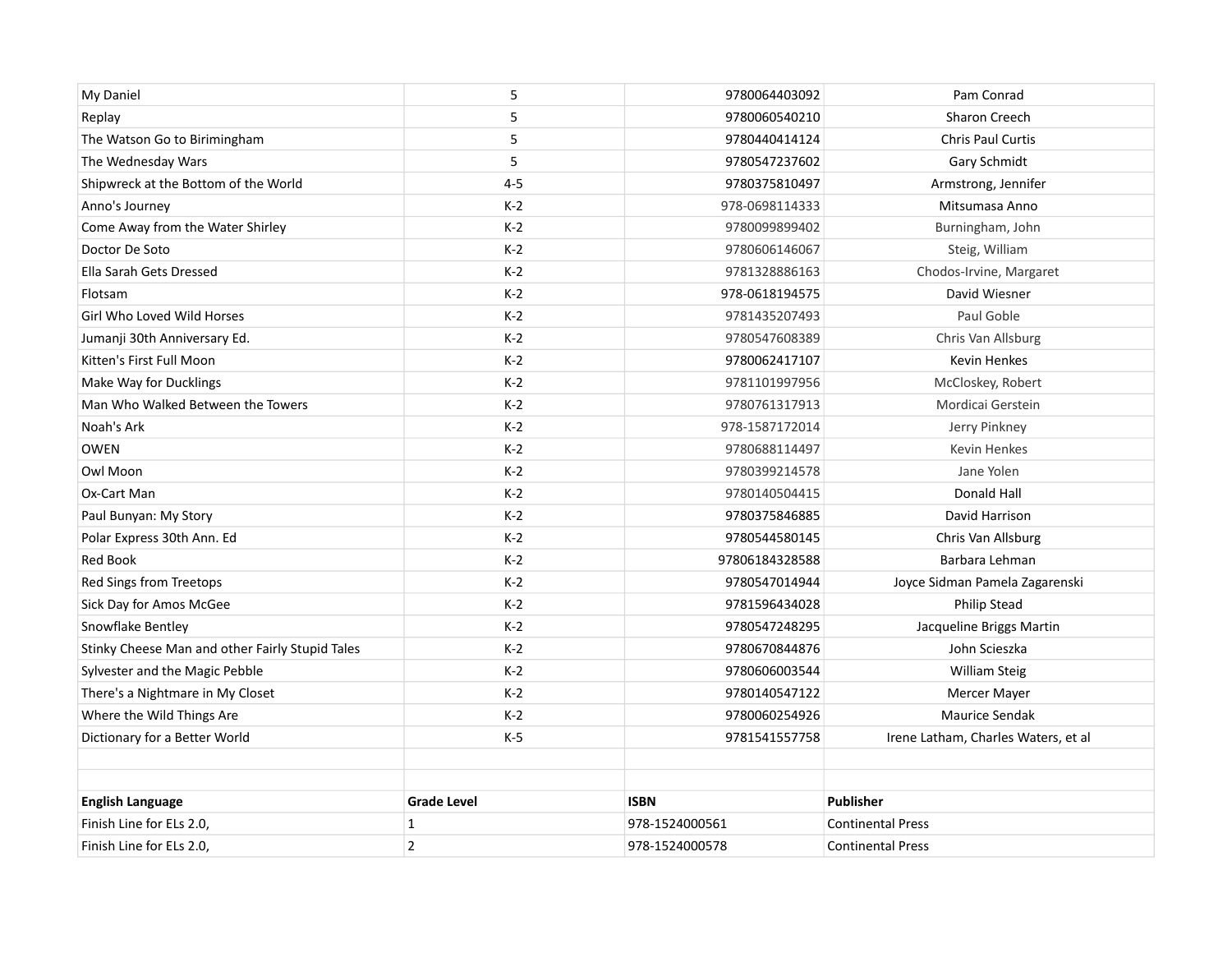| | | | |
|---|---|---|---|
| My Daniel | 5 | 9780064403092 | Pam Conrad |
| Replay | 5 | 9780060540210 | Sharon Creech |
| The Watson Go to Birimingham | 5 | 9780440414124 | Chris Paul Curtis |
| The Wednesday Wars | 5 | 9780547237602 | Gary Schmidt |
| Shipwreck at the Bottom of the World | 4-5 | 9780375810497 | Armstrong, Jennifer |
| Anno's Journey | K-2 | 978-0698114333 | Mitsumasa Anno |
| Come Away from the Water Shirley | K-2 | 9780099899402 | Burningham, John |
| Doctor De Soto | K-2 | 9780606146067 | Steig, William |
| Ella Sarah Gets Dressed | K-2 | 9781328886163 | Chodos-Irvine, Margaret |
| Flotsam | K-2 | 978-0618194575 | David Wiesner |
| Girl Who Loved Wild Horses | K-2 | 9781435207493 | Paul Goble |
| Jumanji 30th Anniversary Ed. | K-2 | 9780547608389 | Chris Van Allsburg |
| Kitten's First Full Moon | K-2 | 9780062417107 | Kevin Henkes |
| Make Way for Ducklings | K-2 | 9781101997956 | McCloskey, Robert |
| Man Who Walked Between the Towers | K-2 | 9780761317913 | Mordicai Gerstein |
| Noah's Ark | K-2 | 978-1587172014 | Jerry Pinkney |
| OWEN | K-2 | 9780688114497 | Kevin Henkes |
| Owl Moon | K-2 | 9780399214578 | Jane Yolen |
| Ox-Cart Man | K-2 | 9780140504415 | Donald Hall |
| Paul Bunyan: My Story | K-2 | 9780375846885 | David Harrison |
| Polar Express 30th Ann. Ed | K-2 | 9780544580145 | Chris Van Allsburg |
| Red Book | K-2 | 97806184328588 | Barbara Lehman |
| Red Sings from Treetops | K-2 | 9780547014944 | Joyce Sidman Pamela Zagarenski |
| Sick Day for Amos McGee | K-2 | 9781596434028 | Philip Stead |
| Snowflake Bentley | K-2 | 9780547248295 | Jacqueline Briggs Martin |
| Stinky Cheese Man and other Fairly Stupid Tales | K-2 | 9780670844876 | John Scieszka |
| Sylvester and the Magic Pebble | K-2 | 9780606003544 | William Steig |
| There's a Nightmare in My Closet | K-2 | 9780140547122 | Mercer Mayer |
| Where the Wild Things Are | K-2 | 9780060254926 | Maurice Sendak |
| Dictionary for a Better World | K-5 | 9781541557758 | Irene Latham, Charles Waters, et al |
| | | | |
| | | | |
| **English Language** | **Grade Level** | **ISBN** | **Publisher** |
| Finish Line for ELs 2.0, | 1 | 978-1524000561 | Continental Press |
| Finish Line for ELs 2.0, | 2 | 978-1524000578 | Continental Press |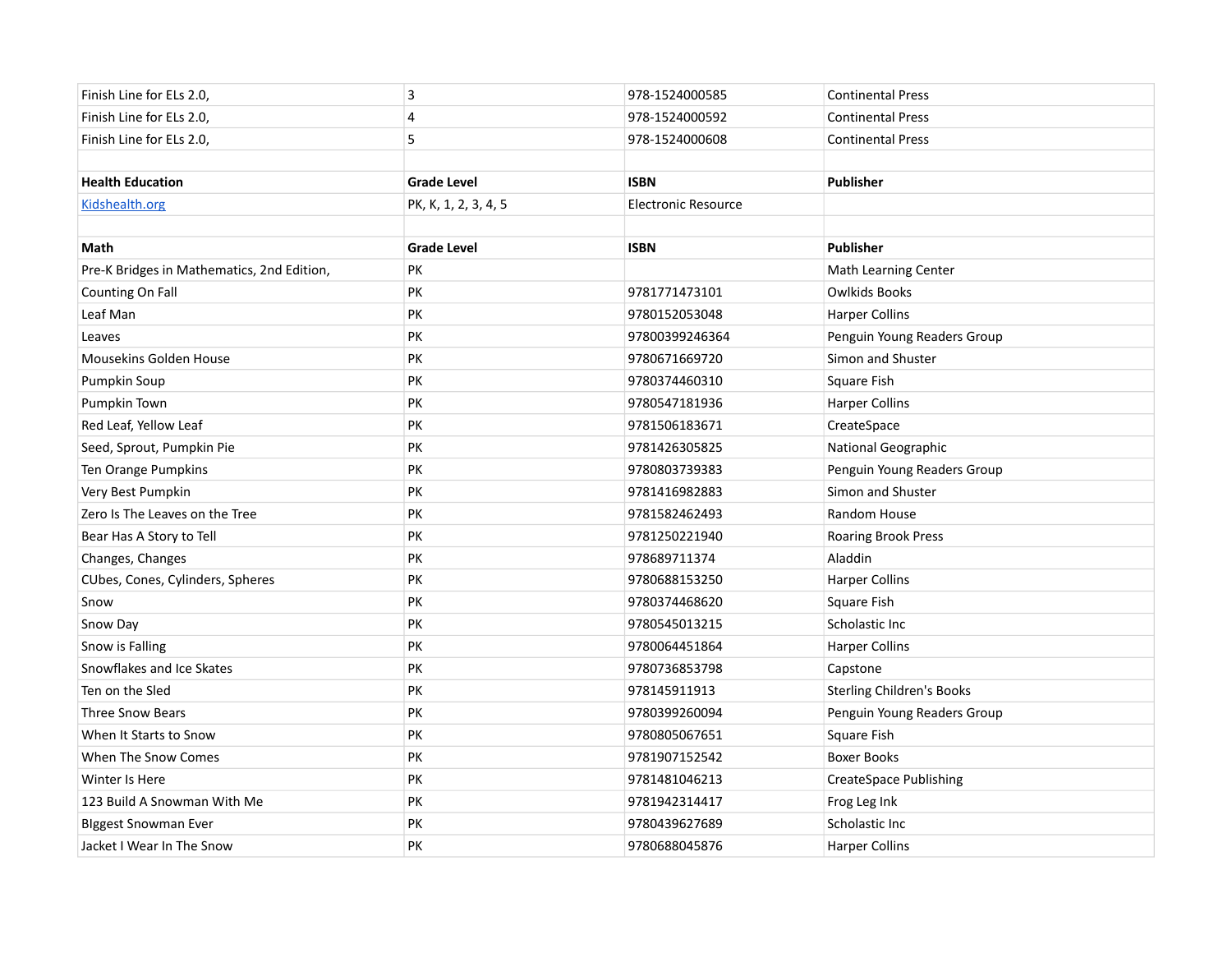| Finish Line for ELs 2.0, | 3 | 978-1524000585 | Continental Press |
|---|---|---|---|
| Finish Line for ELs 2.0, | 4 | 978-1524000592 | Continental Press |
| Finish Line for ELs 2.0, | 5 | 978-1524000608 | Continental Press |
| | | | |
| **Health Education** | **Grade Level** | **ISBN** | **Publisher** |
| Kidshealth.org | PK, K, 1, 2, 3, 4, 5 | Electronic Resource | |
| | | | |
| **Math** | **Grade Level** | **ISBN** | **Publisher** |
| Pre-K Bridges in Mathematics, 2nd Edition, | PK | | Math Learning Center |
| Counting On Fall | PK | 9781771473101 | Owlkids Books |
| Leaf Man | PK | 9780152053048 | Harper Collins |
| Leaves | PK | 97800399246364 | Penguin Young Readers Group |
| Mousekins Golden House | PK | 9780671669720 | Simon and Shuster |
| Pumpkin Soup | PK | 9780374460310 | Square Fish |
| Pumpkin Town | PK | 9780547181936 | Harper Collins |
| Red Leaf, Yellow Leaf | PK | 9781506183671 | CreateSpace |
| Seed, Sprout, Pumpkin Pie | PK | 9781426305825 | National Geographic |
| Ten Orange Pumpkins | PK | 9780803739383 | Penguin Young Readers Group |
| Very Best Pumpkin | PK | 9781416982883 | Simon and Shuster |
| Zero Is The Leaves on the Tree | PK | 9781582462493 | Random House |
| Bear Has A Story to Tell | PK | 9781250221940 | Roaring Brook Press |
| Changes, Changes | PK | 978689711374 | Aladdin |
| CUbes, Cones, Cylinders, Spheres | PK | 9780688153250 | Harper Collins |
| Snow | PK | 9780374468620 | Square Fish |
| Snow Day | PK | 9780545013215 | Scholastic Inc |
| Snow is Falling | PK | 9780064451864 | Harper Collins |
| Snowflakes and Ice Skates | PK | 9780736853798 | Capstone |
| Ten on the Sled | PK | 978145911913 | Sterling Children's Books |
| Three Snow Bears | PK | 9780399260094 | Penguin Young Readers Group |
| When It Starts to Snow | PK | 9780805067651 | Square Fish |
| When The Snow Comes | PK | 9781907152542 | Boxer Books |
| Winter Is Here | PK | 9781481046213 | CreateSpace Publishing |
| 123 Build A Snowman With Me | PK | 9781942314417 | Frog Leg Ink |
| BIggest Snowman Ever | PK | 9780439627689 | Scholastic Inc |
| Jacket I Wear In The Snow | PK | 9780688045876 | Harper Collins |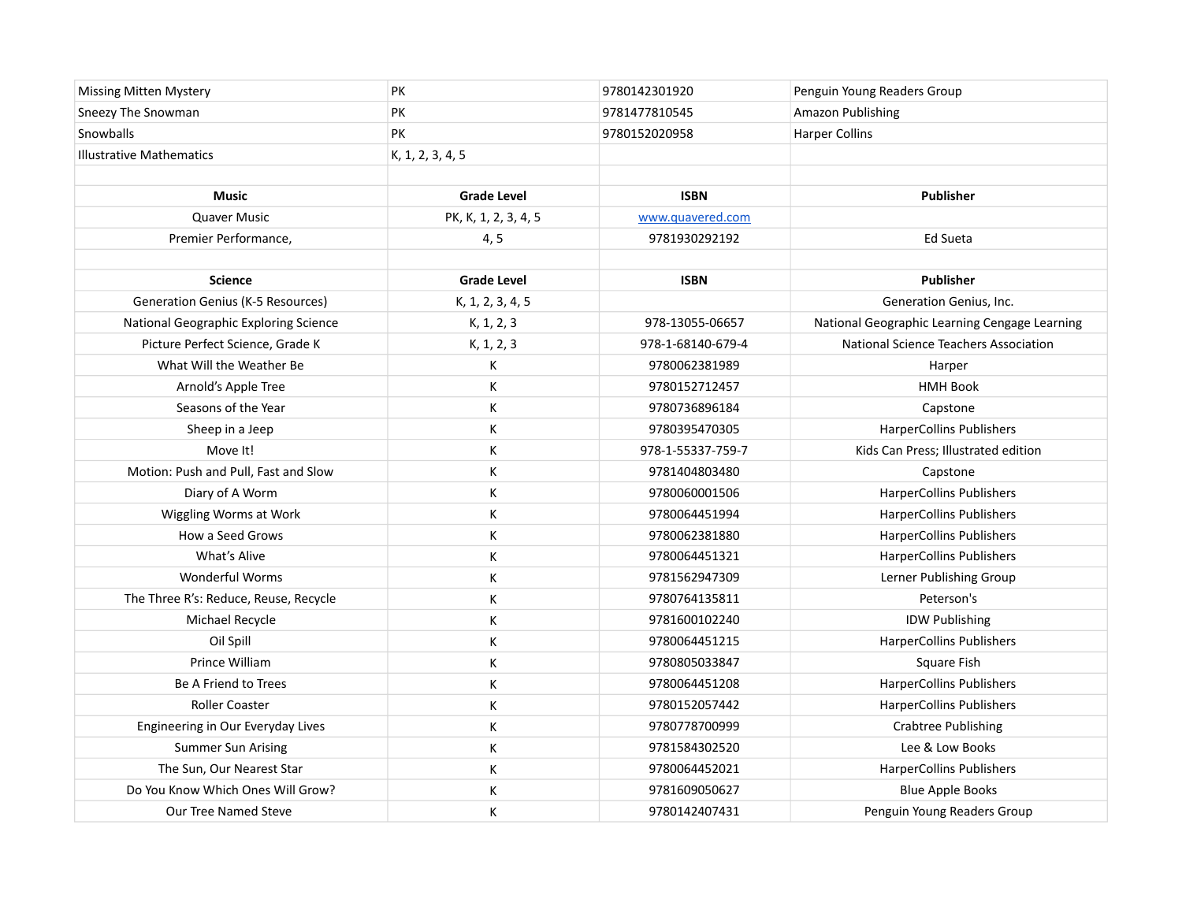| | | | |
|---|---|---|---|
| Missing Mitten Mystery | PK | 9780142301920 | Penguin Young Readers Group |
| Sneezy The Snowman | PK | 9781477810545 | Amazon Publishing |
| Snowballs | PK | 9780152020958 | Harper Collins |
| Illustrative Mathematics | K, 1, 2, 3, 4, 5 | | |
| | | | |
| **Music** | **Grade Level** | **ISBN** | **Publisher** |
| Quaver Music | PK, K, 1, 2, 3, 4, 5 | www.quavered.com | |
| Premier Performance, | 4, 5 | 9781930292192 | Ed Sueta |
| | | | |
| **Science** | **Grade Level** | **ISBN** | **Publisher** |
| Generation Genius (K-5 Resources) | K, 1, 2, 3, 4, 5 | | Generation Genius, Inc. |
| National Geographic Exploring Science | K, 1, 2, 3 | 978-13055-06657 | National Geographic Learning Cengage Learning |
| Picture Perfect Science, Grade K | K, 1, 2, 3 | 978-1-68140-679-4 | National Science Teachers Association |
| What Will the Weather Be | K | 9780062381989 | Harper |
| Arnold's Apple Tree | K | 9780152712457 | HMH Book |
| Seasons of the Year | K | 9780736896184 | Capstone |
| Sheep in a Jeep | K | 9780395470305 | HarperCollins Publishers |
| Move It! | K | 978-1-55337-759-7 | Kids Can Press; Illustrated edition |
| Motion: Push and Pull, Fast and Slow | K | 9781404803480 | Capstone |
| Diary of A Worm | K | 9780060001506 | HarperCollins Publishers |
| Wiggling Worms at Work | K | 9780064451994 | HarperCollins Publishers |
| How a Seed Grows | K | 9780062381880 | HarperCollins Publishers |
| What's Alive | K | 9780064451321 | HarperCollins Publishers |
| Wonderful Worms | K | 9781562947309 | Lerner Publishing Group |
| The Three R's: Reduce, Reuse, Recycle | K | 9780764135811 | Peterson's |
| Michael Recycle | K | 9781600102240 | IDW Publishing |
| Oil Spill | K | 9780064451215 | HarperCollins Publishers |
| Prince William | K | 9780805033847 | Square Fish |
| Be A Friend to Trees | K | 9780064451208 | HarperCollins Publishers |
| Roller Coaster | K | 9780152057442 | HarperCollins Publishers |
| Engineering in Our Everyday Lives | K | 9780778700999 | Crabtree Publishing |
| Summer Sun Arising | K | 9781584302520 | Lee & Low Books |
| The Sun, Our Nearest Star | K | 9780064452021 | HarperCollins Publishers |
| Do You Know Which Ones Will Grow? | K | 9781609050627 | Blue Apple Books |
| Our Tree Named Steve | K | 9780142407431 | Penguin Young Readers Group |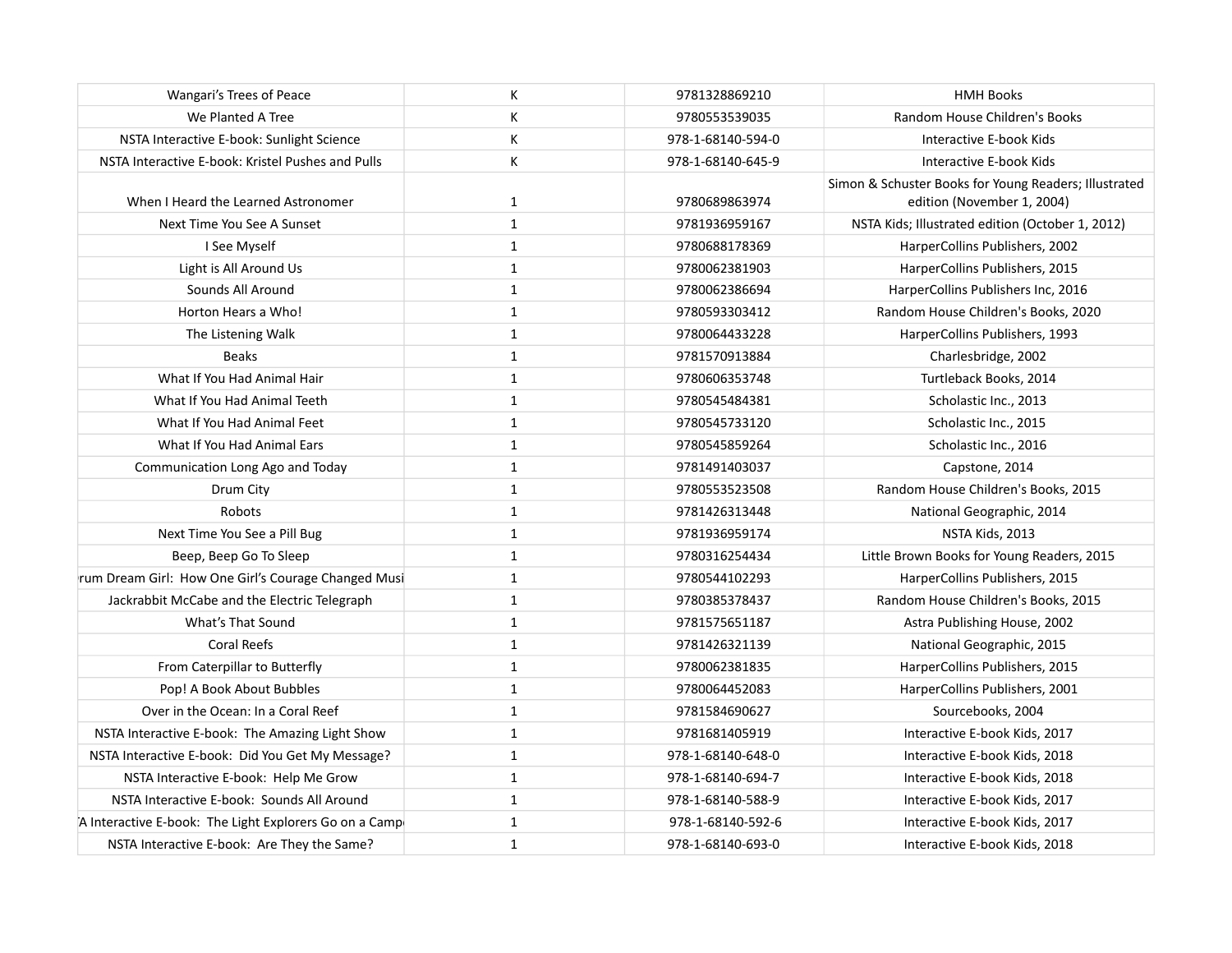| | | | |
|---|---|---|---|
| Wangari's Trees of Peace | K | 9781328869210 | HMH Books |
| We Planted A Tree | K | 9780553539035 | Random House Children's Books |
| NSTA Interactive E-book: Sunlight Science | K | 978-1-68140-594-0 | Interactive E-book Kids |
| NSTA Interactive E-book: Kristel Pushes and Pulls | K | 978-1-68140-645-9 | Interactive E-book Kids |
| When I Heard the Learned Astronomer | 1 | 9780689863974 | Simon & Schuster Books for Young Readers; Illustrated edition (November 1, 2004) |
| Next Time You See A Sunset | 1 | 9781936959167 | NSTA Kids; Illustrated edition (October 1, 2012) |
| I See Myself | 1 | 9780688178369 | HarperCollins Publishers, 2002 |
| Light is All Around Us | 1 | 9780062381903 | HarperCollins Publishers, 2015 |
| Sounds All Around | 1 | 9780062386694 | HarperCollins Publishers Inc, 2016 |
| Horton Hears a Who! | 1 | 9780593303412 | Random House Children's Books, 2020 |
| The Listening Walk | 1 | 9780064433228 | HarperCollins Publishers, 1993 |
| Beaks | 1 | 9781570913884 | Charlesbridge, 2002 |
| What If You Had Animal Hair | 1 | 9780606353748 | Turtleback Books, 2014 |
| What If You Had Animal Teeth | 1 | 9780545484381 | Scholastic Inc., 2013 |
| What If You Had Animal Feet | 1 | 9780545733120 | Scholastic Inc., 2015 |
| What If You Had Animal Ears | 1 | 9780545859264 | Scholastic Inc., 2016 |
| Communication Long Ago and Today | 1 | 9781491403037 | Capstone, 2014 |
| Drum City | 1 | 9780553523508 | Random House Children's Books, 2015 |
| Robots | 1 | 9781426313448 | National Geographic, 2014 |
| Next Time You See a Pill Bug | 1 | 9781936959174 | NSTA Kids, 2013 |
| Beep, Beep Go To Sleep | 1 | 9780316254434 | Little Brown Books for Young Readers, 2015 |
| rum Dream Girl: How One Girl's Courage Changed Musi | 1 | 9780544102293 | HarperCollins Publishers, 2015 |
| Jackrabbit McCabe and the Electric Telegraph | 1 | 9780385378437 | Random House Children's Books, 2015 |
| What's That Sound | 1 | 9781575651187 | Astra Publishing House, 2002 |
| Coral Reefs | 1 | 9781426321139 | National Geographic, 2015 |
| From Caterpillar to Butterfly | 1 | 9780062381835 | HarperCollins Publishers, 2015 |
| Pop! A Book About Bubbles | 1 | 9780064452083 | HarperCollins Publishers, 2001 |
| Over in the Ocean: In a Coral Reef | 1 | 9781584690627 | Sourcebooks, 2004 |
| NSTA Interactive E-book: The Amazing Light Show | 1 | 9781681405919 | Interactive E-book Kids, 2017 |
| NSTA Interactive E-book: Did You Get My Message? | 1 | 978-1-68140-648-0 | Interactive E-book Kids, 2018 |
| NSTA Interactive E-book: Help Me Grow | 1 | 978-1-68140-694-7 | Interactive E-book Kids, 2018 |
| NSTA Interactive E-book: Sounds All Around | 1 | 978-1-68140-588-9 | Interactive E-book Kids, 2017 |
| A Interactive E-book: The Light Explorers Go on a Camp | 1 | 978-1-68140-592-6 | Interactive E-book Kids, 2017 |
| NSTA Interactive E-book: Are They the Same? | 1 | 978-1-68140-693-0 | Interactive E-book Kids, 2018 |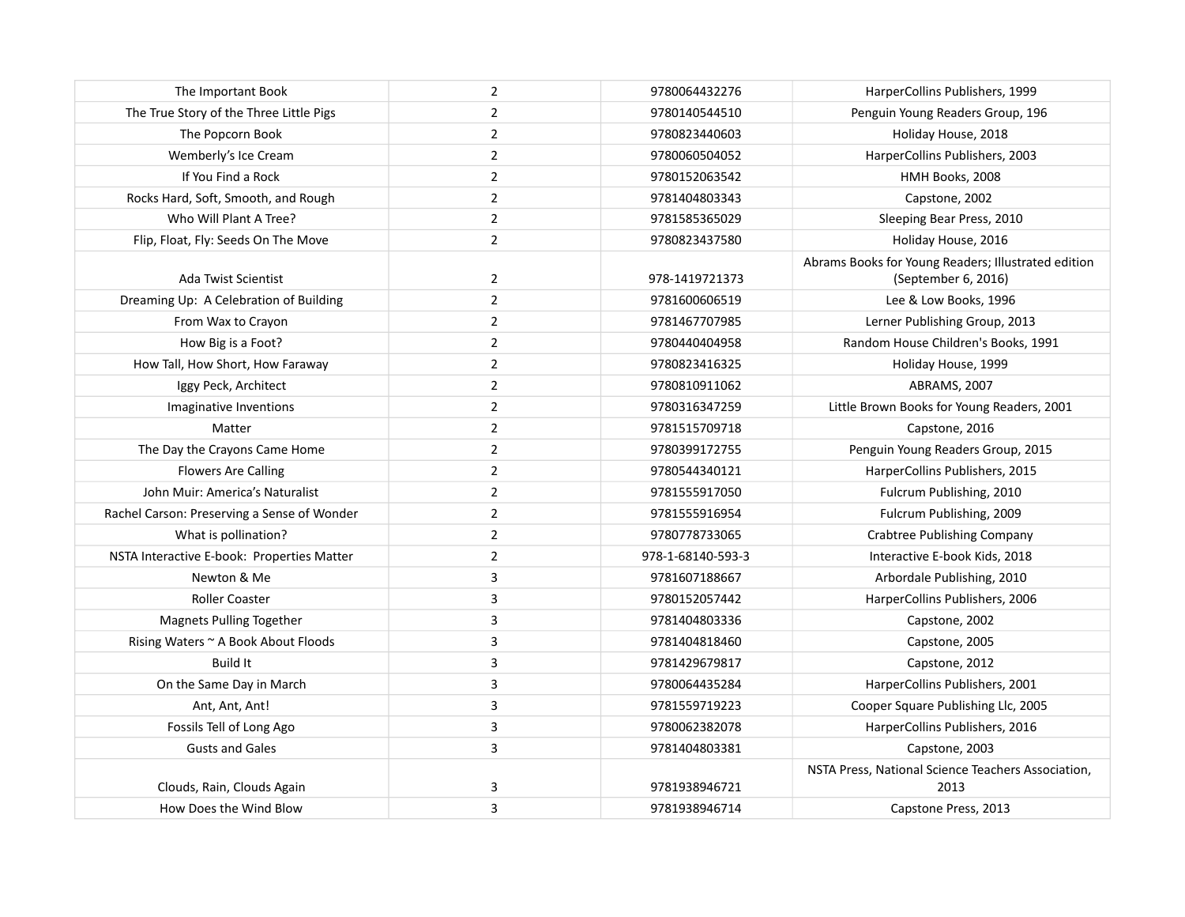| | | | |
|---|---|---|---|
| The Important Book | 2 | 9780064432276 | HarperCollins Publishers, 1999 |
| The True Story of the Three Little Pigs | 2 | 9780140544510 | Penguin Young Readers Group, 196 |
| The Popcorn Book | 2 | 9780823440603 | Holiday House, 2018 |
| Wemberly's Ice Cream | 2 | 9780060504052 | HarperCollins Publishers, 2003 |
| If You Find a Rock | 2 | 9780152063542 | HMH Books, 2008 |
| Rocks Hard, Soft, Smooth, and Rough | 2 | 9781404803343 | Capstone, 2002 |
| Who Will Plant A Tree? | 2 | 9781585365029 | Sleeping Bear Press, 2010 |
| Flip, Float, Fly: Seeds On The Move | 2 | 9780823437580 | Holiday House, 2016 |
| Ada Twist Scientist | 2 | 978-1419721373 | Abrams Books for Young Readers; Illustrated edition (September 6, 2016) |
| Dreaming Up: A Celebration of Building | 2 | 9781600606519 | Lee & Low Books, 1996 |
| From Wax to Crayon | 2 | 9781467707985 | Lerner Publishing Group, 2013 |
| How Big is a Foot? | 2 | 9780440404958 | Random House Children's Books, 1991 |
| How Tall, How Short, How Faraway | 2 | 9780823416325 | Holiday House, 1999 |
| Iggy Peck, Architect | 2 | 9780810911062 | ABRAMS, 2007 |
| Imaginative Inventions | 2 | 9780316347259 | Little Brown Books for Young Readers, 2001 |
| Matter | 2 | 9781515709718 | Capstone, 2016 |
| The Day the Crayons Came Home | 2 | 9780399172755 | Penguin Young Readers Group, 2015 |
| Flowers Are Calling | 2 | 9780544340121 | HarperCollins Publishers, 2015 |
| John Muir: America's Naturalist | 2 | 9781555917050 | Fulcrum Publishing, 2010 |
| Rachel Carson: Preserving a Sense of Wonder | 2 | 9781555916954 | Fulcrum Publishing, 2009 |
| What is pollination? | 2 | 9780778733065 | Crabtree Publishing Company |
| NSTA Interactive E-book: Properties Matter | 2 | 978-1-68140-593-3 | Interactive E-book Kids, 2018 |
| Newton & Me | 3 | 9781607188667 | Arbordale Publishing, 2010 |
| Roller Coaster | 3 | 9780152057442 | HarperCollins Publishers, 2006 |
| Magnets Pulling Together | 3 | 9781404803336 | Capstone, 2002 |
| Rising Waters ~ A Book About Floods | 3 | 9781404818460 | Capstone, 2005 |
| Build It | 3 | 9781429679817 | Capstone, 2012 |
| On the Same Day in March | 3 | 9780064435284 | HarperCollins Publishers, 2001 |
| Ant, Ant, Ant! | 3 | 9781559719223 | Cooper Square Publishing Llc, 2005 |
| Fossils Tell of Long Ago | 3 | 9780062382078 | HarperCollins Publishers, 2016 |
| Gusts and Gales | 3 | 9781404803381 | Capstone, 2003 |
| Clouds, Rain, Clouds Again | 3 | 9781938946721 | NSTA Press, National Science Teachers Association, 2013 |
| How Does the Wind Blow | 3 | 9781938946714 | Capstone Press, 2013 |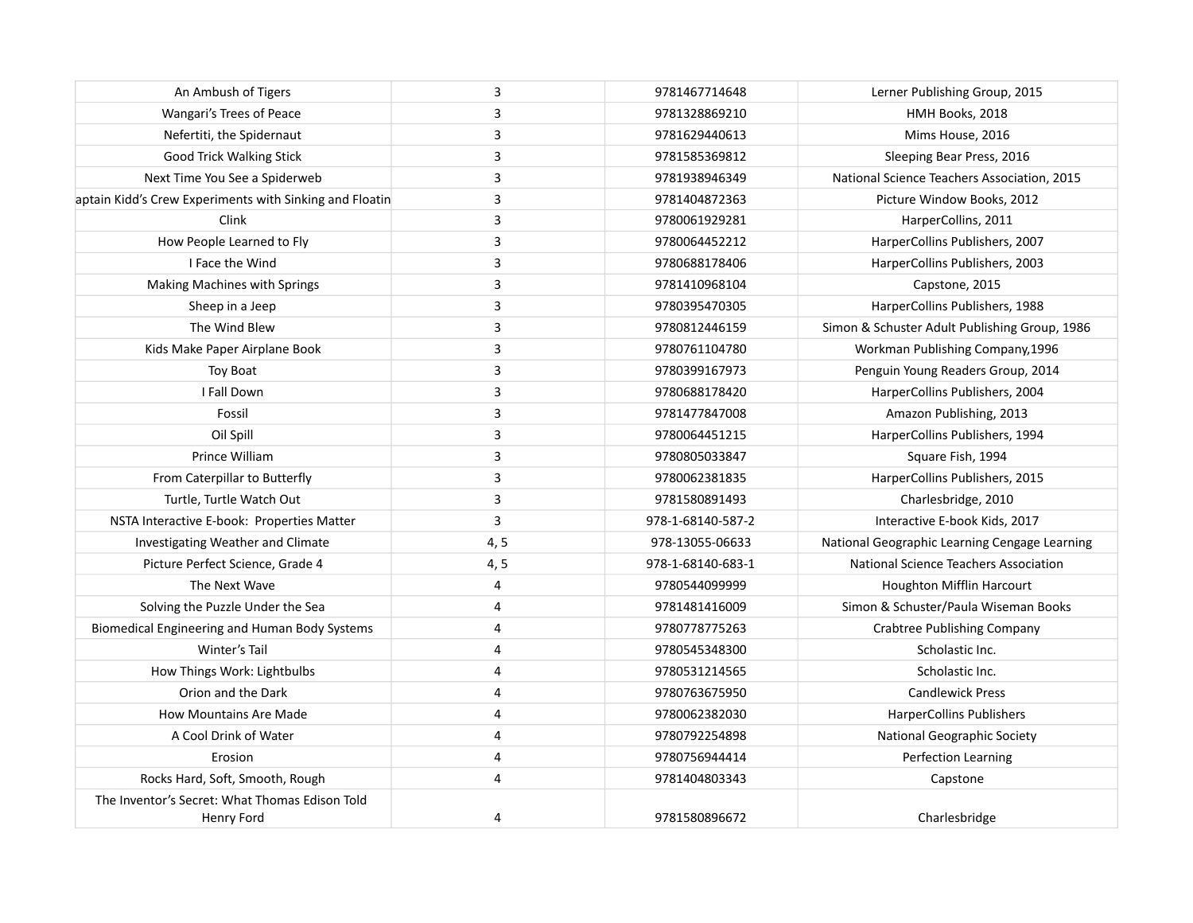| | | | |
|---|---|---|---|
| An Ambush of Tigers | 3 | 9781467714648 | Lerner Publishing Group, 2015 |
| Wangari's Trees of Peace | 3 | 9781328869210 | HMH Books, 2018 |
| Nefertiti, the Spidernaut | 3 | 9781629440613 | Mims House, 2016 |
| Good Trick Walking Stick | 3 | 9781585369812 | Sleeping Bear Press, 2016 |
| Next Time You See a Spiderweb | 3 | 9781938946349 | National Science Teachers Association, 2015 |
| aptain Kidd's Crew Experiments with Sinking and Floatin | 3 | 9781404872363 | Picture Window Books, 2012 |
| Clink | 3 | 9780061929281 | HarperCollins, 2011 |
| How People Learned to Fly | 3 | 9780064452212 | HarperCollins Publishers, 2007 |
| I Face the Wind | 3 | 9780688178406 | HarperCollins Publishers, 2003 |
| Making Machines with Springs | 3 | 9781410968104 | Capstone, 2015 |
| Sheep in a Jeep | 3 | 9780395470305 | HarperCollins Publishers, 1988 |
| The Wind Blew | 3 | 9780812446159 | Simon & Schuster Adult Publishing Group, 1986 |
| Kids Make Paper Airplane Book | 3 | 9780761104780 | Workman Publishing Company,1996 |
| Toy Boat | 3 | 9780399167973 | Penguin Young Readers Group, 2014 |
| I Fall Down | 3 | 9780688178420 | HarperCollins Publishers, 2004 |
| Fossil | 3 | 9781477847008 | Amazon Publishing, 2013 |
| Oil Spill | 3 | 9780064451215 | HarperCollins Publishers, 1994 |
| Prince William | 3 | 9780805033847 | Square Fish, 1994 |
| From Caterpillar to Butterfly | 3 | 9780062381835 | HarperCollins Publishers, 2015 |
| Turtle, Turtle Watch Out | 3 | 9781580891493 | Charlesbridge, 2010 |
| NSTA Interactive E-book: Properties Matter | 3 | 978-1-68140-587-2 | Interactive E-book Kids, 2017 |
| Investigating Weather and Climate | 4, 5 | 978-13055-06633 | National Geographic Learning Cengage Learning |
| Picture Perfect Science, Grade 4 | 4, 5 | 978-1-68140-683-1 | National Science Teachers Association |
| The Next Wave | 4 | 9780544099999 | Houghton Mifflin Harcourt |
| Solving the Puzzle Under the Sea | 4 | 9781481416009 | Simon & Schuster/Paula Wiseman Books |
| Biomedical Engineering and Human Body Systems | 4 | 9780778775263 | Crabtree Publishing Company |
| Winter's Tail | 4 | 9780545348300 | Scholastic Inc. |
| How Things Work: Lightbulbs | 4 | 9780531214565 | Scholastic Inc. |
| Orion and the Dark | 4 | 9780763675950 | Candlewick Press |
| How Mountains Are Made | 4 | 9780062382030 | HarperCollins Publishers |
| A Cool Drink of Water | 4 | 9780792254898 | National Geographic Society |
| Erosion | 4 | 9780756944414 | Perfection Learning |
| Rocks Hard, Soft, Smooth, Rough | 4 | 9781404803343 | Capstone |
| The Inventor's Secret: What Thomas Edison Told Henry Ford | 4 | 9781580896672 | Charlesbridge |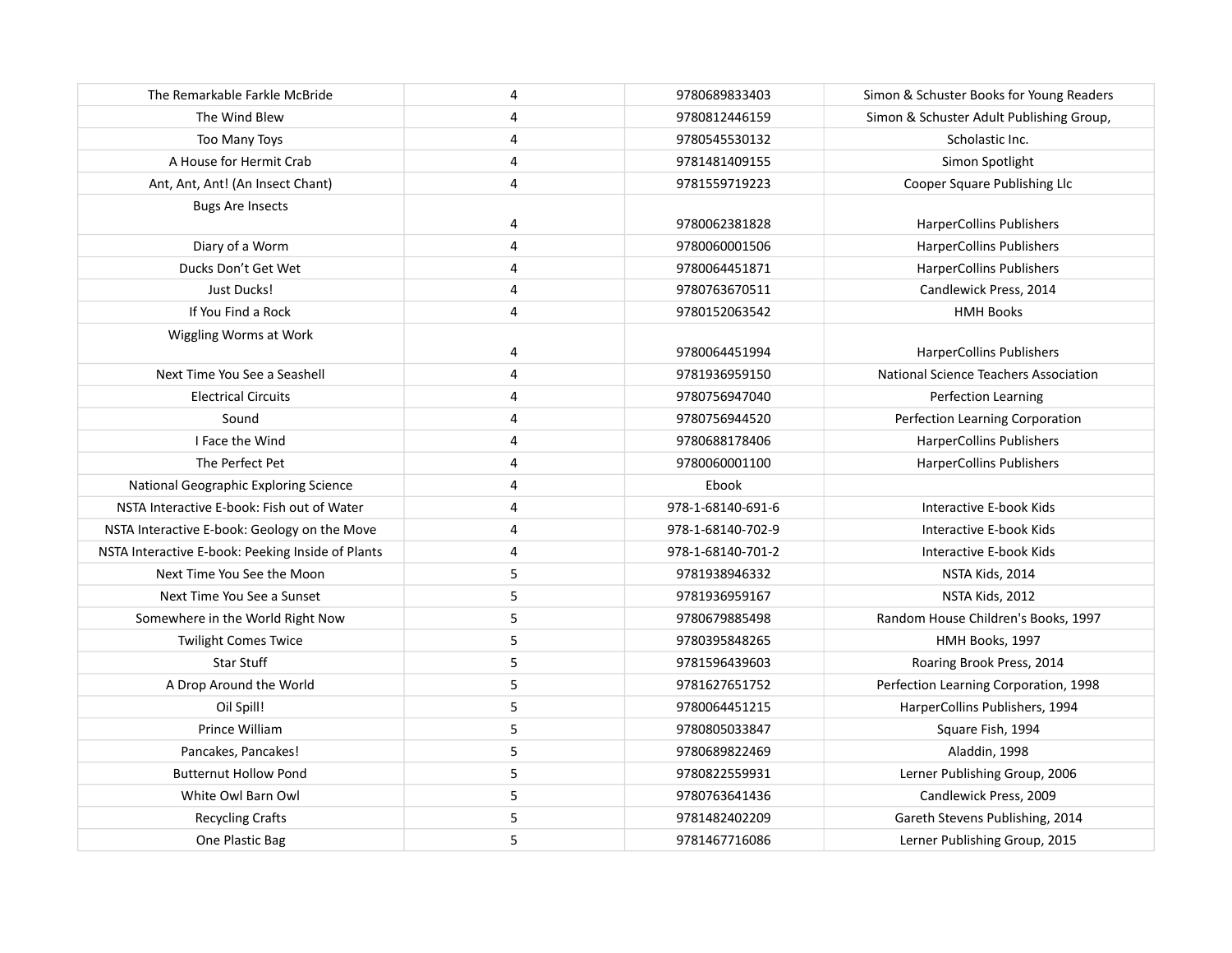| | | | |
|---|---|---|---|
| The Remarkable Farkle McBride | 4 | 9780689833403 | Simon & Schuster Books for Young Readers |
| The Wind Blew | 4 | 9780812446159 | Simon & Schuster Adult Publishing Group, |
| Too Many Toys | 4 | 9780545530132 | Scholastic Inc. |
| A House for Hermit Crab | 4 | 9781481409155 | Simon Spotlight |
| Ant, Ant, Ant! (An Insect Chant) | 4 | 9781559719223 | Cooper Square Publishing Llc |
| Bugs Are Insects | 4 | 9780062381828 | HarperCollins Publishers |
| Diary of a Worm | 4 | 9780060001506 | HarperCollins Publishers |
| Ducks Don't Get Wet | 4 | 9780064451871 | HarperCollins Publishers |
| Just Ducks! | 4 | 9780763670511 | Candlewick Press, 2014 |
| If You Find a Rock | 4 | 9780152063542 | HMH Books |
| Wiggling Worms at Work | 4 | 9780064451994 | HarperCollins Publishers |
| Next Time You See a Seashell | 4 | 9781936959150 | National Science Teachers Association |
| Electrical Circuits | 4 | 9780756947040 | Perfection Learning |
| Sound | 4 | 9780756944520 | Perfection Learning Corporation |
| I Face the Wind | 4 | 9780688178406 | HarperCollins Publishers |
| The Perfect Pet | 4 | 9780060001100 | HarperCollins Publishers |
| National Geographic Exploring Science | 4 | Ebook | |
| NSTA Interactive E-book: Fish out of Water | 4 | 978-1-68140-691-6 | Interactive E-book Kids |
| NSTA Interactive E-book: Geology on the Move | 4 | 978-1-68140-702-9 | Interactive E-book Kids |
| NSTA Interactive E-book: Peeking Inside of Plants | 4 | 978-1-68140-701-2 | Interactive E-book Kids |
| Next Time You See the Moon | 5 | 9781938946332 | NSTA Kids, 2014 |
| Next Time You See a Sunset | 5 | 9781936959167 | NSTA Kids, 2012 |
| Somewhere in the World Right Now | 5 | 9780679885498 | Random House Children's Books, 1997 |
| Twilight Comes Twice | 5 | 9780395848265 | HMH Books, 1997 |
| Star Stuff | 5 | 9781596439603 | Roaring Brook Press, 2014 |
| A Drop Around the World | 5 | 9781627651752 | Perfection Learning Corporation, 1998 |
| Oil Spill! | 5 | 9780064451215 | HarperCollins Publishers, 1994 |
| Prince William | 5 | 9780805033847 | Square Fish, 1994 |
| Pancakes, Pancakes! | 5 | 9780689822469 | Aladdin, 1998 |
| Butternut Hollow Pond | 5 | 9780822559931 | Lerner Publishing Group, 2006 |
| White Owl Barn Owl | 5 | 9780763641436 | Candlewick Press, 2009 |
| Recycling Crafts | 5 | 9781482402209 | Gareth Stevens Publishing, 2014 |
| One Plastic Bag | 5 | 9781467716086 | Lerner Publishing Group, 2015 |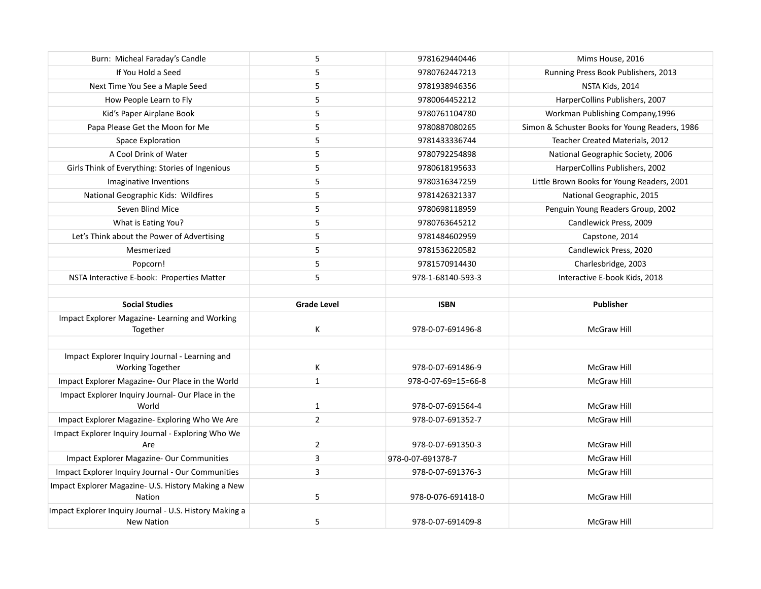| | | | |
|---|---|---|---|
| Burn: Micheal Faraday's Candle | 5 | 9781629440446 | Mims House, 2016 |
| If You Hold a Seed | 5 | 9780762447213 | Running Press Book Publishers, 2013 |
| Next Time You See a Maple Seed | 5 | 9781938946356 | NSTA Kids, 2014 |
| How People Learn to Fly | 5 | 9780064452212 | HarperCollins Publishers, 2007 |
| Kid's Paper Airplane Book | 5 | 9780761104780 | Workman Publishing Company,1996 |
| Papa Please Get the Moon for Me | 5 | 9780887080265 | Simon & Schuster Books for Young Readers, 1986 |
| Space Exploration | 5 | 9781433336744 | Teacher Created Materials, 2012 |
| A Cool Drink of Water | 5 | 9780792254898 | National Geographic Society, 2006 |
| Girls Think of Everything: Stories of Ingenious | 5 | 9780618195633 | HarperCollins Publishers, 2002 |
| Imaginative Inventions | 5 | 9780316347259 | Little Brown Books for Young Readers, 2001 |
| National Geographic Kids: Wildfires | 5 | 9781426321337 | National Geographic, 2015 |
| Seven Blind Mice | 5 | 9780698118959 | Penguin Young Readers Group, 2002 |
| What is Eating You? | 5 | 9780763645212 | Candlewick Press, 2009 |
| Let's Think about the Power of Advertising | 5 | 9781484602959 | Capstone, 2014 |
| Mesmerized | 5 | 9781536220582 | Candlewick Press, 2020 |
| Popcorn! | 5 | 9781570914430 | Charlesbridge, 2003 |
| NSTA Interactive E-book: Properties Matter | 5 | 978-1-68140-593-3 | Interactive E-book Kids, 2018 |
| | | | |
| **Social Studies** | **Grade Level** | **ISBN** | **Publisher** |
| Impact Explorer Magazine- Learning and Working Together | K | 978-0-07-691496-8 | McGraw Hill |
| | | | |
| Impact Explorer Inquiry Journal - Learning and Working Together | K | 978-0-07-691486-9 | McGraw Hill |
| Impact Explorer Magazine- Our Place in the World | 1 | 978-0-07-69=15=66-8 | McGraw Hill |
| Impact Explorer Inquiry Journal- Our Place in the World | 1 | 978-0-07-691564-4 | McGraw Hill |
| Impact Explorer Magazine- Exploring Who We Are | 2 | 978-0-07-691352-7 | McGraw Hill |
| Impact Explorer Inquiry Journal - Exploring Who We Are | 2 | 978-0-07-691350-3 | McGraw Hill |
| Impact Explorer Magazine- Our Communities | 3 | 978-0-07-691378-7 | McGraw Hill |
| Impact Explorer Inquiry Journal - Our Communities | 3 | 978-0-07-691376-3 | McGraw Hill |
| Impact Explorer Magazine- U.S. History Making a New Nation | 5 | 978-0-076-691418-0 | McGraw Hill |
| Impact Explorer Inquiry Journal - U.S. History Making a New Nation | 5 | 978-0-07-691409-8 | McGraw Hill |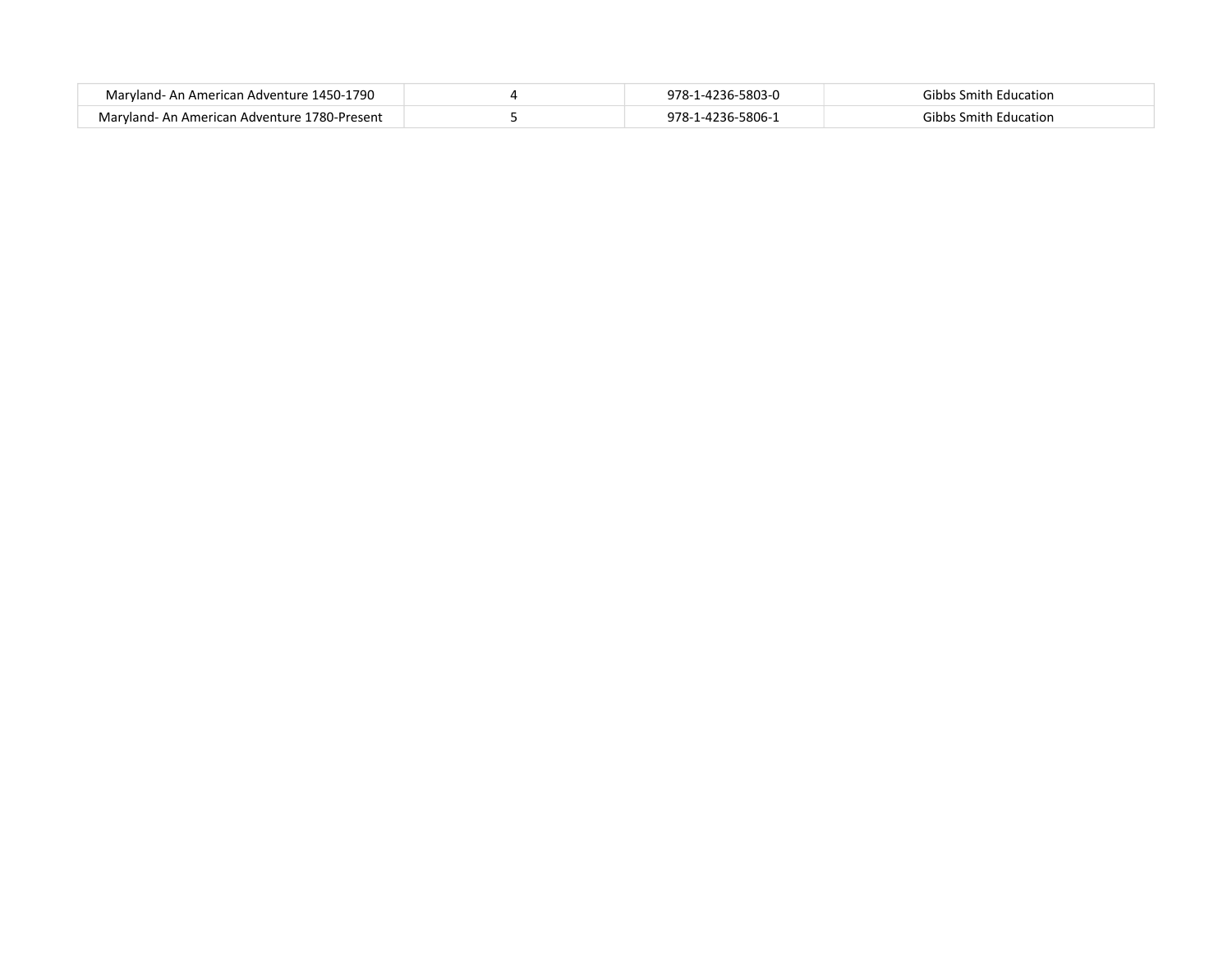| | | | |
|---|---|---|---|
| Maryland- An American Adventure 1450-1790 | 4 | 978-1-4236-5803-0 | Gibbs Smith Education |
| Maryland- An American Adventure 1780-Present | 5 | 978-1-4236-5806-1 | Gibbs Smith Education |